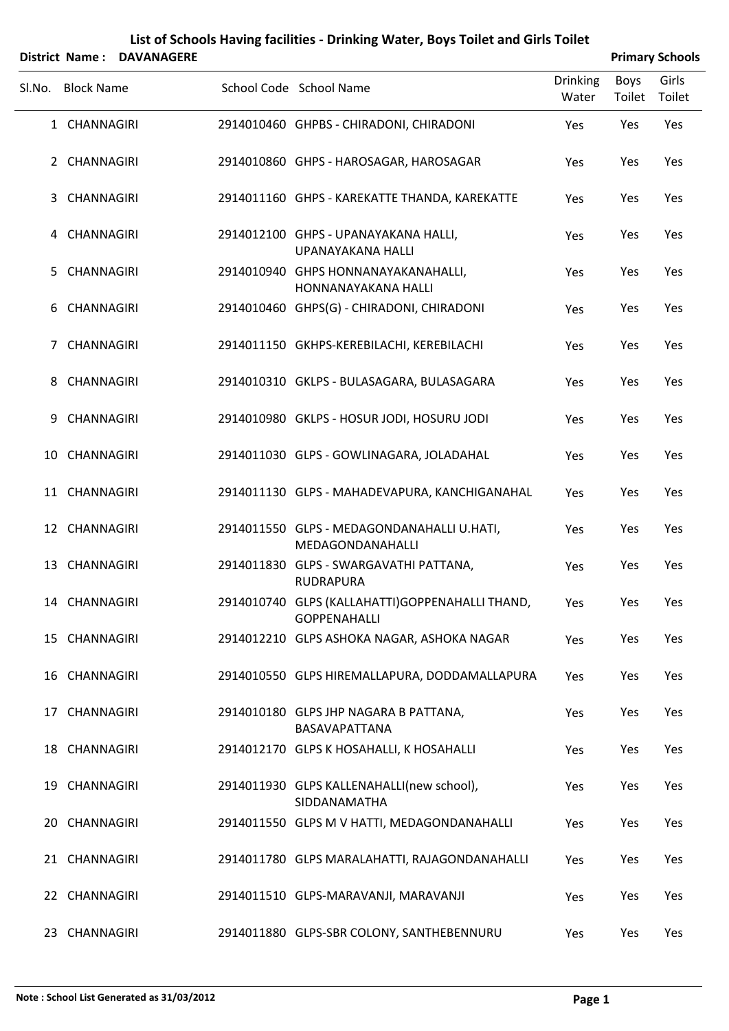# List of Schools Having facilities - Drinking Water, Boys Toilet and Girls Toilet

**District Name : DAVANAGERE** | **Primary Schools**

| Sl.No. | Block Name | School Code | School Name | Drinking Water | Boys Toilet | Girls Toilet |
|---|---|---|---|---|---|---|
| 1 | CHANNAGIRI | 2914010460 | GHPBS - CHIRADONI, CHIRADONI | Yes | Yes | Yes |
| 2 | CHANNAGIRI | 2914010860 | GHPS - HAROSAGAR, HAROSAGAR | Yes | Yes | Yes |
| 3 | CHANNAGIRI | 2914011160 | GHPS - KAREKATTE THANDA, KAREKATTE | Yes | Yes | Yes |
| 4 | CHANNAGIRI | 2914012100 | GHPS - UPANAYAKANA HALLI, UPANAYAKANA HALLI | Yes | Yes | Yes |
| 5 | CHANNAGIRI | 2914010940 | GHPS HONNANAYAKANAHALLI, HONNANAYAKANA HALLI | Yes | Yes | Yes |
| 6 | CHANNAGIRI | 2914010460 | GHPS(G) - CHIRADONI, CHIRADONI | Yes | Yes | Yes |
| 7 | CHANNAGIRI | 2914011150 | GKHPS-KEREBILACHI, KEREBILACHI | Yes | Yes | Yes |
| 8 | CHANNAGIRI | 2914010310 | GKLPS - BULASAGARA, BULASAGARA | Yes | Yes | Yes |
| 9 | CHANNAGIRI | 2914010980 | GKLPS - HOSUR JODI, HOSURU JODI | Yes | Yes | Yes |
| 10 | CHANNAGIRI | 2914011030 | GLPS - GOWLINAGARA, JOLADAHAL | Yes | Yes | Yes |
| 11 | CHANNAGIRI | 2914011130 | GLPS - MAHADEVAPURA, KANCHIGANAHAL | Yes | Yes | Yes |
| 12 | CHANNAGIRI | 2914011550 | GLPS - MEDAGONDANAHALLI U.HATI, MEDAGONDANAHALLI | Yes | Yes | Yes |
| 13 | CHANNAGIRI | 2914011830 | GLPS - SWARGAVATHI PATTANA, RUDRAPURA | Yes | Yes | Yes |
| 14 | CHANNAGIRI | 2914010740 | GLPS (KALLAHATTI)GOPPENAHALLI THAND, GOPPENAHALLI | Yes | Yes | Yes |
| 15 | CHANNAGIRI | 2914012210 | GLPS ASHOKA NAGAR, ASHOKA NAGAR | Yes | Yes | Yes |
| 16 | CHANNAGIRI | 2914010550 | GLPS HIREMALLAPURA, DODDAMALLAPURA | Yes | Yes | Yes |
| 17 | CHANNAGIRI | 2914010180 | GLPS JHP NAGARA B PATTANA, BASAVAPATTANA | Yes | Yes | Yes |
| 18 | CHANNAGIRI | 2914012170 | GLPS K HOSAHALLI, K HOSAHALLI | Yes | Yes | Yes |
| 19 | CHANNAGIRI | 2914011930 | GLPS KALLENAHALLI(new school), SIDDANAMATHA | Yes | Yes | Yes |
| 20 | CHANNAGIRI | 2914011550 | GLPS M V HATTI, MEDAGONDANAHALLI | Yes | Yes | Yes |
| 21 | CHANNAGIRI | 2914011780 | GLPS MARALAHATTI, RAJAGONDANAHALLI | Yes | Yes | Yes |
| 22 | CHANNAGIRI | 2914011510 | GLPS-MARAVANJI, MARAVANJI | Yes | Yes | Yes |
| 23 | CHANNAGIRI | 2914011880 | GLPS-SBR COLONY, SANTHEBENNURU | Yes | Yes | Yes |

**Note : School List Generated as 31/03/2012**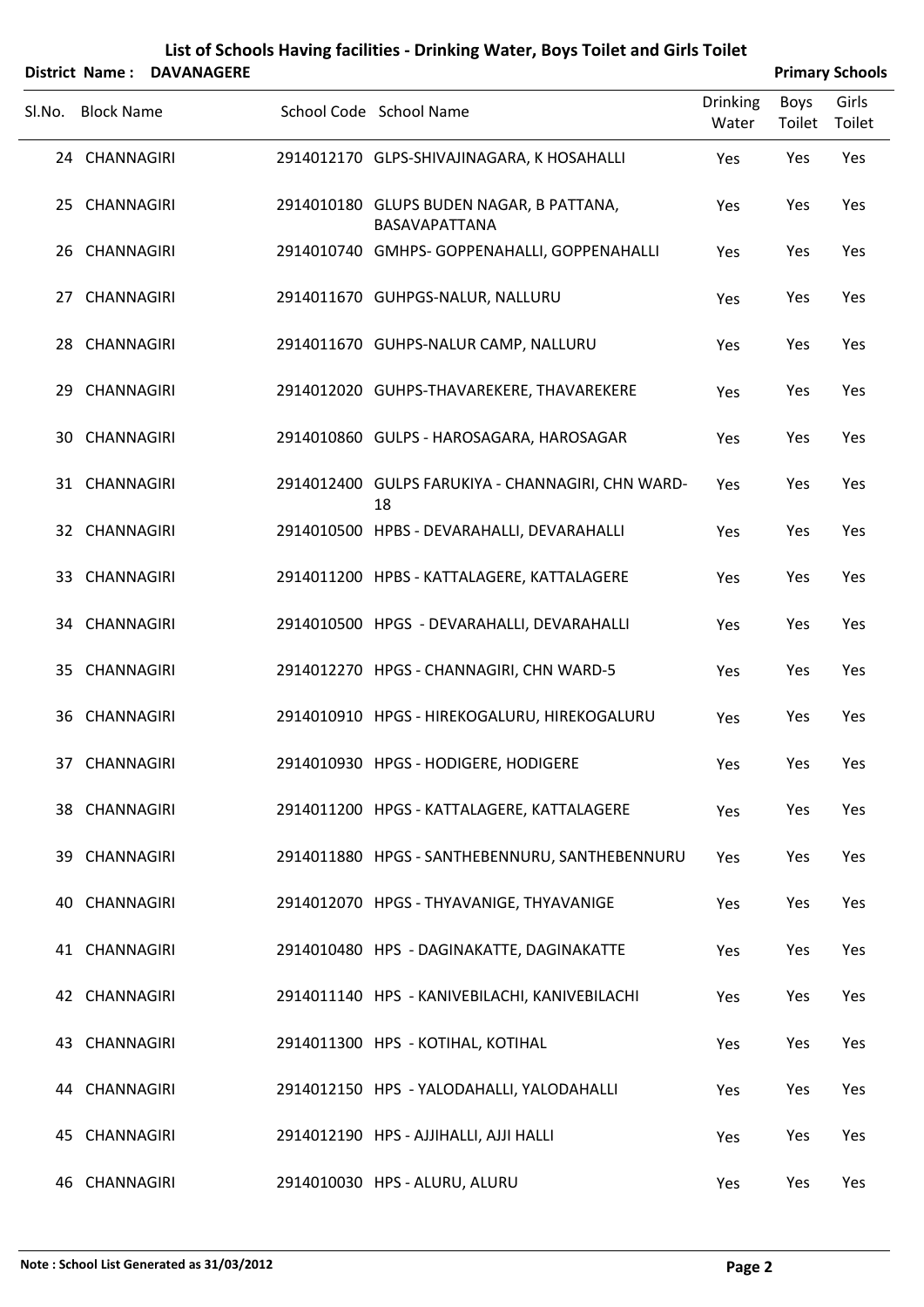# List of Schools Having facilities - Drinking Water, Boys Toilet and Girls Toilet

**District Name : DAVANAGERE** **Primary Schools**

| Sl.No. | Block Name | School Code | School Name | Drinking Water | Boys Toilet | Girls Toilet |
|---|---|---|---|---|---|---|
| 24 | CHANNAGIRI | 2914012170 | GLPS-SHIVAJINAGARA, K HOSAHALLI | Yes | Yes | Yes |
| 25 | CHANNAGIRI | 2914010180 | GLUPS BUDEN NAGAR, B PATTANA, BASAVAPATTANA | Yes | Yes | Yes |
| 26 | CHANNAGIRI | 2914010740 | GMHPS- GOPPENAHALLI, GOPPENAHALLI | Yes | Yes | Yes |
| 27 | CHANNAGIRI | 2914011670 | GUHPGS-NALUR, NALLURU | Yes | Yes | Yes |
| 28 | CHANNAGIRI | 2914011670 | GUHPS-NALUR CAMP, NALLURU | Yes | Yes | Yes |
| 29 | CHANNAGIRI | 2914012020 | GUHPS-THAVAREKERE, THAVAREKERE | Yes | Yes | Yes |
| 30 | CHANNAGIRI | 2914010860 | GULPS - HAROSAGARA, HAROSAGAR | Yes | Yes | Yes |
| 31 | CHANNAGIRI | 2914012400 | GULPS FARUKIYA - CHANNAGIRI, CHN WARD-18 | Yes | Yes | Yes |
| 32 | CHANNAGIRI | 2914010500 | HPBS - DEVARAHALLI, DEVARAHALLI | Yes | Yes | Yes |
| 33 | CHANNAGIRI | 2914011200 | HPBS - KATTALAGERE, KATTALAGERE | Yes | Yes | Yes |
| 34 | CHANNAGIRI | 2914010500 | HPGS - DEVARAHALLI, DEVARAHALLI | Yes | Yes | Yes |
| 35 | CHANNAGIRI | 2914012270 | HPGS - CHANNAGIRI, CHN WARD-5 | Yes | Yes | Yes |
| 36 | CHANNAGIRI | 2914010910 | HPGS - HIREKOGALURU, HIREKOGALURU | Yes | Yes | Yes |
| 37 | CHANNAGIRI | 2914010930 | HPGS - HODIGERE, HODIGERE | Yes | Yes | Yes |
| 38 | CHANNAGIRI | 2914011200 | HPGS - KATTALAGERE, KATTALAGERE | Yes | Yes | Yes |
| 39 | CHANNAGIRI | 2914011880 | HPGS - SANTHEBENNURU, SANTHEBENNURU | Yes | Yes | Yes |
| 40 | CHANNAGIRI | 2914012070 | HPGS - THYAVANIGE, THYAVANIGE | Yes | Yes | Yes |
| 41 | CHANNAGIRI | 2914010480 | HPS - DAGINAKATTE, DAGINAKATTE | Yes | Yes | Yes |
| 42 | CHANNAGIRI | 2914011140 | HPS - KANIVEBILACHI, KANIVEBILACHI | Yes | Yes | Yes |
| 43 | CHANNAGIRI | 2914011300 | HPS - KOTIHAL, KOTIHAL | Yes | Yes | Yes |
| 44 | CHANNAGIRI | 2914012150 | HPS - YALODAHALLI, YALODAHALLI | Yes | Yes | Yes |
| 45 | CHANNAGIRI | 2914012190 | HPS - AJJIHALLI, AJJI HALLI | Yes | Yes | Yes |
| 46 | CHANNAGIRI | 2914010030 | HPS - ALURU, ALURU | Yes | Yes | Yes |

**Note : School List Generated as 31/03/2012**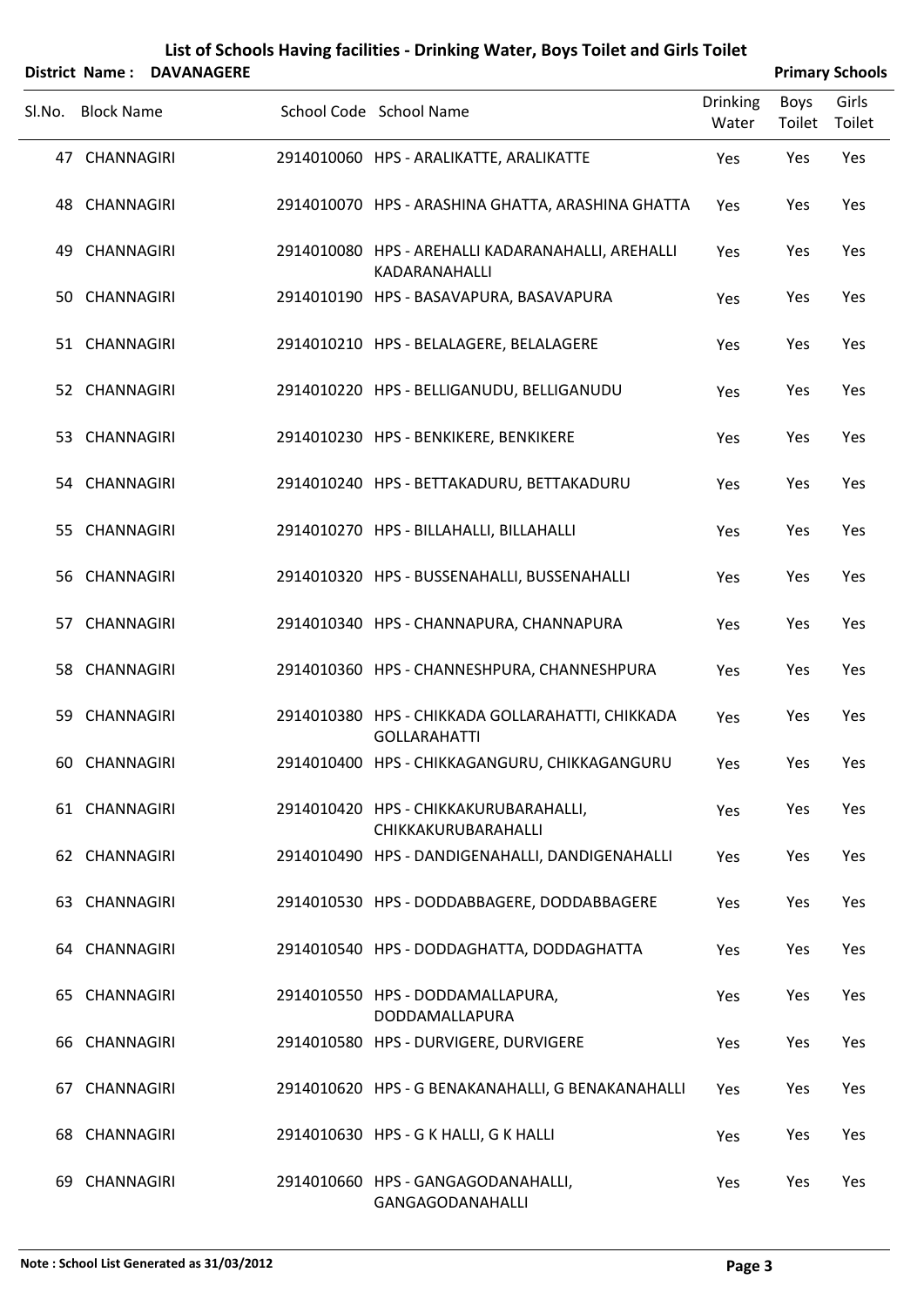# List of Schools Having facilities - Drinking Water, Boys Toilet and Girls Toilet

**District Name : DAVANAGERE** **Primary Schools**

| Sl.No. | Block Name | School Code | School Name | Drinking Water | Boys Toilet | Girls Toilet |
|---|---|---|---|---|---|---|
| 47 | CHANNAGIRI | 2914010060 | HPS - ARALIKATTE, ARALIKATTE | Yes | Yes | Yes |
| 48 | CHANNAGIRI | 2914010070 | HPS - ARASHINA GHATTA, ARASHINA GHATTA | Yes | Yes | Yes |
| 49 | CHANNAGIRI | 2914010080 | HPS - AREHALLI KADARANAHALLI, AREHALLI KADARANAHALLI | Yes | Yes | Yes |
| 50 | CHANNAGIRI | 2914010190 | HPS - BASAVAPURA, BASAVAPURA | Yes | Yes | Yes |
| 51 | CHANNAGIRI | 2914010210 | HPS - BELALAGERE, BELALAGERE | Yes | Yes | Yes |
| 52 | CHANNAGIRI | 2914010220 | HPS - BELLIGANUDU, BELLIGANUDU | Yes | Yes | Yes |
| 53 | CHANNAGIRI | 2914010230 | HPS - BENKIKERE, BENKIKERE | Yes | Yes | Yes |
| 54 | CHANNAGIRI | 2914010240 | HPS - BETTAKADURU, BETTAKADURU | Yes | Yes | Yes |
| 55 | CHANNAGIRI | 2914010270 | HPS - BILLAHALLI, BILLAHALLI | Yes | Yes | Yes |
| 56 | CHANNAGIRI | 2914010320 | HPS - BUSSENAHALLI, BUSSENAHALLI | Yes | Yes | Yes |
| 57 | CHANNAGIRI | 2914010340 | HPS - CHANNAPURA, CHANNAPURA | Yes | Yes | Yes |
| 58 | CHANNAGIRI | 2914010360 | HPS - CHANNESHPURA, CHANNESHPURA | Yes | Yes | Yes |
| 59 | CHANNAGIRI | 2914010380 | HPS - CHIKKADA GOLLARAHATTI, CHIKKADA GOLLARAHATTI | Yes | Yes | Yes |
| 60 | CHANNAGIRI | 2914010400 | HPS - CHIKKAGANGURU, CHIKKAGANGURU | Yes | Yes | Yes |
| 61 | CHANNAGIRI | 2914010420 | HPS - CHIKKAKURUBARAHALLI, CHIKKAKURUBARAHALLI | Yes | Yes | Yes |
| 62 | CHANNAGIRI | 2914010490 | HPS - DANDIGENAHALLI, DANDIGENAHALLI | Yes | Yes | Yes |
| 63 | CHANNAGIRI | 2914010530 | HPS - DODDABBAGERE, DODDABBAGERE | Yes | Yes | Yes |
| 64 | CHANNAGIRI | 2914010540 | HPS - DODDAGHATTA, DODDAGHATTA | Yes | Yes | Yes |
| 65 | CHANNAGIRI | 2914010550 | HPS - DODDAMALLAPURA, DODDAMALLAPURA | Yes | Yes | Yes |
| 66 | CHANNAGIRI | 2914010580 | HPS - DURVIGERE, DURVIGERE | Yes | Yes | Yes |
| 67 | CHANNAGIRI | 2914010620 | HPS - G BENAKANAHALLI, G BENAKANAHALLI | Yes | Yes | Yes |
| 68 | CHANNAGIRI | 2914010630 | HPS - G K HALLI, G K HALLI | Yes | Yes | Yes |
| 69 | CHANNAGIRI | 2914010660 | HPS - GANGAGODANAHALLI, GANGAGODANAHALLI | Yes | Yes | Yes |

**Note : School List Generated as 31/03/2012**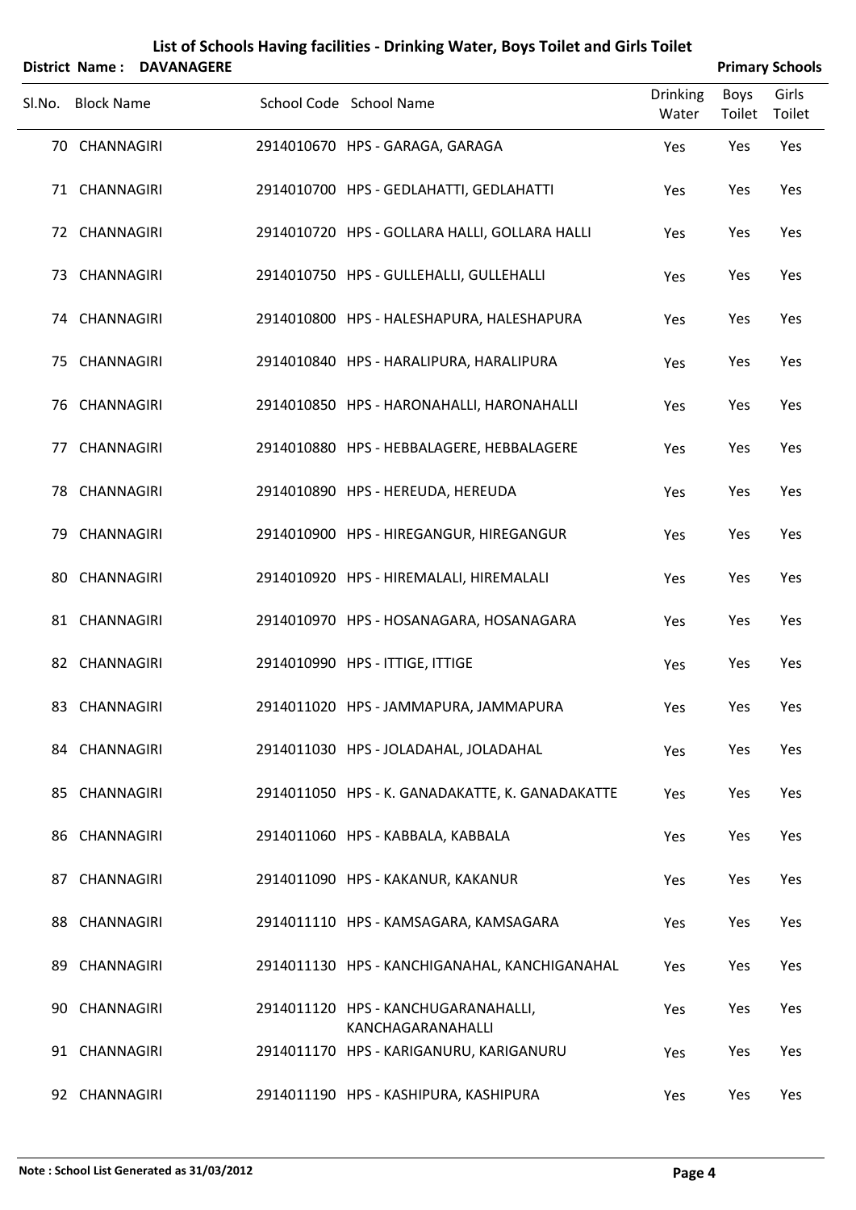# List of Schools Having facilities - Drinking Water, Boys Toilet and Girls Toilet

**District Name : DAVANAGERE** **Primary Schools**

| Sl.No. | Block Name | School Code | School Name | Drinking Water | Boys Toilet | Girls Toilet |
|---|---|---|---|---|---|---|
| 70 | CHANNAGIRI | 2914010670 | HPS - GARAGA, GARAGA | Yes | Yes | Yes |
| 71 | CHANNAGIRI | 2914010700 | HPS - GEDLAHATTI, GEDLAHATTI | Yes | Yes | Yes |
| 72 | CHANNAGIRI | 2914010720 | HPS - GOLLARA HALLI, GOLLARA HALLI | Yes | Yes | Yes |
| 73 | CHANNAGIRI | 2914010750 | HPS - GULLEHALLI, GULLEHALLI | Yes | Yes | Yes |
| 74 | CHANNAGIRI | 2914010800 | HPS - HALESHAPURA, HALESHAPURA | Yes | Yes | Yes |
| 75 | CHANNAGIRI | 2914010840 | HPS - HARALIPURA, HARALIPURA | Yes | Yes | Yes |
| 76 | CHANNAGIRI | 2914010850 | HPS - HARONAHALLI, HARONAHALLI | Yes | Yes | Yes |
| 77 | CHANNAGIRI | 2914010880 | HPS - HEBBALAGERE, HEBBALAGERE | Yes | Yes | Yes |
| 78 | CHANNAGIRI | 2914010890 | HPS - HEREUDA, HEREUDA | Yes | Yes | Yes |
| 79 | CHANNAGIRI | 2914010900 | HPS - HIREGANGUR, HIREGANGUR | Yes | Yes | Yes |
| 80 | CHANNAGIRI | 2914010920 | HPS - HIREMALALI, HIREMALALI | Yes | Yes | Yes |
| 81 | CHANNAGIRI | 2914010970 | HPS - HOSANAGARA, HOSANAGARA | Yes | Yes | Yes |
| 82 | CHANNAGIRI | 2914010990 | HPS - ITTIGE, ITTIGE | Yes | Yes | Yes |
| 83 | CHANNAGIRI | 2914011020 | HPS - JAMMAPURA, JAMMAPURA | Yes | Yes | Yes |
| 84 | CHANNAGIRI | 2914011030 | HPS - JOLADAHAL, JOLADAHAL | Yes | Yes | Yes |
| 85 | CHANNAGIRI | 2914011050 | HPS - K. GANADAKATTE, K. GANADAKATTE | Yes | Yes | Yes |
| 86 | CHANNAGIRI | 2914011060 | HPS - KABBALA, KABBALA | Yes | Yes | Yes |
| 87 | CHANNAGIRI | 2914011090 | HPS - KAKANUR, KAKANUR | Yes | Yes | Yes |
| 88 | CHANNAGIRI | 2914011110 | HPS - KAMSAGARA, KAMSAGARA | Yes | Yes | Yes |
| 89 | CHANNAGIRI | 2914011130 | HPS - KANCHIGANAHAL, KANCHIGANAHAL | Yes | Yes | Yes |
| 90 | CHANNAGIRI | 2914011120 | HPS - KANCHUGARANAHALLI, KANCHAGARANAHALLI | Yes | Yes | Yes |
| 91 | CHANNAGIRI | 2914011170 | HPS - KARIGANURU, KARIGANURU | Yes | Yes | Yes |
| 92 | CHANNAGIRI | 2914011190 | HPS - KASHIPURA, KASHIPURA | Yes | Yes | Yes |

**Note : School List Generated as 31/03/2012**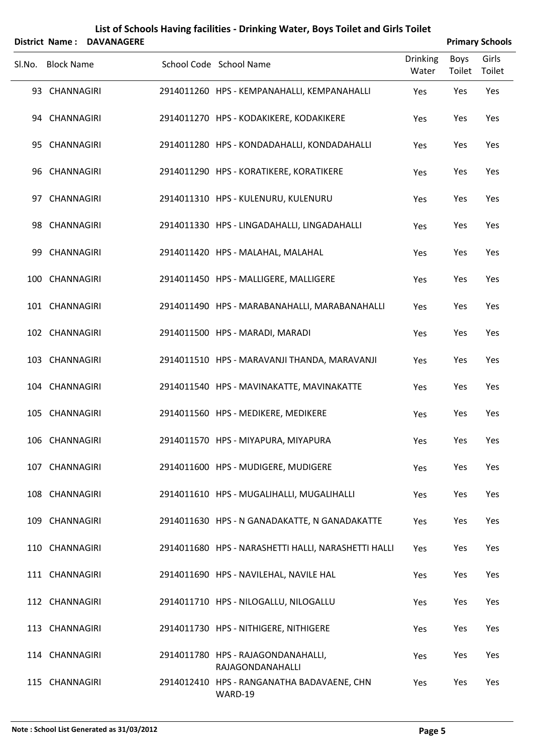# List of Schools Having facilities - Drinking Water, Boys Toilet and Girls Toilet

**District Name : DAVANAGERE** **Primary Schools**

| Sl.No. | Block Name | School Code | School Name | Drinking Water | Boys Toilet | Girls Toilet |
|---|---|---|---|---|---|---|
| 93 | CHANNAGIRI | 2914011260 | HPS - KEMPANAHALLI, KEMPANAHALLI | Yes | Yes | Yes |
| 94 | CHANNAGIRI | 2914011270 | HPS - KODAKIKERE, KODAKIKERE | Yes | Yes | Yes |
| 95 | CHANNAGIRI | 2914011280 | HPS - KONDADAHALLI, KONDADAHALLI | Yes | Yes | Yes |
| 96 | CHANNAGIRI | 2914011290 | HPS - KORATIKERE, KORATIKERE | Yes | Yes | Yes |
| 97 | CHANNAGIRI | 2914011310 | HPS - KULENURU, KULENURU | Yes | Yes | Yes |
| 98 | CHANNAGIRI | 2914011330 | HPS - LINGADAHALLI, LINGADAHALLI | Yes | Yes | Yes |
| 99 | CHANNAGIRI | 2914011420 | HPS - MALAHAL, MALAHAL | Yes | Yes | Yes |
| 100 | CHANNAGIRI | 2914011450 | HPS - MALLIGERE, MALLIGERE | Yes | Yes | Yes |
| 101 | CHANNAGIRI | 2914011490 | HPS - MARABANAHALLI, MARABANAHALLI | Yes | Yes | Yes |
| 102 | CHANNAGIRI | 2914011500 | HPS - MARADI, MARADI | Yes | Yes | Yes |
| 103 | CHANNAGIRI | 2914011510 | HPS - MARAVANJI THANDA, MARAVANJI | Yes | Yes | Yes |
| 104 | CHANNAGIRI | 2914011540 | HPS - MAVINAKATTE, MAVINAKATTE | Yes | Yes | Yes |
| 105 | CHANNAGIRI | 2914011560 | HPS - MEDIKERE, MEDIKERE | Yes | Yes | Yes |
| 106 | CHANNAGIRI | 2914011570 | HPS - MIYAPURA, MIYAPURA | Yes | Yes | Yes |
| 107 | CHANNAGIRI | 2914011600 | HPS - MUDIGERE, MUDIGERE | Yes | Yes | Yes |
| 108 | CHANNAGIRI | 2914011610 | HPS - MUGALIHALLI, MUGALIHALLI | Yes | Yes | Yes |
| 109 | CHANNAGIRI | 2914011630 | HPS - N GANADAKATTE, N GANADAKATTE | Yes | Yes | Yes |
| 110 | CHANNAGIRI | 2914011680 | HPS - NARASHETTI HALLI, NARASHETTI HALLI | Yes | Yes | Yes |
| 111 | CHANNAGIRI | 2914011690 | HPS - NAVILEHAL, NAVILE HAL | Yes | Yes | Yes |
| 112 | CHANNAGIRI | 2914011710 | HPS - NILOGALLU, NILOGALLU | Yes | Yes | Yes |
| 113 | CHANNAGIRI | 2914011730 | HPS - NITHIGERE, NITHIGERE | Yes | Yes | Yes |
| 114 | CHANNAGIRI | 2914011780 | HPS - RAJAGONDANAHALLI, RAJAGONDANAHALLI | Yes | Yes | Yes |
| 115 | CHANNAGIRI | 2914012410 | HPS - RANGANATHA BADAVAENE, CHN WARD-19 | Yes | Yes | Yes |

**Note : School List Generated as 31/03/2012**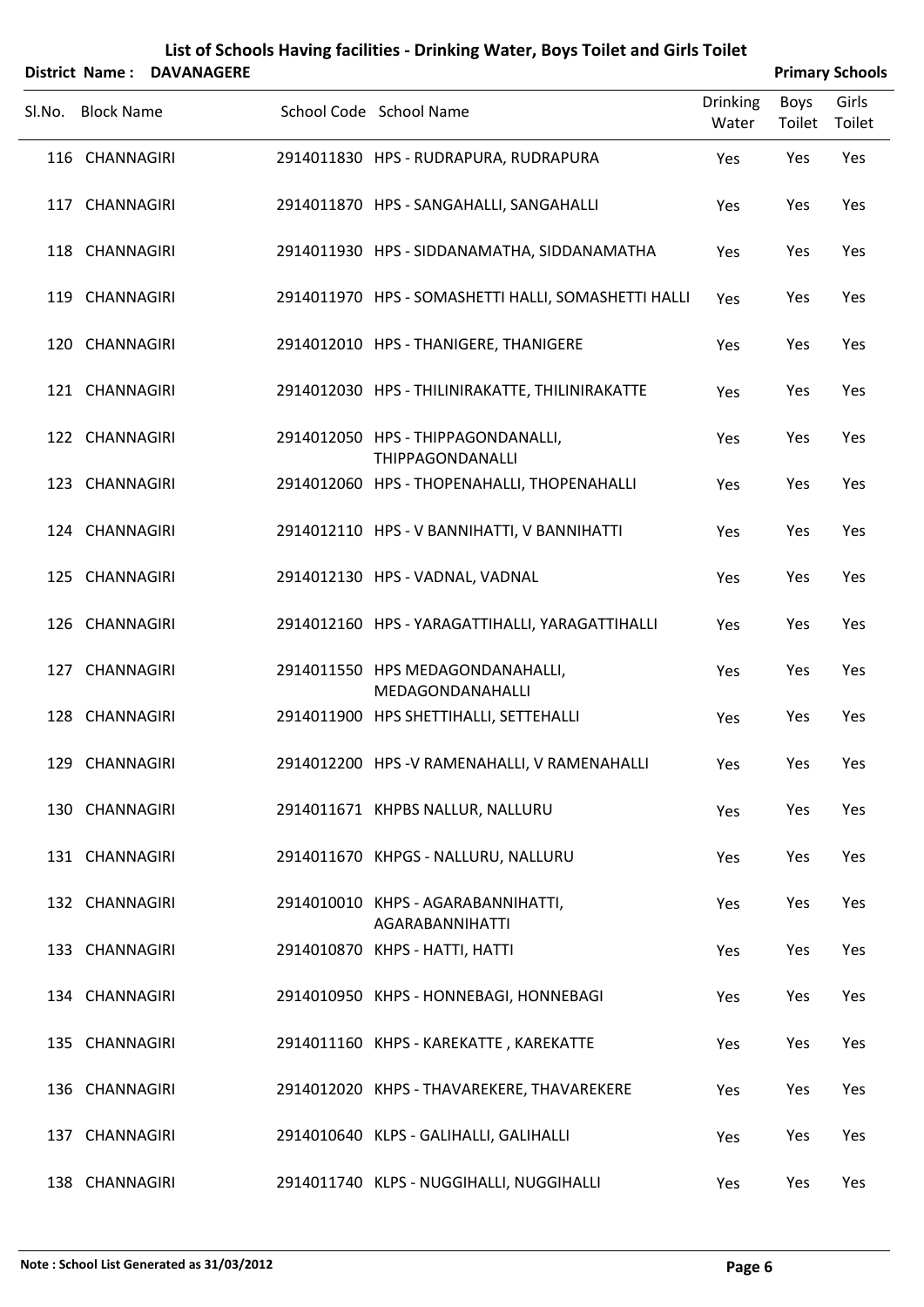# List of Schools Having facilities - Drinking Water, Boys Toilet and Girls Toilet

**District Name : DAVANAGERE** **Primary Schools**

| Sl.No. | Block Name | School Code | School Name | Drinking Water | Boys Toilet | Girls Toilet |
|---|---|---|---|---|---|---|
| 116 | CHANNAGIRI | 2914011830 | HPS - RUDRAPURA, RUDRAPURA | Yes | Yes | Yes |
| 117 | CHANNAGIRI | 2914011870 | HPS - SANGAHALLI, SANGAHALLI | Yes | Yes | Yes |
| 118 | CHANNAGIRI | 2914011930 | HPS - SIDDANAMATHA, SIDDANAMATHA | Yes | Yes | Yes |
| 119 | CHANNAGIRI | 2914011970 | HPS - SOMASHETTI HALLI, SOMASHETTI HALLI | Yes | Yes | Yes |
| 120 | CHANNAGIRI | 2914012010 | HPS - THANIGERE, THANIGERE | Yes | Yes | Yes |
| 121 | CHANNAGIRI | 2914012030 | HPS - THILINIRAKATTE, THILINIRAKATTE | Yes | Yes | Yes |
| 122 | CHANNAGIRI | 2914012050 | HPS - THIPPAGONDANALLI, THIPPAGONDANALLI | Yes | Yes | Yes |
| 123 | CHANNAGIRI | 2914012060 | HPS - THOPENAHALLI, THOPENAHALLI | Yes | Yes | Yes |
| 124 | CHANNAGIRI | 2914012110 | HPS - V BANNIHATTI, V BANNIHATTI | Yes | Yes | Yes |
| 125 | CHANNAGIRI | 2914012130 | HPS - VADNAL, VADNAL | Yes | Yes | Yes |
| 126 | CHANNAGIRI | 2914012160 | HPS - YARAGATTIHALLI, YARAGATTIHALLI | Yes | Yes | Yes |
| 127 | CHANNAGIRI | 2914011550 | HPS MEDAGONDANAHALLI, MEDAGONDANAHALLI | Yes | Yes | Yes |
| 128 | CHANNAGIRI | 2914011900 | HPS SHETTIHALLI, SETTEHALLI | Yes | Yes | Yes |
| 129 | CHANNAGIRI | 2914012200 | HPS -V RAMENAHALLI, V RAMENAHALLI | Yes | Yes | Yes |
| 130 | CHANNAGIRI | 2914011671 | KHPBS NALLUR, NALLURU | Yes | Yes | Yes |
| 131 | CHANNAGIRI | 2914011670 | KHPGS - NALLURU, NALLURU | Yes | Yes | Yes |
| 132 | CHANNAGIRI | 2914010010 | KHPS - AGARABANNIHATTI, AGARABANNIHATTI | Yes | Yes | Yes |
| 133 | CHANNAGIRI | 2914010870 | KHPS - HATTI, HATTI | Yes | Yes | Yes |
| 134 | CHANNAGIRI | 2914010950 | KHPS - HONNEBAGI, HONNEBAGI | Yes | Yes | Yes |
| 135 | CHANNAGIRI | 2914011160 | KHPS - KAREKATTE , KAREKATTE | Yes | Yes | Yes |
| 136 | CHANNAGIRI | 2914012020 | KHPS - THAVAREKERE, THAVAREKERE | Yes | Yes | Yes |
| 137 | CHANNAGIRI | 2914010640 | KLPS - GALIHALLI, GALIHALLI | Yes | Yes | Yes |
| 138 | CHANNAGIRI | 2914011740 | KLPS - NUGGIHALLI, NUGGIHALLI | Yes | Yes | Yes |

**Note : School List Generated as 31/03/2012**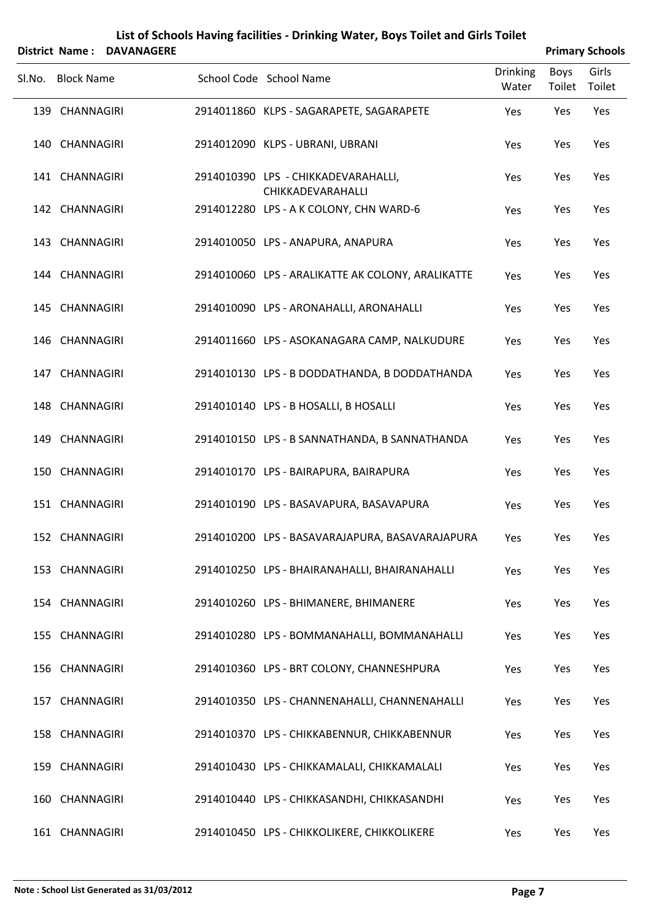# List of Schools Having facilities - Drinking Water, Boys Toilet and Girls Toilet

**District Name : DAVANAGERE** **Primary Schools**

| Sl.No. | Block Name | School Code | School Name | Drinking Water | Boys Toilet | Girls Toilet |
|---|---|---|---|---|---|---|
| 139 | CHANNAGIRI | 2914011860 | KLPS - SAGARAPETE, SAGARAPETE | Yes | Yes | Yes |
| 140 | CHANNAGIRI | 2914012090 | KLPS - UBRANI, UBRANI | Yes | Yes | Yes |
| 141 | CHANNAGIRI | 2914010390 | LPS - CHIKKADEVARAHALLI, CHIKKADEVARAHALLI | Yes | Yes | Yes |
| 142 | CHANNAGIRI | 2914012280 | LPS - A K COLONY, CHN WARD-6 | Yes | Yes | Yes |
| 143 | CHANNAGIRI | 2914010050 | LPS - ANAPURA, ANAPURA | Yes | Yes | Yes |
| 144 | CHANNAGIRI | 2914010060 | LPS - ARALIKATTE AK COLONY, ARALIKATTE | Yes | Yes | Yes |
| 145 | CHANNAGIRI | 2914010090 | LPS - ARONAHALLI, ARONAHALLI | Yes | Yes | Yes |
| 146 | CHANNAGIRI | 2914011660 | LPS - ASOKANAGARA CAMP, NALKUDURE | Yes | Yes | Yes |
| 147 | CHANNAGIRI | 2914010130 | LPS - B DODDATHANDA, B DODDATHANDA | Yes | Yes | Yes |
| 148 | CHANNAGIRI | 2914010140 | LPS - B HOSALLI, B HOSALLI | Yes | Yes | Yes |
| 149 | CHANNAGIRI | 2914010150 | LPS - B SANNATHANDA, B SANNATHANDA | Yes | Yes | Yes |
| 150 | CHANNAGIRI | 2914010170 | LPS - BAIRAPURA, BAIRAPURA | Yes | Yes | Yes |
| 151 | CHANNAGIRI | 2914010190 | LPS - BASAVAPURA, BASAVAPURA | Yes | Yes | Yes |
| 152 | CHANNAGIRI | 2914010200 | LPS - BASAVARAJAPURA, BASAVARAJAPURA | Yes | Yes | Yes |
| 153 | CHANNAGIRI | 2914010250 | LPS - BHAIRANAHALLI, BHAIRANAHALLI | Yes | Yes | Yes |
| 154 | CHANNAGIRI | 2914010260 | LPS - BHIMANERE, BHIMANERE | Yes | Yes | Yes |
| 155 | CHANNAGIRI | 2914010280 | LPS - BOMMANAHALLI, BOMMANAHALLI | Yes | Yes | Yes |
| 156 | CHANNAGIRI | 2914010360 | LPS - BRT COLONY, CHANNESHPURA | Yes | Yes | Yes |
| 157 | CHANNAGIRI | 2914010350 | LPS - CHANNENAHALLI, CHANNENAHALLI | Yes | Yes | Yes |
| 158 | CHANNAGIRI | 2914010370 | LPS - CHIKKABENNUR, CHIKKABENNUR | Yes | Yes | Yes |
| 159 | CHANNAGIRI | 2914010430 | LPS - CHIKKAMALALI, CHIKKAMALALI | Yes | Yes | Yes |
| 160 | CHANNAGIRI | 2914010440 | LPS - CHIKKASANDHI, CHIKKASANDHI | Yes | Yes | Yes |
| 161 | CHANNAGIRI | 2914010450 | LPS - CHIKKOLIKERE, CHIKKOLIKERE | Yes | Yes | Yes |

**Note : School List Generated as 31/03/2012**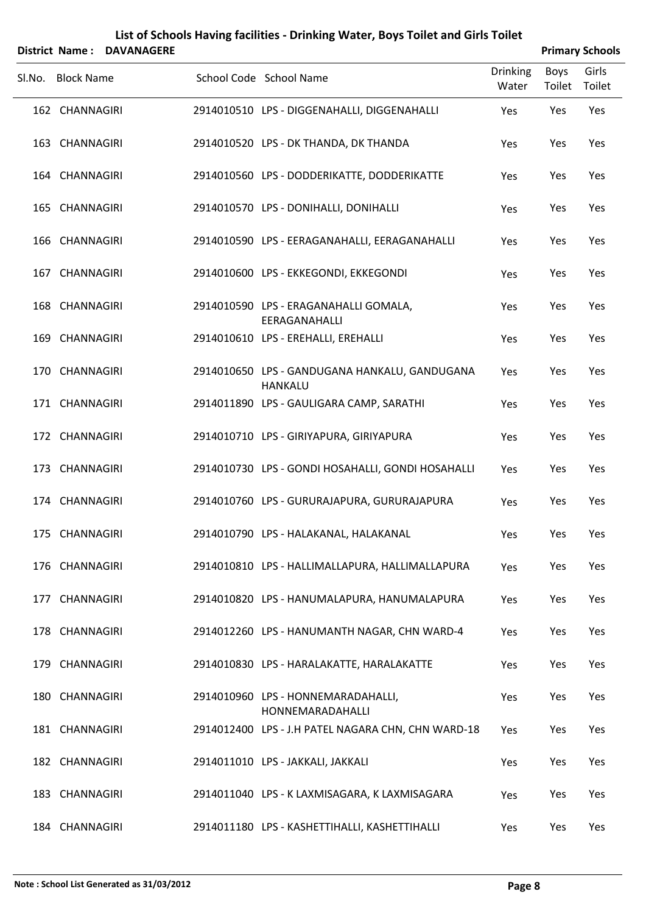# List of Schools Having facilities - Drinking Water, Boys Toilet and Girls Toilet

**District Name : DAVANAGERE** **Primary Schools**

| Sl.No. | Block Name | School Code | School Name | Drinking Water | Boys Toilet | Girls Toilet |
|---|---|---|---|---|---|---|
| 162 | CHANNAGIRI | 2914010510 | LPS - DIGGENAHALLI, DIGGENAHALLI | Yes | Yes | Yes |
| 163 | CHANNAGIRI | 2914010520 | LPS - DK THANDA, DK THANDA | Yes | Yes | Yes |
| 164 | CHANNAGIRI | 2914010560 | LPS - DODDERIKATTE, DODDERIKATTE | Yes | Yes | Yes |
| 165 | CHANNAGIRI | 2914010570 | LPS - DONIHALLI, DONIHALLI | Yes | Yes | Yes |
| 166 | CHANNAGIRI | 2914010590 | LPS - EERAGANAHALLI, EERAGANAHALLI | Yes | Yes | Yes |
| 167 | CHANNAGIRI | 2914010600 | LPS - EKKEGONDI, EKKEGONDI | Yes | Yes | Yes |
| 168 | CHANNAGIRI | 2914010590 | LPS - ERAGANAHALLI GOMALA, EERAGANAHALLI | Yes | Yes | Yes |
| 169 | CHANNAGIRI | 2914010610 | LPS - EREHALLI, EREHALLI | Yes | Yes | Yes |
| 170 | CHANNAGIRI | 2914010650 | LPS - GANDUGANA HANKALU, GANDUGANA HANKALU | Yes | Yes | Yes |
| 171 | CHANNAGIRI | 2914011890 | LPS - GAULIGARA CAMP, SARATHI | Yes | Yes | Yes |
| 172 | CHANNAGIRI | 2914010710 | LPS - GIRIYAPURA, GIRIYAPURA | Yes | Yes | Yes |
| 173 | CHANNAGIRI | 2914010730 | LPS - GONDI HOSAHALLI, GONDI HOSAHALLI | Yes | Yes | Yes |
| 174 | CHANNAGIRI | 2914010760 | LPS - GURURAJAPURA, GURURAJAPURA | Yes | Yes | Yes |
| 175 | CHANNAGIRI | 2914010790 | LPS - HALAKANAL, HALAKANAL | Yes | Yes | Yes |
| 176 | CHANNAGIRI | 2914010810 | LPS - HALLIMALLAPURA, HALLIMALLAPURA | Yes | Yes | Yes |
| 177 | CHANNAGIRI | 2914010820 | LPS - HANUMALAPURA, HANUMALAPURA | Yes | Yes | Yes |
| 178 | CHANNAGIRI | 2914012260 | LPS - HANUMANTH NAGAR, CHN WARD-4 | Yes | Yes | Yes |
| 179 | CHANNAGIRI | 2914010830 | LPS - HARALAKATTE, HARALAKATTE | Yes | Yes | Yes |
| 180 | CHANNAGIRI | 2914010960 | LPS - HONNEMARADAHALLI, HONNEMARADAHALLI | Yes | Yes | Yes |
| 181 | CHANNAGIRI | 2914012400 | LPS - J.H PATEL NAGARA CHN, CHN WARD-18 | Yes | Yes | Yes |
| 182 | CHANNAGIRI | 2914011010 | LPS - JAKKALI, JAKKALI | Yes | Yes | Yes |
| 183 | CHANNAGIRI | 2914011040 | LPS - K LAXMISAGARA, K LAXMISAGARA | Yes | Yes | Yes |
| 184 | CHANNAGIRI | 2914011180 | LPS - KASHETTIHALLI, KASHETTIHALLI | Yes | Yes | Yes |

**Note : School List Generated as 31/03/2012**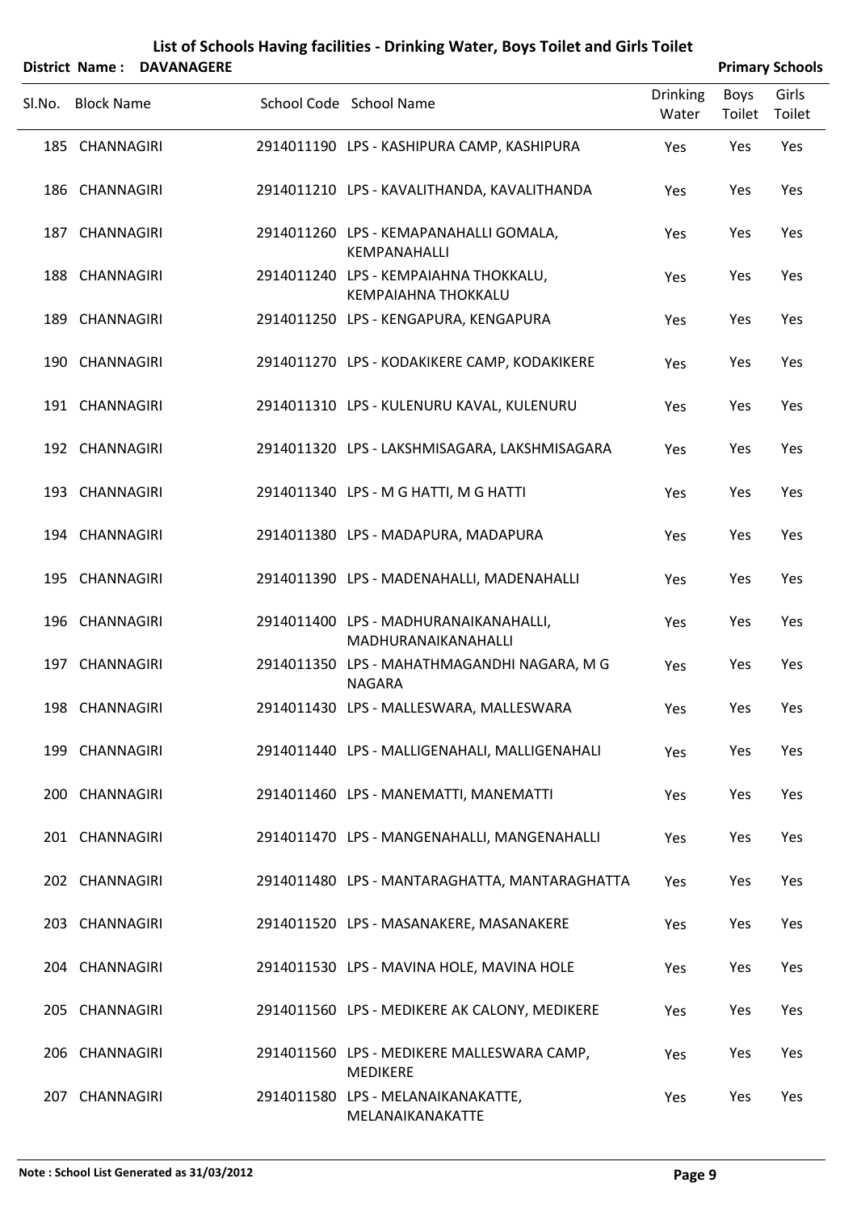# List of Schools Having facilities - Drinking Water, Boys Toilet and Girls Toilet

**District Name : DAVANAGERE** | **Primary Schools**

| Sl.No. | Block Name | School Code | School Name | Drinking Water | Boys Toilet | Girls Toilet |
|---|---|---|---|---|---|---|
| 185 | CHANNAGIRI | 2914011190 | LPS - KASHIPURA CAMP, KASHIPURA | Yes | Yes | Yes |
| 186 | CHANNAGIRI | 2914011210 | LPS - KAVALITHANDA, KAVALITHANDA | Yes | Yes | Yes |
| 187 | CHANNAGIRI | 2914011260 | LPS - KEMAPANAHALLI GOMALA, KEMPANAHALLI | Yes | Yes | Yes |
| 188 | CHANNAGIRI | 2914011240 | LPS - KEMPAIAHNA THOKKALU, KEMPAIAHNA THOKKALU | Yes | Yes | Yes |
| 189 | CHANNAGIRI | 2914011250 | LPS - KENGAPURA, KENGAPURA | Yes | Yes | Yes |
| 190 | CHANNAGIRI | 2914011270 | LPS - KODAKIKERE CAMP, KODAKIKERE | Yes | Yes | Yes |
| 191 | CHANNAGIRI | 2914011310 | LPS - KULENURU KAVAL, KULENURU | Yes | Yes | Yes |
| 192 | CHANNAGIRI | 2914011320 | LPS - LAKSHMISAGARA, LAKSHMISAGARA | Yes | Yes | Yes |
| 193 | CHANNAGIRI | 2914011340 | LPS - M G HATTI, M G HATTI | Yes | Yes | Yes |
| 194 | CHANNAGIRI | 2914011380 | LPS - MADAPURA, MADAPURA | Yes | Yes | Yes |
| 195 | CHANNAGIRI | 2914011390 | LPS - MADENAHALLI, MADENAHALLI | Yes | Yes | Yes |
| 196 | CHANNAGIRI | 2914011400 | LPS - MADHURANAIKANAHALLI, MADHURANAIKANAHALLI | Yes | Yes | Yes |
| 197 | CHANNAGIRI | 2914011350 | LPS - MAHATHMAGANDHI NAGARA, M G NAGARA | Yes | Yes | Yes |
| 198 | CHANNAGIRI | 2914011430 | LPS - MALLESWARA, MALLESWARA | Yes | Yes | Yes |
| 199 | CHANNAGIRI | 2914011440 | LPS - MALLIGENAHALI, MALLIGENAHALI | Yes | Yes | Yes |
| 200 | CHANNAGIRI | 2914011460 | LPS - MANEMATTI, MANEMATTI | Yes | Yes | Yes |
| 201 | CHANNAGIRI | 2914011470 | LPS - MANGENAHALLI, MANGENAHALLI | Yes | Yes | Yes |
| 202 | CHANNAGIRI | 2914011480 | LPS - MANTARAGHATTA, MANTARAGHATTA | Yes | Yes | Yes |
| 203 | CHANNAGIRI | 2914011520 | LPS - MASANAKERE, MASANAKERE | Yes | Yes | Yes |
| 204 | CHANNAGIRI | 2914011530 | LPS - MAVINA HOLE, MAVINA HOLE | Yes | Yes | Yes |
| 205 | CHANNAGIRI | 2914011560 | LPS - MEDIKERE AK CALONY, MEDIKERE | Yes | Yes | Yes |
| 206 | CHANNAGIRI | 2914011560 | LPS - MEDIKERE MALLESWARA CAMP, MEDIKERE | Yes | Yes | Yes |
| 207 | CHANNAGIRI | 2914011580 | LPS - MELANAIKANAKATTE, MELANAIKANAKATTE | Yes | Yes | Yes |

**Note : School List Generated as 31/03/2012**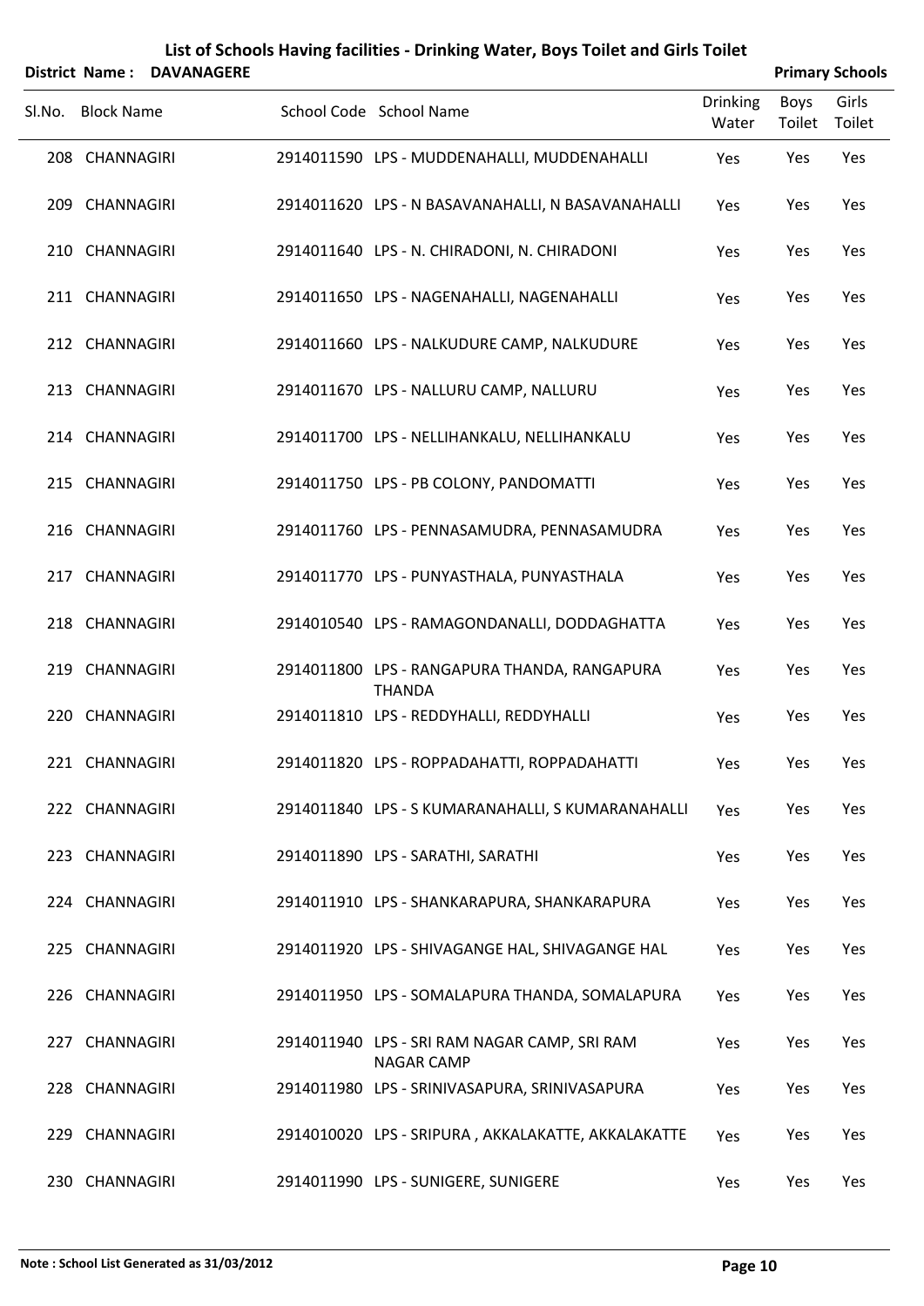# List of Schools Having facilities - Drinking Water, Boys Toilet and Girls Toilet

**District Name : DAVANAGERE** **Primary Schools**

| Sl.No. | Block Name | School Code | School Name | Drinking Water | Boys Toilet | Girls Toilet |
|---|---|---|---|---|---|---|
| 208 | CHANNAGIRI | 2914011590 | LPS - MUDDENAHALLI, MUDDENAHALLI | Yes | Yes | Yes |
| 209 | CHANNAGIRI | 2914011620 | LPS - N BASAVANAHALLI, N BASAVANAHALLI | Yes | Yes | Yes |
| 210 | CHANNAGIRI | 2914011640 | LPS - N. CHIRADONI, N. CHIRADONI | Yes | Yes | Yes |
| 211 | CHANNAGIRI | 2914011650 | LPS - NAGENAHALLI, NAGENAHALLI | Yes | Yes | Yes |
| 212 | CHANNAGIRI | 2914011660 | LPS - NALKUDURE CAMP, NALKUDURE | Yes | Yes | Yes |
| 213 | CHANNAGIRI | 2914011670 | LPS - NALLURU CAMP, NALLURU | Yes | Yes | Yes |
| 214 | CHANNAGIRI | 2914011700 | LPS - NELLIHANKALU, NELLIHANKALU | Yes | Yes | Yes |
| 215 | CHANNAGIRI | 2914011750 | LPS - PB COLONY, PANDOMATTI | Yes | Yes | Yes |
| 216 | CHANNAGIRI | 2914011760 | LPS - PENNASAMUDRA, PENNASAMUDRA | Yes | Yes | Yes |
| 217 | CHANNAGIRI | 2914011770 | LPS - PUNYASTHALA, PUNYASTHALA | Yes | Yes | Yes |
| 218 | CHANNAGIRI | 2914010540 | LPS - RAMAGONDANALLI, DODDAGHATTA | Yes | Yes | Yes |
| 219 | CHANNAGIRI | 2914011800 | LPS - RANGAPURA THANDA, RANGAPURA THANDA | Yes | Yes | Yes |
| 220 | CHANNAGIRI | 2914011810 | LPS - REDDYHALLI, REDDYHALLI | Yes | Yes | Yes |
| 221 | CHANNAGIRI | 2914011820 | LPS - ROPPADAHATTI, ROPPADAHATTI | Yes | Yes | Yes |
| 222 | CHANNAGIRI | 2914011840 | LPS - S KUMARANAHALLI, S KUMARANAHALLI | Yes | Yes | Yes |
| 223 | CHANNAGIRI | 2914011890 | LPS - SARATHI, SARATHI | Yes | Yes | Yes |
| 224 | CHANNAGIRI | 2914011910 | LPS - SHANKARAPURA, SHANKARAPURA | Yes | Yes | Yes |
| 225 | CHANNAGIRI | 2914011920 | LPS - SHIVAGANGE HAL, SHIVAGANGE HAL | Yes | Yes | Yes |
| 226 | CHANNAGIRI | 2914011950 | LPS - SOMALAPURA THANDA, SOMALAPURA | Yes | Yes | Yes |
| 227 | CHANNAGIRI | 2914011940 | LPS - SRI RAM NAGAR CAMP, SRI RAM NAGAR CAMP | Yes | Yes | Yes |
| 228 | CHANNAGIRI | 2914011980 | LPS - SRINIVASAPURA, SRINIVASAPURA | Yes | Yes | Yes |
| 229 | CHANNAGIRI | 2914010020 | LPS - SRIPURA , AKKALAKATTE, AKKALAKATTE | Yes | Yes | Yes |
| 230 | CHANNAGIRI | 2914011990 | LPS - SUNIGERE, SUNIGERE | Yes | Yes | Yes |

**Note : School List Generated as 31/03/2012**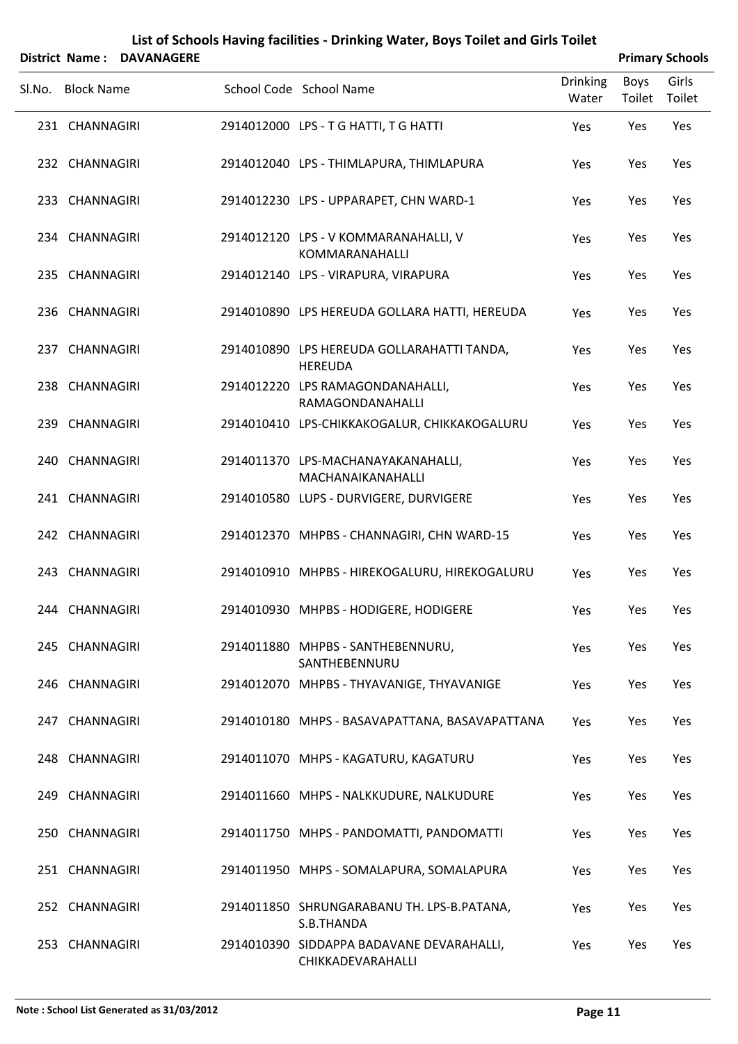# List of Schools Having facilities - Drinking Water, Boys Toilet and Girls Toilet

**District Name : DAVANAGERE** **Primary Schools**

| Sl.No. | Block Name | School Code | School Name | Drinking Water | Boys Toilet | Girls Toilet |
|---|---|---|---|---|---|---|
| 231 | CHANNAGIRI | 2914012000 | LPS - T G HATTI, T G HATTI | Yes | Yes | Yes |
| 232 | CHANNAGIRI | 2914012040 | LPS - THIMLAPURA, THIMLAPURA | Yes | Yes | Yes |
| 233 | CHANNAGIRI | 2914012230 | LPS - UPPARAPET, CHN WARD-1 | Yes | Yes | Yes |
| 234 | CHANNAGIRI | 2914012120 | LPS - V KOMMARANAHALLI, V KOMMARANAHALLI | Yes | Yes | Yes |
| 235 | CHANNAGIRI | 2914012140 | LPS - VIRAPURA, VIRAPURA | Yes | Yes | Yes |
| 236 | CHANNAGIRI | 2914010890 | LPS HEREUDA GOLLARA HATTI, HEREUDA | Yes | Yes | Yes |
| 237 | CHANNAGIRI | 2914010890 | LPS HEREUDA GOLLARAHATTI TANDA, HEREUDA | Yes | Yes | Yes |
| 238 | CHANNAGIRI | 2914012220 | LPS RAMAGONDANAHALLI, RAMAGONDANAHALLI | Yes | Yes | Yes |
| 239 | CHANNAGIRI | 2914010410 | LPS-CHIKKAKOGALUR, CHIKKAKOGALURU | Yes | Yes | Yes |
| 240 | CHANNAGIRI | 2914011370 | LPS-MACHANAYAKANAHALLI, MACHANAIKANAHALLI | Yes | Yes | Yes |
| 241 | CHANNAGIRI | 2914010580 | LUPS - DURVIGERE, DURVIGERE | Yes | Yes | Yes |
| 242 | CHANNAGIRI | 2914012370 | MHPBS - CHANNAGIRI, CHN WARD-15 | Yes | Yes | Yes |
| 243 | CHANNAGIRI | 2914010910 | MHPBS - HIREKOGALURU, HIREKOGALURU | Yes | Yes | Yes |
| 244 | CHANNAGIRI | 2914010930 | MHPBS - HODIGERE, HODIGERE | Yes | Yes | Yes |
| 245 | CHANNAGIRI | 2914011880 | MHPBS - SANTHEBENNURU, SANTHEBENNURU | Yes | Yes | Yes |
| 246 | CHANNAGIRI | 2914012070 | MHPBS - THYAVANIGE, THYAVANIGE | Yes | Yes | Yes |
| 247 | CHANNAGIRI | 2914010180 | MHPS - BASAVAPATTANA, BASAVAPATTANA | Yes | Yes | Yes |
| 248 | CHANNAGIRI | 2914011070 | MHPS - KAGATURU, KAGATURU | Yes | Yes | Yes |
| 249 | CHANNAGIRI | 2914011660 | MHPS - NALKKUDURE, NALKUDURE | Yes | Yes | Yes |
| 250 | CHANNAGIRI | 2914011750 | MHPS - PANDOMATTI, PANDOMATTI | Yes | Yes | Yes |
| 251 | CHANNAGIRI | 2914011950 | MHPS - SOMALAPURA, SOMALAPURA | Yes | Yes | Yes |
| 252 | CHANNAGIRI | 2914011850 | SHRUNGARABANU TH. LPS-B.PATANA, S.B.THANDA | Yes | Yes | Yes |
| 253 | CHANNAGIRI | 2914010390 | SIDDAPPA BADAVANE DEVARAHALLI, CHIKKADEVARAHALLI | Yes | Yes | Yes |

**Note : School List Generated as 31/03/2012**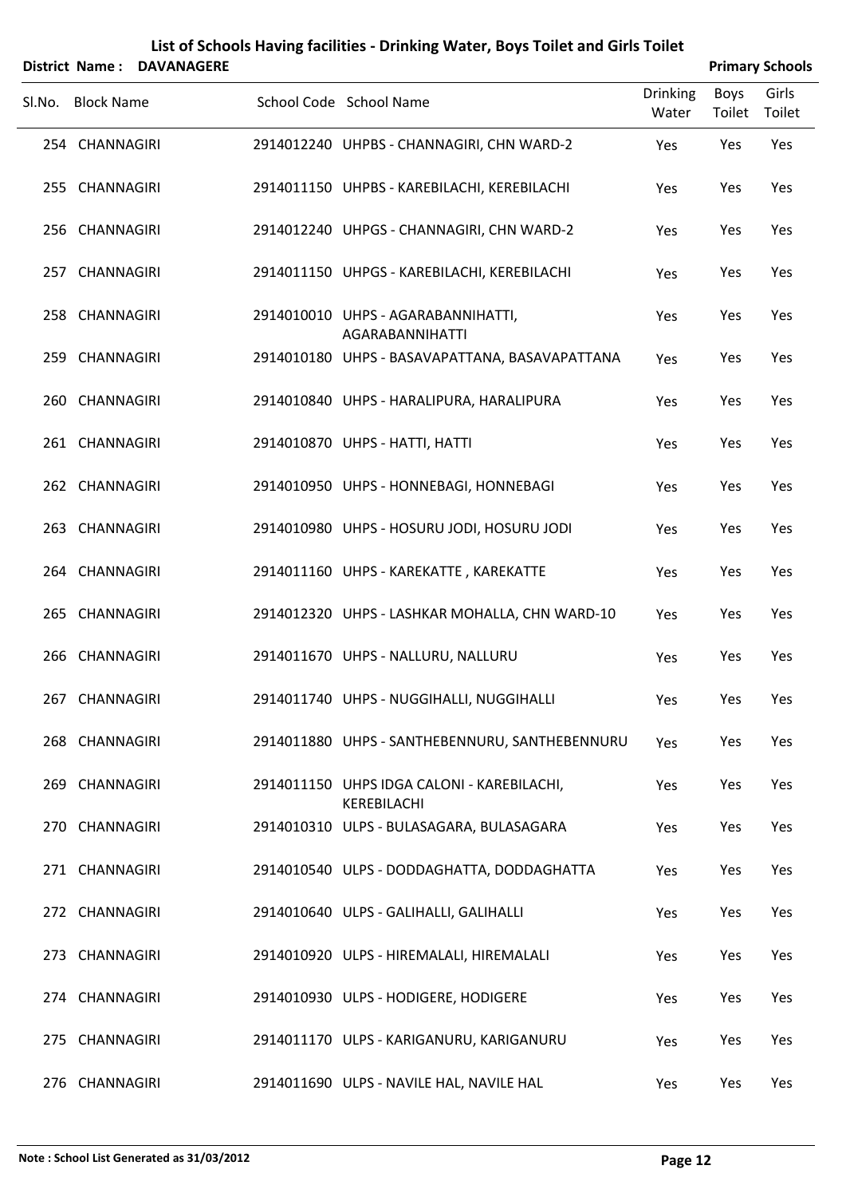# List of Schools Having facilities - Drinking Water, Boys Toilet and Girls Toilet

**District Name : DAVANAGERE** **Primary Schools**

| Sl.No. | Block Name | School Code | School Name | Drinking Water | Boys Toilet | Girls Toilet |
|---|---|---|---|---|---|---|
| 254 | CHANNAGIRI | 2914012240 | UHPBS - CHANNAGIRI, CHN WARD-2 | Yes | Yes | Yes |
| 255 | CHANNAGIRI | 2914011150 | UHPBS - KAREBILACHI, KEREBILACHI | Yes | Yes | Yes |
| 256 | CHANNAGIRI | 2914012240 | UHPGS - CHANNAGIRI, CHN WARD-2 | Yes | Yes | Yes |
| 257 | CHANNAGIRI | 2914011150 | UHPGS - KAREBILACHI, KEREBILACHI | Yes | Yes | Yes |
| 258 | CHANNAGIRI | 2914010010 | UHPS - AGARABANNIHATTI, AGARABANNIHATTI | Yes | Yes | Yes |
| 259 | CHANNAGIRI | 2914010180 | UHPS - BASAVAPATTANA, BASAVAPATTANA | Yes | Yes | Yes |
| 260 | CHANNAGIRI | 2914010840 | UHPS - HARALIPURA, HARALIPURA | Yes | Yes | Yes |
| 261 | CHANNAGIRI | 2914010870 | UHPS - HATTI, HATTI | Yes | Yes | Yes |
| 262 | CHANNAGIRI | 2914010950 | UHPS - HONNEBAGI, HONNEBAGI | Yes | Yes | Yes |
| 263 | CHANNAGIRI | 2914010980 | UHPS - HOSURU JODI, HOSURU JODI | Yes | Yes | Yes |
| 264 | CHANNAGIRI | 2914011160 | UHPS - KAREKATTE , KAREKATTE | Yes | Yes | Yes |
| 265 | CHANNAGIRI | 2914012320 | UHPS - LASHKAR MOHALLA, CHN WARD-10 | Yes | Yes | Yes |
| 266 | CHANNAGIRI | 2914011670 | UHPS - NALLURU, NALLURU | Yes | Yes | Yes |
| 267 | CHANNAGIRI | 2914011740 | UHPS - NUGGIHALLI, NUGGIHALLI | Yes | Yes | Yes |
| 268 | CHANNAGIRI | 2914011880 | UHPS - SANTHEBENNURU, SANTHEBENNURU | Yes | Yes | Yes |
| 269 | CHANNAGIRI | 2914011150 | UHPS IDGA CALONI - KAREBILACHI, KEREBILACHI | Yes | Yes | Yes |
| 270 | CHANNAGIRI | 2914010310 | ULPS - BULASAGARA, BULASAGARA | Yes | Yes | Yes |
| 271 | CHANNAGIRI | 2914010540 | ULPS - DODDAGHATTA, DODDAGHATTA | Yes | Yes | Yes |
| 272 | CHANNAGIRI | 2914010640 | ULPS - GALIHALLI, GALIHALLI | Yes | Yes | Yes |
| 273 | CHANNAGIRI | 2914010920 | ULPS - HIREMALALI, HIREMALALI | Yes | Yes | Yes |
| 274 | CHANNAGIRI | 2914010930 | ULPS - HODIGERE, HODIGERE | Yes | Yes | Yes |
| 275 | CHANNAGIRI | 2914011170 | ULPS - KARIGANURU, KARIGANURU | Yes | Yes | Yes |
| 276 | CHANNAGIRI | 2914011690 | ULPS - NAVILE HAL, NAVILE HAL | Yes | Yes | Yes |

**Note : School List Generated as 31/03/2012**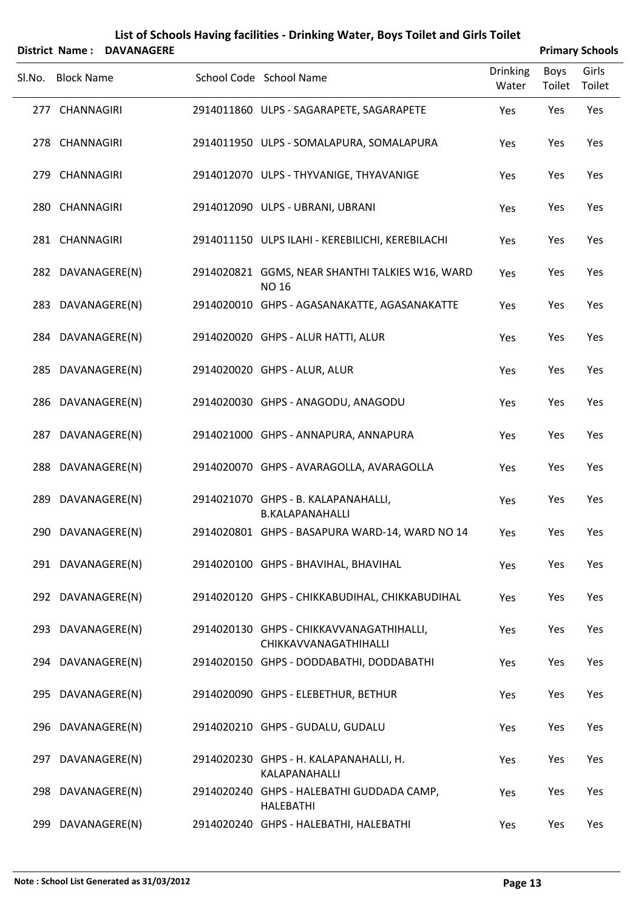# List of Schools Having facilities - Drinking Water, Boys Toilet and Girls Toilet

**District Name : DAVANAGERE** **Primary Schools**

| Sl.No. | Block Name | School Code | School Name | Drinking Water | Boys Toilet | Girls Toilet |
|---|---|---|---|---|---|---|
| 277 | CHANNAGIRI | 2914011860 | ULPS - SAGARAPETE, SAGARAPETE | Yes | Yes | Yes |
| 278 | CHANNAGIRI | 2914011950 | ULPS - SOMALAPURA, SOMALAPURA | Yes | Yes | Yes |
| 279 | CHANNAGIRI | 2914012070 | ULPS - THYVANIGE, THYAVANIGE | Yes | Yes | Yes |
| 280 | CHANNAGIRI | 2914012090 | ULPS - UBRANI, UBRANI | Yes | Yes | Yes |
| 281 | CHANNAGIRI | 2914011150 | ULPS ILAHI - KEREBILICHI, KEREBILACHI | Yes | Yes | Yes |
| 282 | DAVANAGERE(N) | 2914020821 | GGMS, NEAR SHANTHI TALKIES W16, WARD NO 16 | Yes | Yes | Yes |
| 283 | DAVANAGERE(N) | 2914020010 | GHPS - AGASANAKATTE, AGASANAKATTE | Yes | Yes | Yes |
| 284 | DAVANAGERE(N) | 2914020020 | GHPS - ALUR HATTI, ALUR | Yes | Yes | Yes |
| 285 | DAVANAGERE(N) | 2914020020 | GHPS - ALUR, ALUR | Yes | Yes | Yes |
| 286 | DAVANAGERE(N) | 2914020030 | GHPS - ANAGODU, ANAGODU | Yes | Yes | Yes |
| 287 | DAVANAGERE(N) | 2914021000 | GHPS - ANNAPURA, ANNAPURA | Yes | Yes | Yes |
| 288 | DAVANAGERE(N) | 2914020070 | GHPS - AVARAGOLLA, AVARAGOLLA | Yes | Yes | Yes |
| 289 | DAVANAGERE(N) | 2914021070 | GHPS - B. KALAPANAHALLI, B.KALAPANAHALLI | Yes | Yes | Yes |
| 290 | DAVANAGERE(N) | 2914020801 | GHPS - BASAPURA WARD-14, WARD NO 14 | Yes | Yes | Yes |
| 291 | DAVANAGERE(N) | 2914020100 | GHPS - BHAVIHAL, BHAVIHAL | Yes | Yes | Yes |
| 292 | DAVANAGERE(N) | 2914020120 | GHPS - CHIKKABUDIHAL, CHIKKABUDIHAL | Yes | Yes | Yes |
| 293 | DAVANAGERE(N) | 2914020130 | GHPS - CHIKKAVVANAGATHIHALLI, CHIKKAVVANAGATHIHALLI | Yes | Yes | Yes |
| 294 | DAVANAGERE(N) | 2914020150 | GHPS - DODDABATHI, DODDABATHI | Yes | Yes | Yes |
| 295 | DAVANAGERE(N) | 2914020090 | GHPS - ELEBETHUR, BETHUR | Yes | Yes | Yes |
| 296 | DAVANAGERE(N) | 2914020210 | GHPS - GUDALU, GUDALU | Yes | Yes | Yes |
| 297 | DAVANAGERE(N) | 2914020230 | GHPS - H. KALAPANAHALLI, H. KALAPANAHALLI | Yes | Yes | Yes |
| 298 | DAVANAGERE(N) | 2914020240 | GHPS - HALEBATHI GUDDADA CAMP, HALEBATHI | Yes | Yes | Yes |
| 299 | DAVANAGERE(N) | 2914020240 | GHPS - HALEBATHI, HALEBATHI | Yes | Yes | Yes |

**Note : School List Generated as 31/03/2012**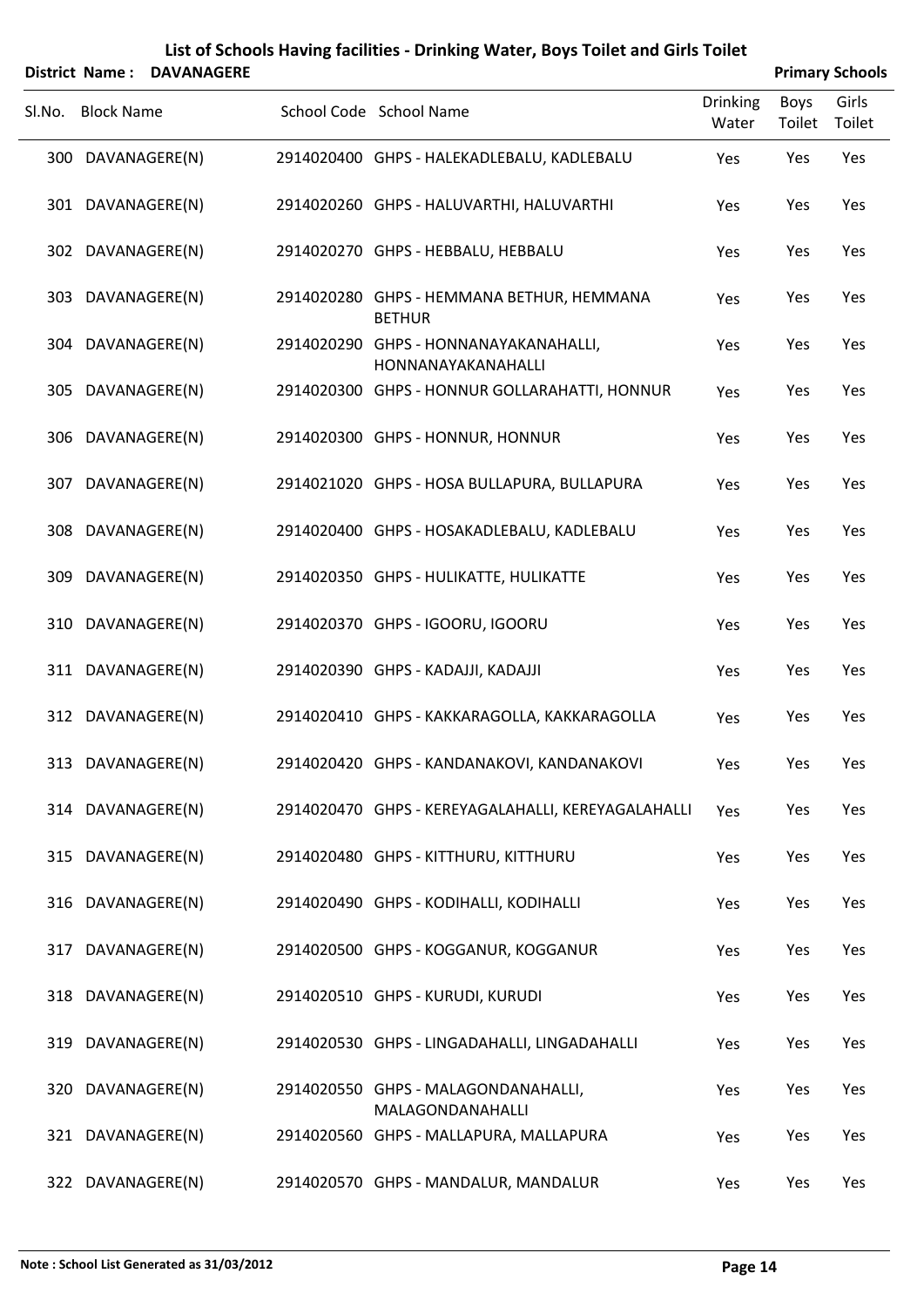# List of Schools Having facilities - Drinking Water, Boys Toilet and Girls Toilet

**District Name : DAVANAGERE** **Primary Schools**

| Sl.No. | Block Name | School Code | School Name | Drinking Water | Boys Toilet | Girls Toilet |
|---|---|---|---|---|---|---|
| 300 | DAVANAGERE(N) | 2914020400 | GHPS - HALEKADLEBALU, KADLEBALU | Yes | Yes | Yes |
| 301 | DAVANAGERE(N) | 2914020260 | GHPS - HALUVARTHI, HALUVARTHI | Yes | Yes | Yes |
| 302 | DAVANAGERE(N) | 2914020270 | GHPS - HEBBALU, HEBBALU | Yes | Yes | Yes |
| 303 | DAVANAGERE(N) | 2914020280 | GHPS - HEMMANA BETHUR, HEMMANA BETHUR | Yes | Yes | Yes |
| 304 | DAVANAGERE(N) | 2914020290 | GHPS - HONNANAYAKANAHALLI, HONNANAYAKANAHALLI | Yes | Yes | Yes |
| 305 | DAVANAGERE(N) | 2914020300 | GHPS - HONNUR GOLLARAHATTI, HONNUR | Yes | Yes | Yes |
| 306 | DAVANAGERE(N) | 2914020300 | GHPS - HONNUR, HONNUR | Yes | Yes | Yes |
| 307 | DAVANAGERE(N) | 2914021020 | GHPS - HOSA BULLAPURA, BULLAPURA | Yes | Yes | Yes |
| 308 | DAVANAGERE(N) | 2914020400 | GHPS - HOSAKADLEBALU, KADLEBALU | Yes | Yes | Yes |
| 309 | DAVANAGERE(N) | 2914020350 | GHPS - HULIKATTE, HULIKATTE | Yes | Yes | Yes |
| 310 | DAVANAGERE(N) | 2914020370 | GHPS - IGOORU, IGOORU | Yes | Yes | Yes |
| 311 | DAVANAGERE(N) | 2914020390 | GHPS - KADAJJI, KADAJJI | Yes | Yes | Yes |
| 312 | DAVANAGERE(N) | 2914020410 | GHPS - KAKKARAGOLLA, KAKKARAGOLLA | Yes | Yes | Yes |
| 313 | DAVANAGERE(N) | 2914020420 | GHPS - KANDANAKOVI, KANDANAKOVI | Yes | Yes | Yes |
| 314 | DAVANAGERE(N) | 2914020470 | GHPS - KEREYAGALAHALLI, KEREYAGALAHALLI | Yes | Yes | Yes |
| 315 | DAVANAGERE(N) | 2914020480 | GHPS - KITTHURU, KITTHURU | Yes | Yes | Yes |
| 316 | DAVANAGERE(N) | 2914020490 | GHPS - KODIHALLI, KODIHALLI | Yes | Yes | Yes |
| 317 | DAVANAGERE(N) | 2914020500 | GHPS - KOGGANUR, KOGGANUR | Yes | Yes | Yes |
| 318 | DAVANAGERE(N) | 2914020510 | GHPS - KURUDI, KURUDI | Yes | Yes | Yes |
| 319 | DAVANAGERE(N) | 2914020530 | GHPS - LINGADAHALLI, LINGADAHALLI | Yes | Yes | Yes |
| 320 | DAVANAGERE(N) | 2914020550 | GHPS - MALAGONDANAHALLI, MALAGONDANAHALLI | Yes | Yes | Yes |
| 321 | DAVANAGERE(N) | 2914020560 | GHPS - MALLAPURA, MALLAPURA | Yes | Yes | Yes |
| 322 | DAVANAGERE(N) | 2914020570 | GHPS - MANDALUR, MANDALUR | Yes | Yes | Yes |

**Note : School List Generated as 31/03/2012**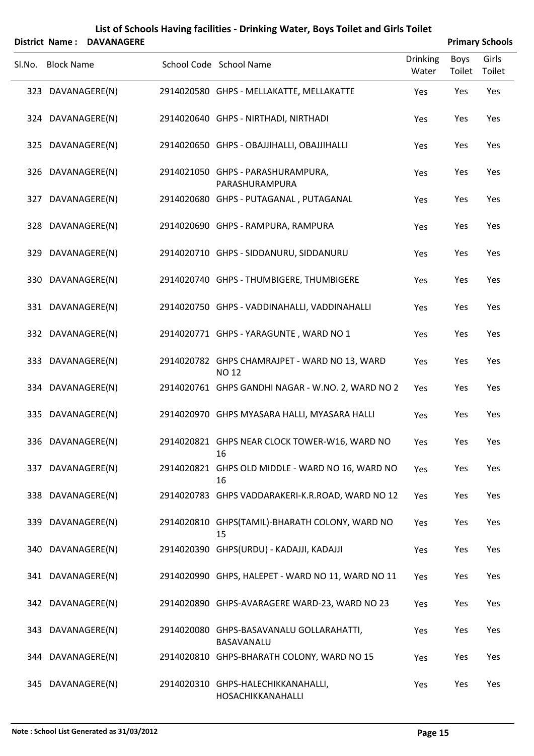# List of Schools Having facilities - Drinking Water, Boys Toilet and Girls Toilet

**District Name : DAVANAGERE** **Primary Schools**

| Sl.No. | Block Name | School Code | School Name | Drinking Water | Boys Toilet | Girls Toilet |
|---|---|---|---|---|---|---|
| 323 | DAVANAGERE(N) | 2914020580 | GHPS - MELLAKATTE, MELLAKATTE | Yes | Yes | Yes |
| 324 | DAVANAGERE(N) | 2914020640 | GHPS - NIRTHADI, NIRTHADI | Yes | Yes | Yes |
| 325 | DAVANAGERE(N) | 2914020650 | GHPS - OBAJJIHALLI, OBAJJIHALLI | Yes | Yes | Yes |
| 326 | DAVANAGERE(N) | 2914021050 | GHPS - PARASHURAMPURA, PARASHURAMPURA | Yes | Yes | Yes |
| 327 | DAVANAGERE(N) | 2914020680 | GHPS - PUTAGANAL , PUTAGANAL | Yes | Yes | Yes |
| 328 | DAVANAGERE(N) | 2914020690 | GHPS - RAMPURA, RAMPURA | Yes | Yes | Yes |
| 329 | DAVANAGERE(N) | 2914020710 | GHPS - SIDDANURU, SIDDANURU | Yes | Yes | Yes |
| 330 | DAVANAGERE(N) | 2914020740 | GHPS - THUMBIGERE, THUMBIGERE | Yes | Yes | Yes |
| 331 | DAVANAGERE(N) | 2914020750 | GHPS - VADDINAHALLI, VADDINAHALLI | Yes | Yes | Yes |
| 332 | DAVANAGERE(N) | 2914020771 | GHPS - YARAGUNTE , WARD NO 1 | Yes | Yes | Yes |
| 333 | DAVANAGERE(N) | 2914020782 | GHPS CHAMRAJPET - WARD NO 13, WARD NO 12 | Yes | Yes | Yes |
| 334 | DAVANAGERE(N) | 2914020761 | GHPS GANDHI NAGAR - W.NO. 2, WARD NO 2 | Yes | Yes | Yes |
| 335 | DAVANAGERE(N) | 2914020970 | GHPS MYASARA HALLI, MYASARA HALLI | Yes | Yes | Yes |
| 336 | DAVANAGERE(N) | 2914020821 | GHPS NEAR CLOCK TOWER-W16, WARD NO 16 | Yes | Yes | Yes |
| 337 | DAVANAGERE(N) | 2914020821 | GHPS OLD MIDDLE - WARD NO 16, WARD NO 16 | Yes | Yes | Yes |
| 338 | DAVANAGERE(N) | 2914020783 | GHPS VADDARAKERI-K.R.ROAD, WARD NO 12 | Yes | Yes | Yes |
| 339 | DAVANAGERE(N) | 2914020810 | GHPS(TAMIL)-BHARATH COLONY, WARD NO 15 | Yes | Yes | Yes |
| 340 | DAVANAGERE(N) | 2914020390 | GHPS(URDU) - KADAJJI, KADAJJI | Yes | Yes | Yes |
| 341 | DAVANAGERE(N) | 2914020990 | GHPS, HALEPET - WARD NO 11, WARD NO 11 | Yes | Yes | Yes |
| 342 | DAVANAGERE(N) | 2914020890 | GHPS-AVARAGERE WARD-23, WARD NO 23 | Yes | Yes | Yes |
| 343 | DAVANAGERE(N) | 2914020080 | GHPS-BASAVANALU GOLLARAHATTI, BASAVANALU | Yes | Yes | Yes |
| 344 | DAVANAGERE(N) | 2914020810 | GHPS-BHARATH COLONY, WARD NO 15 | Yes | Yes | Yes |
| 345 | DAVANAGERE(N) | 2914020310 | GHPS-HALECHIKKANAHALLI, HOSACHIKKANAHALLI | Yes | Yes | Yes |

**Note : School List Generated as 31/03/2012**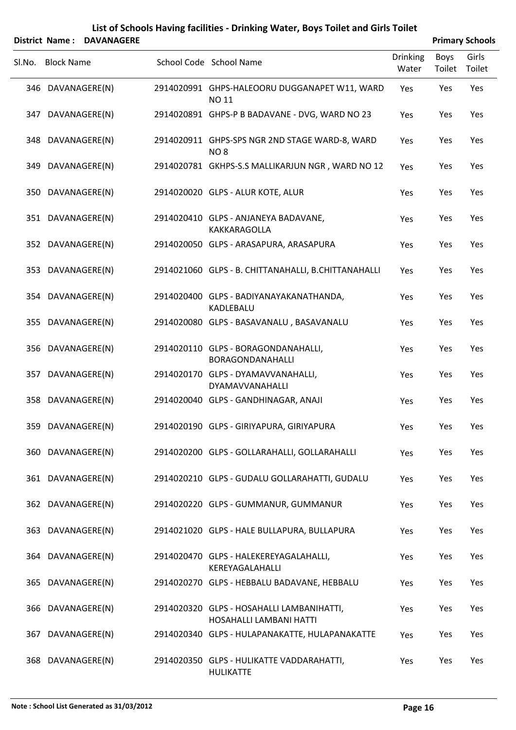# List of Schools Having facilities - Drinking Water, Boys Toilet and Girls Toilet

**District Name : DAVANAGERE** **Primary Schools**

| Sl.No. | Block Name | School Code | School Name | Drinking Water | Boys Toilet | Girls Toilet |
|---|---|---|---|---|---|---|
| 346 | DAVANAGERE(N) | 2914020991 | GHPS-HALEOORU DUGGANAPET W11, WARD NO 11 | Yes | Yes | Yes |
| 347 | DAVANAGERE(N) | 2914020891 | GHPS-P B BADAVANE - DVG, WARD NO 23 | Yes | Yes | Yes |
| 348 | DAVANAGERE(N) | 2914020911 | GHPS-SPS NGR 2ND STAGE WARD-8, WARD NO 8 | Yes | Yes | Yes |
| 349 | DAVANAGERE(N) | 2914020781 | GKHPS-S.S MALLIKARJUN NGR , WARD NO 12 | Yes | Yes | Yes |
| 350 | DAVANAGERE(N) | 2914020020 | GLPS - ALUR KOTE, ALUR | Yes | Yes | Yes |
| 351 | DAVANAGERE(N) | 2914020410 | GLPS - ANJANEYA BADAVANE, KAKKARAGOLLA | Yes | Yes | Yes |
| 352 | DAVANAGERE(N) | 2914020050 | GLPS - ARASAPURA, ARASAPURA | Yes | Yes | Yes |
| 353 | DAVANAGERE(N) | 2914021060 | GLPS - B. CHITTANAHALLI, B.CHITTANAHALLI | Yes | Yes | Yes |
| 354 | DAVANAGERE(N) | 2914020400 | GLPS - BADIYANAYAKANATHANDA, KADLEBALU | Yes | Yes | Yes |
| 355 | DAVANAGERE(N) | 2914020080 | GLPS - BASAVANALU , BASAVANALU | Yes | Yes | Yes |
| 356 | DAVANAGERE(N) | 2914020110 | GLPS - BORAGONDANAHALLI, BORAGONDANAHALLI | Yes | Yes | Yes |
| 357 | DAVANAGERE(N) | 2914020170 | GLPS - DYAMAVVANAHALLI, DYAMAVVANAHALLI | Yes | Yes | Yes |
| 358 | DAVANAGERE(N) | 2914020040 | GLPS - GANDHINAGAR, ANAJI | Yes | Yes | Yes |
| 359 | DAVANAGERE(N) | 2914020190 | GLPS - GIRIYAPURA, GIRIYAPURA | Yes | Yes | Yes |
| 360 | DAVANAGERE(N) | 2914020200 | GLPS - GOLLARAHALLI, GOLLARAHALLI | Yes | Yes | Yes |
| 361 | DAVANAGERE(N) | 2914020210 | GLPS - GUDALU GOLLARAHATTI, GUDALU | Yes | Yes | Yes |
| 362 | DAVANAGERE(N) | 2914020220 | GLPS - GUMMANUR, GUMMANUR | Yes | Yes | Yes |
| 363 | DAVANAGERE(N) | 2914021020 | GLPS - HALE BULLAPURA, BULLAPURA | Yes | Yes | Yes |
| 364 | DAVANAGERE(N) | 2914020470 | GLPS - HALEKEREYAGALAHALLI, KEREYAGALAHALLI | Yes | Yes | Yes |
| 365 | DAVANAGERE(N) | 2914020270 | GLPS - HEBBALU BADAVANE, HEBBALU | Yes | Yes | Yes |
| 366 | DAVANAGERE(N) | 2914020320 | GLPS - HOSAHALLI LAMBANIHATTI, HOSAHALLI LAMBANI HATTI | Yes | Yes | Yes |
| 367 | DAVANAGERE(N) | 2914020340 | GLPS - HULAPANAKATTE, HULAPANAKATTE | Yes | Yes | Yes |
| 368 | DAVANAGERE(N) | 2914020350 | GLPS - HULIKATTE VADDARAHATTI, HULIKATTE | Yes | Yes | Yes |

**Note : School List Generated as 31/03/2012**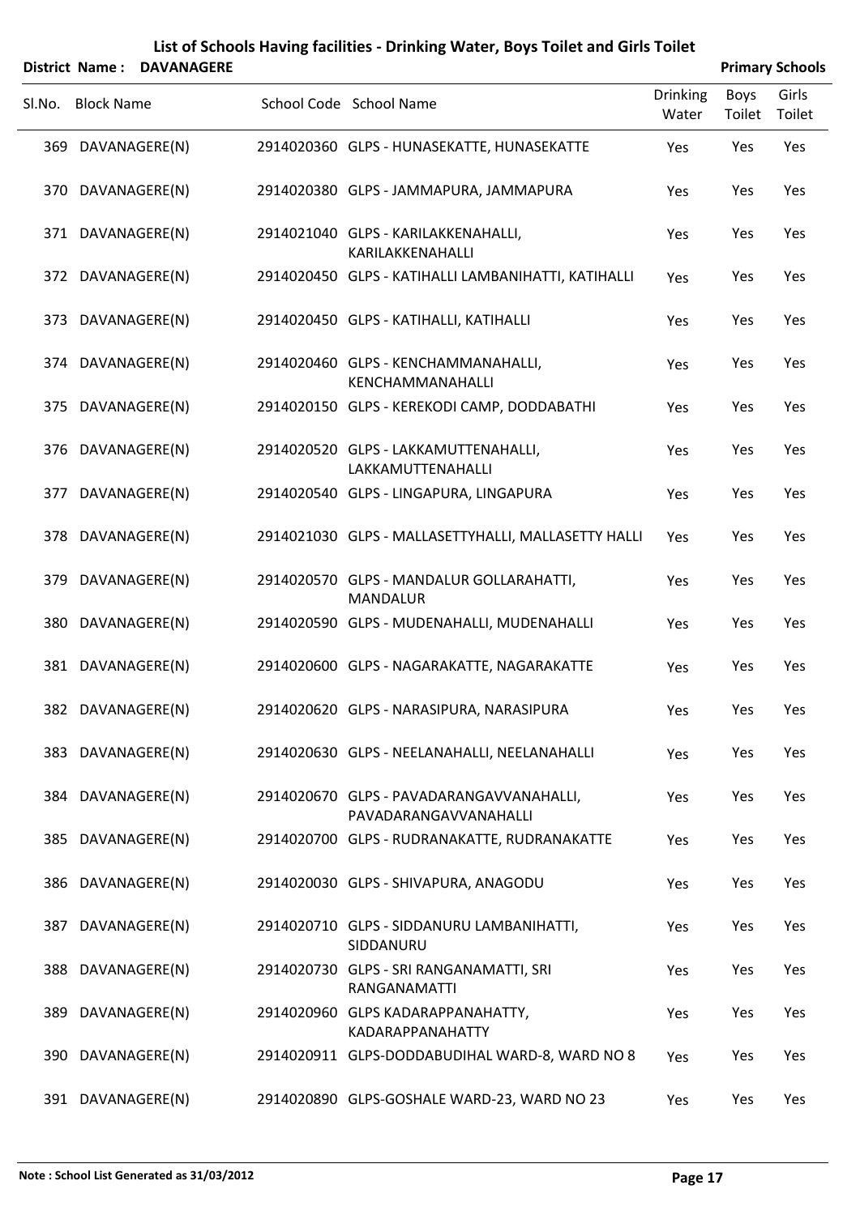# List of Schools Having facilities - Drinking Water, Boys Toilet and Girls Toilet

**District Name : DAVANAGERE** **Primary Schools**

| Sl.No. | Block Name | School Code | School Name | Drinking Water | Boys Toilet | Girls Toilet |
|---|---|---|---|---|---|---|
| 369 | DAVANAGERE(N) | 2914020360 | GLPS - HUNASEKATTE, HUNASEKATTE | Yes | Yes | Yes |
| 370 | DAVANAGERE(N) | 2914020380 | GLPS - JAMMAPURA, JAMMAPURA | Yes | Yes | Yes |
| 371 | DAVANAGERE(N) | 2914021040 | GLPS - KARILAKKENAHALLI, KARILAKKENAHALLI | Yes | Yes | Yes |
| 372 | DAVANAGERE(N) | 2914020450 | GLPS - KATIHALLI LAMBANIHATTI, KATIHALLI | Yes | Yes | Yes |
| 373 | DAVANAGERE(N) | 2914020450 | GLPS - KATIHALLI, KATIHALLI | Yes | Yes | Yes |
| 374 | DAVANAGERE(N) | 2914020460 | GLPS - KENCHAMMANAHALLI, KENCHAMMANAHALLI | Yes | Yes | Yes |
| 375 | DAVANAGERE(N) | 2914020150 | GLPS - KEREKODI CAMP, DODDABATHI | Yes | Yes | Yes |
| 376 | DAVANAGERE(N) | 2914020520 | GLPS - LAKKAMUTTENAHALLI, LAKKAMUTTENAHALLI | Yes | Yes | Yes |
| 377 | DAVANAGERE(N) | 2914020540 | GLPS - LINGAPURA, LINGAPURA | Yes | Yes | Yes |
| 378 | DAVANAGERE(N) | 2914021030 | GLPS - MALLASETTYHALLI, MALLASETTY HALLI | Yes | Yes | Yes |
| 379 | DAVANAGERE(N) | 2914020570 | GLPS - MANDALUR GOLLARAHATTI, MANDALUR | Yes | Yes | Yes |
| 380 | DAVANAGERE(N) | 2914020590 | GLPS - MUDENAHALLI, MUDENAHALLI | Yes | Yes | Yes |
| 381 | DAVANAGERE(N) | 2914020600 | GLPS - NAGARAKATTE, NAGARAKATTE | Yes | Yes | Yes |
| 382 | DAVANAGERE(N) | 2914020620 | GLPS - NARASIPURA, NARASIPURA | Yes | Yes | Yes |
| 383 | DAVANAGERE(N) | 2914020630 | GLPS - NEELANAHALLI, NEELANAHALLI | Yes | Yes | Yes |
| 384 | DAVANAGERE(N) | 2914020670 | GLPS - PAVADARANGAVVANAHALLI, PAVADARANGAVVANAHALLI | Yes | Yes | Yes |
| 385 | DAVANAGERE(N) | 2914020700 | GLPS - RUDRANAKATTE, RUDRANAKATTE | Yes | Yes | Yes |
| 386 | DAVANAGERE(N) | 2914020030 | GLPS - SHIVAPURA, ANAGODU | Yes | Yes | Yes |
| 387 | DAVANAGERE(N) | 2914020710 | GLPS - SIDDANURU LAMBANIHATTI, SIDDANURU | Yes | Yes | Yes |
| 388 | DAVANAGERE(N) | 2914020730 | GLPS - SRI RANGANAMATTI, SRI RANGANAMATTI | Yes | Yes | Yes |
| 389 | DAVANAGERE(N) | 2914020960 | GLPS KADARAPPANAHATTY, KADARAPPANAHATTY | Yes | Yes | Yes |
| 390 | DAVANAGERE(N) | 2914020911 | GLPS-DODDABUDIHAL WARD-8, WARD NO 8 | Yes | Yes | Yes |
| 391 | DAVANAGERE(N) | 2914020890 | GLPS-GOSHALE WARD-23, WARD NO 23 | Yes | Yes | Yes |

**Note : School List Generated as 31/03/2012**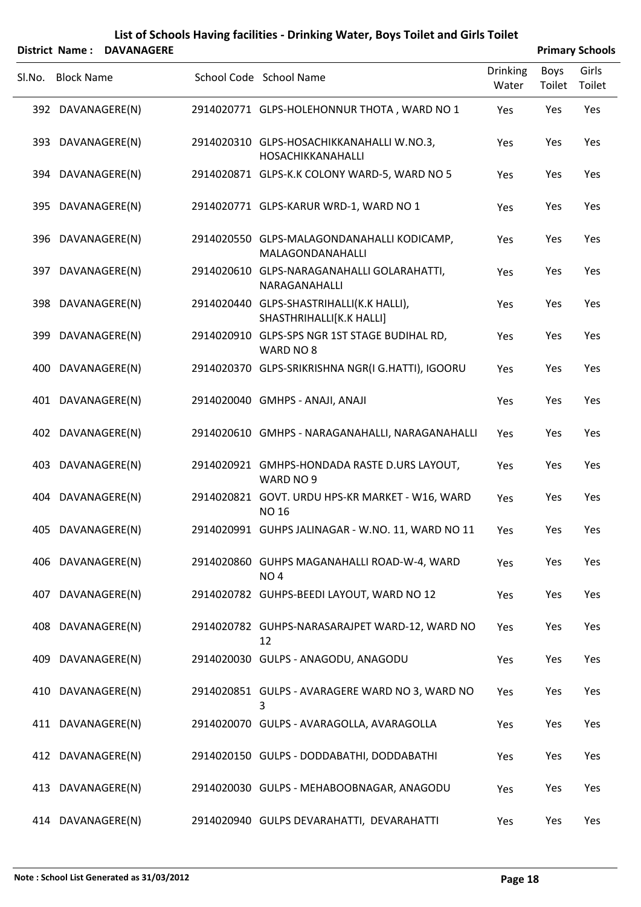# List of Schools Having facilities - Drinking Water, Boys Toilet and Girls Toilet

**District Name : DAVANAGERE** **Primary Schools**

| Sl.No. | Block Name | School Code | School Name | Drinking Water | Boys Toilet | Girls Toilet |
|---|---|---|---|---|---|---|
| 392 | DAVANAGERE(N) | 2914020771 | GLPS-HOLEHONNUR THOTA , WARD NO 1 | Yes | Yes | Yes |
| 393 | DAVANAGERE(N) | 2914020310 | GLPS-HOSACHIKKANAHALLI W.NO.3, HOSACHIKKANAHALLI | Yes | Yes | Yes |
| 394 | DAVANAGERE(N) | 2914020871 | GLPS-K.K COLONY WARD-5, WARD NO 5 | Yes | Yes | Yes |
| 395 | DAVANAGERE(N) | 2914020771 | GLPS-KARUR WRD-1, WARD NO 1 | Yes | Yes | Yes |
| 396 | DAVANAGERE(N) | 2914020550 | GLPS-MALAGONDANAHALLI KODICAMP, MALAGONDANAHALLI | Yes | Yes | Yes |
| 397 | DAVANAGERE(N) | 2914020610 | GLPS-NARAGANAHALLI GOLARAHATTI, NARAGANAHALLI | Yes | Yes | Yes |
| 398 | DAVANAGERE(N) | 2914020440 | GLPS-SHASTRIHALLI(K.K HALLI), SHASTHRIHALLI[K.K HALLI] | Yes | Yes | Yes |
| 399 | DAVANAGERE(N) | 2914020910 | GLPS-SPS NGR 1ST STAGE BUDIHAL RD, WARD NO 8 | Yes | Yes | Yes |
| 400 | DAVANAGERE(N) | 2914020370 | GLPS-SRIKRISHNA NGR(I G.HATTI), IGOORU | Yes | Yes | Yes |
| 401 | DAVANAGERE(N) | 2914020040 | GMHPS - ANAJI, ANAJI | Yes | Yes | Yes |
| 402 | DAVANAGERE(N) | 2914020610 | GMHPS - NARAGANAHALLI, NARAGANAHALLI | Yes | Yes | Yes |
| 403 | DAVANAGERE(N) | 2914020921 | GMHPS-HONDADA RASTE D.URS LAYOUT, WARD NO 9 | Yes | Yes | Yes |
| 404 | DAVANAGERE(N) | 2914020821 | GOVT. URDU HPS-KR MARKET - W16, WARD NO 16 | Yes | Yes | Yes |
| 405 | DAVANAGERE(N) | 2914020991 | GUHPS JALINAGAR - W.NO. 11, WARD NO 11 | Yes | Yes | Yes |
| 406 | DAVANAGERE(N) | 2914020860 | GUHPS MAGANAHALLI ROAD-W-4, WARD NO 4 | Yes | Yes | Yes |
| 407 | DAVANAGERE(N) | 2914020782 | GUHPS-BEEDI LAYOUT, WARD NO 12 | Yes | Yes | Yes |
| 408 | DAVANAGERE(N) | 2914020782 | GUHPS-NARASARAJPET WARD-12, WARD NO 12 | Yes | Yes | Yes |
| 409 | DAVANAGERE(N) | 2914020030 | GULPS - ANAGODU, ANAGODU | Yes | Yes | Yes |
| 410 | DAVANAGERE(N) | 2914020851 | GULPS - AVARAGERE WARD NO 3, WARD NO 3 | Yes | Yes | Yes |
| 411 | DAVANAGERE(N) | 2914020070 | GULPS - AVARAGOLLA, AVARAGOLLA | Yes | Yes | Yes |
| 412 | DAVANAGERE(N) | 2914020150 | GULPS - DODDABATHI, DODDABATHI | Yes | Yes | Yes |
| 413 | DAVANAGERE(N) | 2914020030 | GULPS - MEHABOOBNAGAR, ANAGODU | Yes | Yes | Yes |
| 414 | DAVANAGERE(N) | 2914020940 | GULPS DEVARAHATTI, DEVARAHATTI | Yes | Yes | Yes |

**Note : School List Generated as 31/03/2012**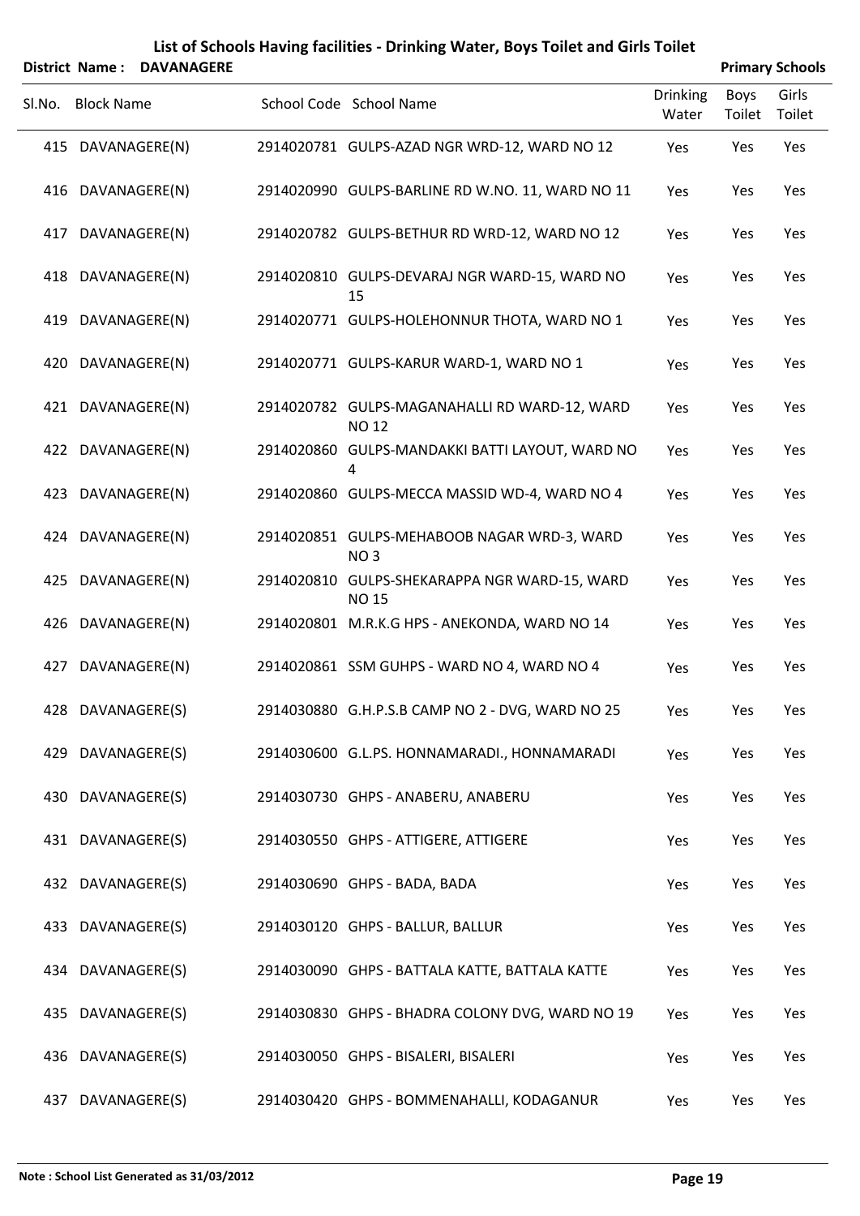# List of Schools Having facilities - Drinking Water, Boys Toilet and Girls Toilet

**District Name : DAVANAGERE** **Primary Schools**

| Sl.No. | Block Name | School Code | School Name | Drinking Water | Boys Toilet | Girls Toilet |
|---|---|---|---|---|---|---|
| 415 | DAVANAGERE(N) | 2914020781 | GULPS-AZAD NGR WRD-12, WARD NO 12 | Yes | Yes | Yes |
| 416 | DAVANAGERE(N) | 2914020990 | GULPS-BARLINE RD W.NO. 11, WARD NO 11 | Yes | Yes | Yes |
| 417 | DAVANAGERE(N) | 2914020782 | GULPS-BETHUR RD WRD-12, WARD NO 12 | Yes | Yes | Yes |
| 418 | DAVANAGERE(N) | 2914020810 | GULPS-DEVARAJ NGR WARD-15, WARD NO 15 | Yes | Yes | Yes |
| 419 | DAVANAGERE(N) | 2914020771 | GULPS-HOLEHONNUR THOTA, WARD NO 1 | Yes | Yes | Yes |
| 420 | DAVANAGERE(N) | 2914020771 | GULPS-KARUR WARD-1, WARD NO 1 | Yes | Yes | Yes |
| 421 | DAVANAGERE(N) | 2914020782 | GULPS-MAGANAHALLI RD WARD-12, WARD NO 12 | Yes | Yes | Yes |
| 422 | DAVANAGERE(N) | 2914020860 | GULPS-MANDAKKI BATTI LAYOUT, WARD NO 4 | Yes | Yes | Yes |
| 423 | DAVANAGERE(N) | 2914020860 | GULPS-MECCA MASSID WD-4, WARD NO 4 | Yes | Yes | Yes |
| 424 | DAVANAGERE(N) | 2914020851 | GULPS-MEHABOOB NAGAR WRD-3, WARD NO 3 | Yes | Yes | Yes |
| 425 | DAVANAGERE(N) | 2914020810 | GULPS-SHEKARAPPA NGR WARD-15, WARD NO 15 | Yes | Yes | Yes |
| 426 | DAVANAGERE(N) | 2914020801 | M.R.K.G HPS - ANEKONDA, WARD NO 14 | Yes | Yes | Yes |
| 427 | DAVANAGERE(N) | 2914020861 | SSM GUHPS - WARD NO 4, WARD NO 4 | Yes | Yes | Yes |
| 428 | DAVANAGERE(S) | 2914030880 | G.H.P.S.B CAMP NO 2 - DVG, WARD NO 25 | Yes | Yes | Yes |
| 429 | DAVANAGERE(S) | 2914030600 | G.L.PS. HONNAMARADI., HONNAMARADI | Yes | Yes | Yes |
| 430 | DAVANAGERE(S) | 2914030730 | GHPS - ANABERU, ANABERU | Yes | Yes | Yes |
| 431 | DAVANAGERE(S) | 2914030550 | GHPS - ATTIGERE, ATTIGERE | Yes | Yes | Yes |
| 432 | DAVANAGERE(S) | 2914030690 | GHPS - BADA, BADA | Yes | Yes | Yes |
| 433 | DAVANAGERE(S) | 2914030120 | GHPS - BALLUR, BALLUR | Yes | Yes | Yes |
| 434 | DAVANAGERE(S) | 2914030090 | GHPS - BATTALA KATTE, BATTALA KATTE | Yes | Yes | Yes |
| 435 | DAVANAGERE(S) | 2914030830 | GHPS - BHADRA COLONY DVG, WARD NO 19 | Yes | Yes | Yes |
| 436 | DAVANAGERE(S) | 2914030050 | GHPS - BISALERI, BISALERI | Yes | Yes | Yes |
| 437 | DAVANAGERE(S) | 2914030420 | GHPS - BOMMENAHALLI, KODAGANUR | Yes | Yes | Yes |

**Note : School List Generated as 31/03/2012**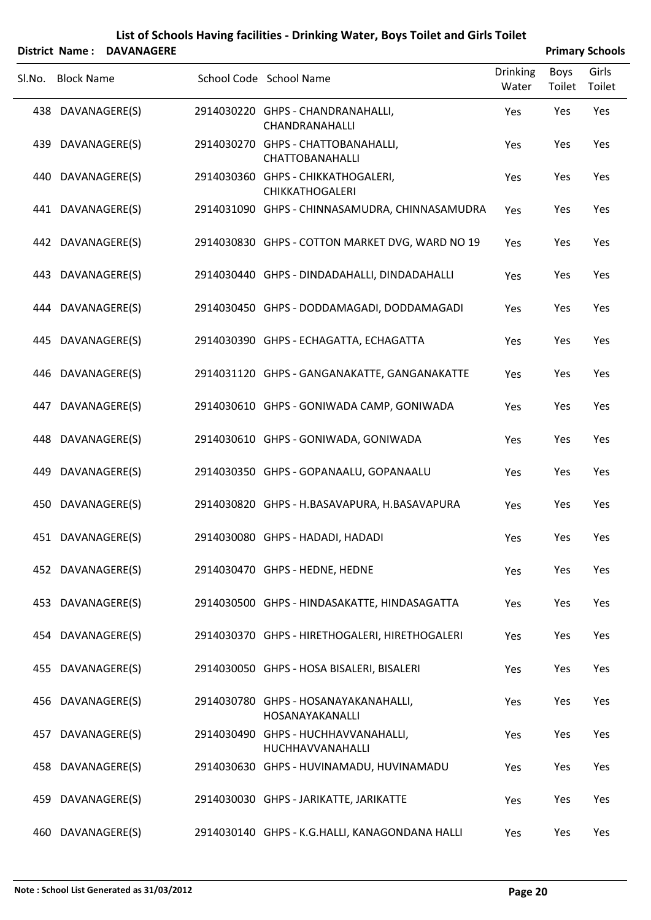# List of Schools Having facilities - Drinking Water, Boys Toilet and Girls Toilet

**District Name : DAVANAGERE** **Primary Schools**

| Sl.No. | Block Name | School Code | School Name | Drinking Water | Boys Toilet | Girls Toilet |
|---|---|---|---|---|---|---|
| 438 | DAVANAGERE(S) | 2914030220 | GHPS - CHANDRANAHALLI, CHANDRANAHALLI | Yes | Yes | Yes |
| 439 | DAVANAGERE(S) | 2914030270 | GHPS - CHATTOBANAHALLI, CHATTOBANAHALLI | Yes | Yes | Yes |
| 440 | DAVANAGERE(S) | 2914030360 | GHPS - CHIKKATHOGALERI, CHIKKATHOGALERI | Yes | Yes | Yes |
| 441 | DAVANAGERE(S) | 2914031090 | GHPS - CHINNASAMUDRA, CHINNASAMUDRA | Yes | Yes | Yes |
| 442 | DAVANAGERE(S) | 2914030830 | GHPS - COTTON MARKET DVG, WARD NO 19 | Yes | Yes | Yes |
| 443 | DAVANAGERE(S) | 2914030440 | GHPS - DINDADAHALLI, DINDADAHALLI | Yes | Yes | Yes |
| 444 | DAVANAGERE(S) | 2914030450 | GHPS - DODDAMAGADI, DODDAMAGADI | Yes | Yes | Yes |
| 445 | DAVANAGERE(S) | 2914030390 | GHPS - ECHAGATTA, ECHAGATTA | Yes | Yes | Yes |
| 446 | DAVANAGERE(S) | 2914031120 | GHPS - GANGANAKATTE, GANGANAKATTE | Yes | Yes | Yes |
| 447 | DAVANAGERE(S) | 2914030610 | GHPS - GONIWADA CAMP, GONIWADA | Yes | Yes | Yes |
| 448 | DAVANAGERE(S) | 2914030610 | GHPS - GONIWADA, GONIWADA | Yes | Yes | Yes |
| 449 | DAVANAGERE(S) | 2914030350 | GHPS - GOPANAALU, GOPANAALU | Yes | Yes | Yes |
| 450 | DAVANAGERE(S) | 2914030820 | GHPS - H.BASAVAPURA, H.BASAVAPURA | Yes | Yes | Yes |
| 451 | DAVANAGERE(S) | 2914030080 | GHPS - HADADI, HADADI | Yes | Yes | Yes |
| 452 | DAVANAGERE(S) | 2914030470 | GHPS - HEDNE, HEDNE | Yes | Yes | Yes |
| 453 | DAVANAGERE(S) | 2914030500 | GHPS - HINDASAKATTE, HINDASAGATTA | Yes | Yes | Yes |
| 454 | DAVANAGERE(S) | 2914030370 | GHPS - HIRETHOGALERI, HIRETHOGALERI | Yes | Yes | Yes |
| 455 | DAVANAGERE(S) | 2914030050 | GHPS - HOSA BISALERI, BISALERI | Yes | Yes | Yes |
| 456 | DAVANAGERE(S) | 2914030780 | GHPS - HOSANAYAKANAHALLI, HOSANAYAKANALLI | Yes | Yes | Yes |
| 457 | DAVANAGERE(S) | 2914030490 | GHPS - HUCHHAVVANAHALLI, HUCHHAVVANAHALLI | Yes | Yes | Yes |
| 458 | DAVANAGERE(S) | 2914030630 | GHPS - HUVINAMADU, HUVINAMADU | Yes | Yes | Yes |
| 459 | DAVANAGERE(S) | 2914030030 | GHPS - JARIKATTE, JARIKATTE | Yes | Yes | Yes |
| 460 | DAVANAGERE(S) | 2914030140 | GHPS - K.G.HALLI, KANAGONDANA HALLI | Yes | Yes | Yes |

**Note : School List Generated as 31/03/2012**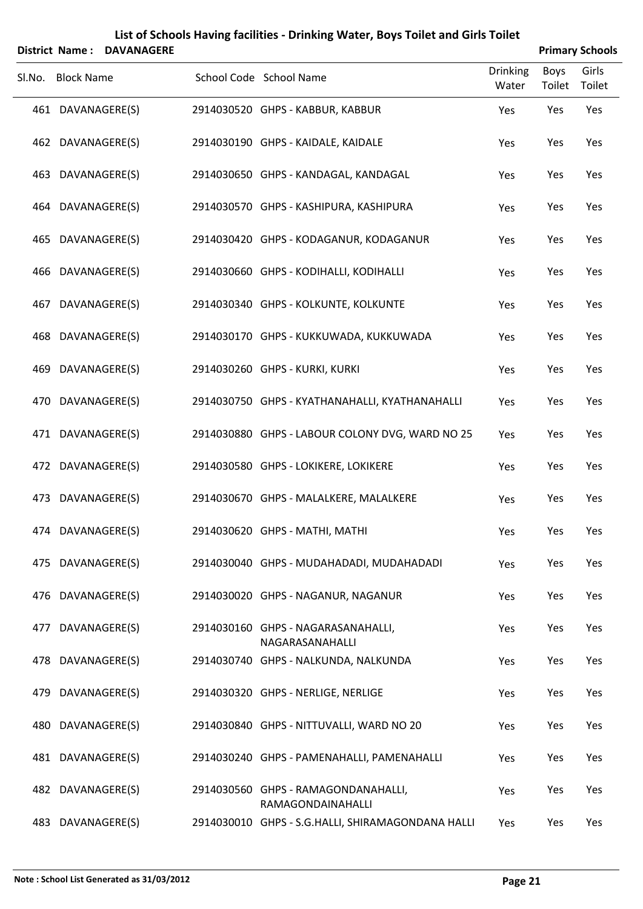# List of Schools Having facilities - Drinking Water, Boys Toilet and Girls Toilet

**District Name : DAVANAGERE** | **Primary Schools**

| Sl.No. | Block Name | School Code | School Name | Drinking Water | Boys Toilet | Girls Toilet |
|---|---|---|---|---|---|---|
| 461 | DAVANAGERE(S) | 2914030520 | GHPS - KABBUR, KABBUR | Yes | Yes | Yes |
| 462 | DAVANAGERE(S) | 2914030190 | GHPS - KAIDALE, KAIDALE | Yes | Yes | Yes |
| 463 | DAVANAGERE(S) | 2914030650 | GHPS - KANDAGAL, KANDAGAL | Yes | Yes | Yes |
| 464 | DAVANAGERE(S) | 2914030570 | GHPS - KASHIPURA, KASHIPURA | Yes | Yes | Yes |
| 465 | DAVANAGERE(S) | 2914030420 | GHPS - KODAGANUR, KODAGANUR | Yes | Yes | Yes |
| 466 | DAVANAGERE(S) | 2914030660 | GHPS - KODIHALLI, KODIHALLI | Yes | Yes | Yes |
| 467 | DAVANAGERE(S) | 2914030340 | GHPS - KOLKUNTE, KOLKUNTE | Yes | Yes | Yes |
| 468 | DAVANAGERE(S) | 2914030170 | GHPS - KUKKUWADA, KUKKUWADA | Yes | Yes | Yes |
| 469 | DAVANAGERE(S) | 2914030260 | GHPS - KURKI, KURKI | Yes | Yes | Yes |
| 470 | DAVANAGERE(S) | 2914030750 | GHPS - KYATHANAHALLI, KYATHANAHALLI | Yes | Yes | Yes |
| 471 | DAVANAGERE(S) | 2914030880 | GHPS - LABOUR COLONY DVG, WARD NO 25 | Yes | Yes | Yes |
| 472 | DAVANAGERE(S) | 2914030580 | GHPS - LOKIKERE, LOKIKERE | Yes | Yes | Yes |
| 473 | DAVANAGERE(S) | 2914030670 | GHPS - MALALKERE, MALALKERE | Yes | Yes | Yes |
| 474 | DAVANAGERE(S) | 2914030620 | GHPS - MATHI, MATHI | Yes | Yes | Yes |
| 475 | DAVANAGERE(S) | 2914030040 | GHPS - MUDAHADADI, MUDAHADADI | Yes | Yes | Yes |
| 476 | DAVANAGERE(S) | 2914030020 | GHPS - NAGANUR, NAGANUR | Yes | Yes | Yes |
| 477 | DAVANAGERE(S) | 2914030160 | GHPS - NAGARASANAHALLI, NAGARASANAHALLI | Yes | Yes | Yes |
| 478 | DAVANAGERE(S) | 2914030740 | GHPS - NALKUNDA, NALKUNDA | Yes | Yes | Yes |
| 479 | DAVANAGERE(S) | 2914030320 | GHPS - NERLIGE, NERLIGE | Yes | Yes | Yes |
| 480 | DAVANAGERE(S) | 2914030840 | GHPS - NITTUVALLI, WARD NO 20 | Yes | Yes | Yes |
| 481 | DAVANAGERE(S) | 2914030240 | GHPS - PAMENAHALLI, PAMENAHALLI | Yes | Yes | Yes |
| 482 | DAVANAGERE(S) | 2914030560 | GHPS - RAMAGONDANAHALLI, RAMAGONDAINAHALLI | Yes | Yes | Yes |
| 483 | DAVANAGERE(S) | 2914030010 | GHPS - S.G.HALLI, SHIRAMAGONDANA HALLI | Yes | Yes | Yes |

**Note : School List Generated as 31/03/2012**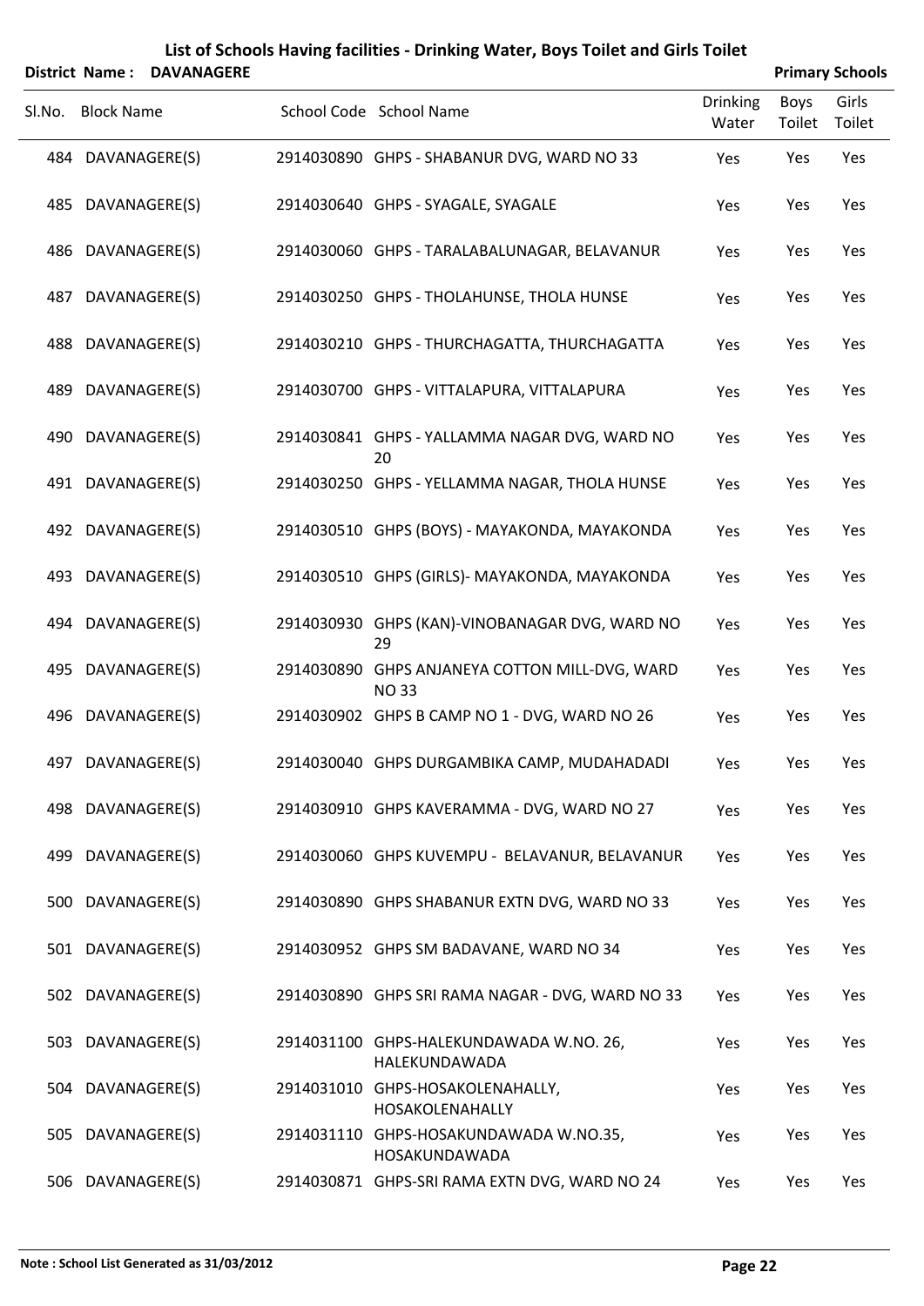# List of Schools Having facilities - Drinking Water, Boys Toilet and Girls Toilet

**District Name : DAVANAGERE** **Primary Schools**

| Sl.No. | Block Name | School Code | School Name | Drinking Water | Boys Toilet | Girls Toilet |
|---|---|---|---|---|---|---|
| 484 | DAVANAGERE(S) | 2914030890 | GHPS - SHABANUR DVG, WARD NO 33 | Yes | Yes | Yes |
| 485 | DAVANAGERE(S) | 2914030640 | GHPS - SYAGALE, SYAGALE | Yes | Yes | Yes |
| 486 | DAVANAGERE(S) | 2914030060 | GHPS - TARALABALUNAGAR, BELAVANUR | Yes | Yes | Yes |
| 487 | DAVANAGERE(S) | 2914030250 | GHPS - THOLAHUNSE, THOLA HUNSE | Yes | Yes | Yes |
| 488 | DAVANAGERE(S) | 2914030210 | GHPS - THURCHAGATTA, THURCHAGATTA | Yes | Yes | Yes |
| 489 | DAVANAGERE(S) | 2914030700 | GHPS - VITTALAPURA, VITTALAPURA | Yes | Yes | Yes |
| 490 | DAVANAGERE(S) | 2914030841 | GHPS - YALLAMMA NAGAR DVG, WARD NO 20 | Yes | Yes | Yes |
| 491 | DAVANAGERE(S) | 2914030250 | GHPS - YELLAMMA NAGAR, THOLA HUNSE | Yes | Yes | Yes |
| 492 | DAVANAGERE(S) | 2914030510 | GHPS (BOYS) - MAYAKONDA, MAYAKONDA | Yes | Yes | Yes |
| 493 | DAVANAGERE(S) | 2914030510 | GHPS (GIRLS)- MAYAKONDA, MAYAKONDA | Yes | Yes | Yes |
| 494 | DAVANAGERE(S) | 2914030930 | GHPS (KAN)-VINOBANAGAR DVG, WARD NO 29 | Yes | Yes | Yes |
| 495 | DAVANAGERE(S) | 2914030890 | GHPS ANJANEYA COTTON MILL-DVG, WARD NO 33 | Yes | Yes | Yes |
| 496 | DAVANAGERE(S) | 2914030902 | GHPS B CAMP NO 1 - DVG, WARD NO 26 | Yes | Yes | Yes |
| 497 | DAVANAGERE(S) | 2914030040 | GHPS DURGAMBIKA CAMP, MUDAHADADI | Yes | Yes | Yes |
| 498 | DAVANAGERE(S) | 2914030910 | GHPS KAVERAMMA - DVG, WARD NO 27 | Yes | Yes | Yes |
| 499 | DAVANAGERE(S) | 2914030060 | GHPS KUVEMPU - BELAVANUR, BELAVANUR | Yes | Yes | Yes |
| 500 | DAVANAGERE(S) | 2914030890 | GHPS SHABANUR EXTN DVG, WARD NO 33 | Yes | Yes | Yes |
| 501 | DAVANAGERE(S) | 2914030952 | GHPS SM BADAVANE, WARD NO 34 | Yes | Yes | Yes |
| 502 | DAVANAGERE(S) | 2914030890 | GHPS SRI RAMA NAGAR - DVG, WARD NO 33 | Yes | Yes | Yes |
| 503 | DAVANAGERE(S) | 2914031100 | GHPS-HALEKUNDAWADA W.NO. 26, HALEKUNDAWADA | Yes | Yes | Yes |
| 504 | DAVANAGERE(S) | 2914031010 | GHPS-HOSAKOLENAHALLY, HOSAKOLENAHALLY | Yes | Yes | Yes |
| 505 | DAVANAGERE(S) | 2914031110 | GHPS-HOSAKUNDAWADA W.NO.35, HOSAKUNDAWADA | Yes | Yes | Yes |
| 506 | DAVANAGERE(S) | 2914030871 | GHPS-SRI RAMA EXTN DVG, WARD NO 24 | Yes | Yes | Yes |

**Note : School List Generated as 31/03/2012**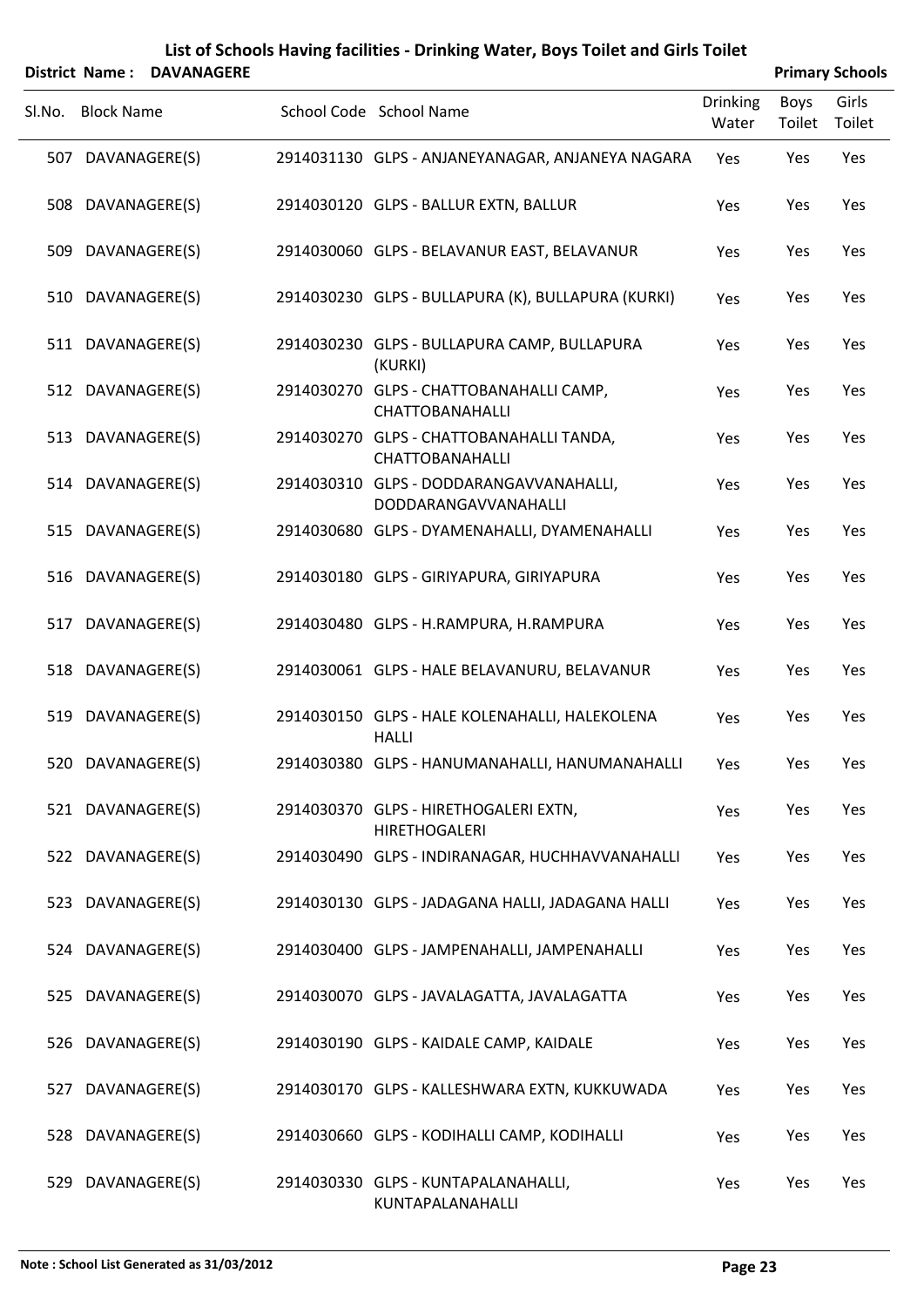# List of Schools Having facilities - Drinking Water, Boys Toilet and Girls Toilet

**District Name : DAVANAGERE** **Primary Schools**

| Sl.No. | Block Name | School Code | School Name | Drinking Water | Boys Toilet | Girls Toilet |
|---|---|---|---|---|---|---|
| 507 | DAVANAGERE(S) | 2914031130 | GLPS - ANJANEYANAGAR, ANJANEYA NAGARA | Yes | Yes | Yes |
| 508 | DAVANAGERE(S) | 2914030120 | GLPS - BALLUR EXTN, BALLUR | Yes | Yes | Yes |
| 509 | DAVANAGERE(S) | 2914030060 | GLPS - BELAVANUR EAST, BELAVANUR | Yes | Yes | Yes |
| 510 | DAVANAGERE(S) | 2914030230 | GLPS - BULLAPURA (K), BULLAPURA (KURKI) | Yes | Yes | Yes |
| 511 | DAVANAGERE(S) | 2914030230 | GLPS - BULLAPURA CAMP, BULLAPURA (KURKI) | Yes | Yes | Yes |
| 512 | DAVANAGERE(S) | 2914030270 | GLPS - CHATTOBANAHALLI CAMP, CHATTOBANAHALLI | Yes | Yes | Yes |
| 513 | DAVANAGERE(S) | 2914030270 | GLPS - CHATTOBANAHALLI TANDA, CHATTOBANAHALLI | Yes | Yes | Yes |
| 514 | DAVANAGERE(S) | 2914030310 | GLPS - DODDARANGAVVANAHALLI, DODDARANGAVVANAHALLI | Yes | Yes | Yes |
| 515 | DAVANAGERE(S) | 2914030680 | GLPS - DYAMENAHALLI, DYAMENAHALLI | Yes | Yes | Yes |
| 516 | DAVANAGERE(S) | 2914030180 | GLPS - GIRIYAPURA, GIRIYAPURA | Yes | Yes | Yes |
| 517 | DAVANAGERE(S) | 2914030480 | GLPS - H.RAMPURA, H.RAMPURA | Yes | Yes | Yes |
| 518 | DAVANAGERE(S) | 2914030061 | GLPS - HALE BELAVANURU, BELAVANUR | Yes | Yes | Yes |
| 519 | DAVANAGERE(S) | 2914030150 | GLPS - HALE KOLENAHALLI, HALEKOLENA HALLI | Yes | Yes | Yes |
| 520 | DAVANAGERE(S) | 2914030380 | GLPS - HANUMANAHALLI, HANUMANAHALLI | Yes | Yes | Yes |
| 521 | DAVANAGERE(S) | 2914030370 | GLPS - HIRETHOGALERI EXTN, HIRETHOGALERI | Yes | Yes | Yes |
| 522 | DAVANAGERE(S) | 2914030490 | GLPS - INDIRANAGAR, HUCHHAVVANAHALLI | Yes | Yes | Yes |
| 523 | DAVANAGERE(S) | 2914030130 | GLPS - JADAGANA HALLI, JADAGANA HALLI | Yes | Yes | Yes |
| 524 | DAVANAGERE(S) | 2914030400 | GLPS - JAMPENAHALLI, JAMPENAHALLI | Yes | Yes | Yes |
| 525 | DAVANAGERE(S) | 2914030070 | GLPS - JAVALAGATTA, JAVALAGATTA | Yes | Yes | Yes |
| 526 | DAVANAGERE(S) | 2914030190 | GLPS - KAIDALE CAMP, KAIDALE | Yes | Yes | Yes |
| 527 | DAVANAGERE(S) | 2914030170 | GLPS - KALLESHWARA EXTN, KUKKUWADA | Yes | Yes | Yes |
| 528 | DAVANAGERE(S) | 2914030660 | GLPS - KODIHALLI CAMP, KODIHALLI | Yes | Yes | Yes |
| 529 | DAVANAGERE(S) | 2914030330 | GLPS - KUNTAPALANAHALLI, KUNTAPALANAHALLI | Yes | Yes | Yes |

**Note : School List Generated as 31/03/2012**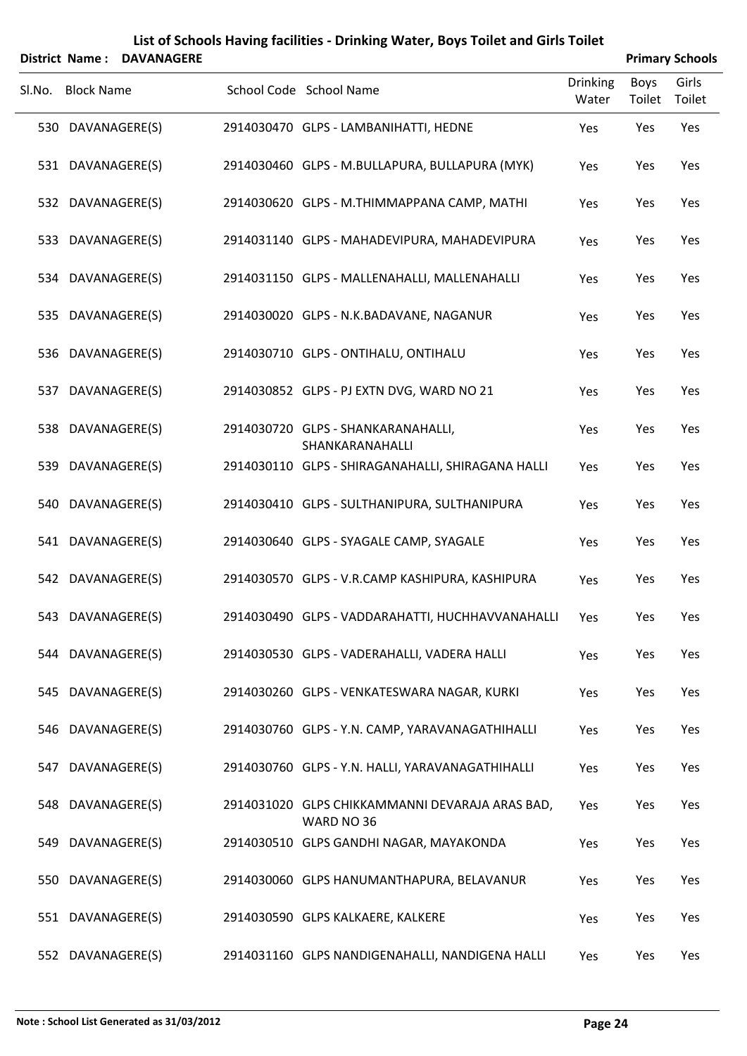# List of Schools Having facilities - Drinking Water, Boys Toilet and Girls Toilet

**District Name : DAVANAGERE** | **Primary Schools**

| Sl.No. | Block Name | School Code | School Name | Drinking Water | Boys Toilet | Girls Toilet |
|---|---|---|---|---|---|---|
| 530 | DAVANAGERE(S) | 2914030470 | GLPS - LAMBANIHATTI, HEDNE | Yes | Yes | Yes |
| 531 | DAVANAGERE(S) | 2914030460 | GLPS - M.BULLAPURA, BULLAPURA (MYK) | Yes | Yes | Yes |
| 532 | DAVANAGERE(S) | 2914030620 | GLPS - M.THIMMAPPANA CAMP, MATHI | Yes | Yes | Yes |
| 533 | DAVANAGERE(S) | 2914031140 | GLPS - MAHADEVIPURA, MAHADEVIPURA | Yes | Yes | Yes |
| 534 | DAVANAGERE(S) | 2914031150 | GLPS - MALLENAHALLI, MALLENAHALLI | Yes | Yes | Yes |
| 535 | DAVANAGERE(S) | 2914030020 | GLPS - N.K.BADAVANE, NAGANUR | Yes | Yes | Yes |
| 536 | DAVANAGERE(S) | 2914030710 | GLPS - ONTIHALU, ONTIHALU | Yes | Yes | Yes |
| 537 | DAVANAGERE(S) | 2914030852 | GLPS - PJ EXTN DVG, WARD NO 21 | Yes | Yes | Yes |
| 538 | DAVANAGERE(S) | 2914030720 | GLPS - SHANKARANAHALLI, SHANKARANAHALLI | Yes | Yes | Yes |
| 539 | DAVANAGERE(S) | 2914030110 | GLPS - SHIRAGANAHALLI, SHIRAGANA HALLI | Yes | Yes | Yes |
| 540 | DAVANAGERE(S) | 2914030410 | GLPS - SULTHANIPURA, SULTHANIPURA | Yes | Yes | Yes |
| 541 | DAVANAGERE(S) | 2914030640 | GLPS - SYAGALE CAMP, SYAGALE | Yes | Yes | Yes |
| 542 | DAVANAGERE(S) | 2914030570 | GLPS - V.R.CAMP KASHIPURA, KASHIPURA | Yes | Yes | Yes |
| 543 | DAVANAGERE(S) | 2914030490 | GLPS - VADDARAHATTI, HUCHHAVVANAHALLI | Yes | Yes | Yes |
| 544 | DAVANAGERE(S) | 2914030530 | GLPS - VADERAHALLI, VADERA HALLI | Yes | Yes | Yes |
| 545 | DAVANAGERE(S) | 2914030260 | GLPS - VENKATESWARA NAGAR, KURKI | Yes | Yes | Yes |
| 546 | DAVANAGERE(S) | 2914030760 | GLPS - Y.N. CAMP, YARAVANAGATHIHALLI | Yes | Yes | Yes |
| 547 | DAVANAGERE(S) | 2914030760 | GLPS - Y.N. HALLI, YARAVANAGATHIHALLI | Yes | Yes | Yes |
| 548 | DAVANAGERE(S) | 2914031020 | GLPS CHIKKAMMANNI DEVARAJA ARAS BAD, WARD NO 36 | Yes | Yes | Yes |
| 549 | DAVANAGERE(S) | 2914030510 | GLPS GANDHI NAGAR, MAYAKONDA | Yes | Yes | Yes |
| 550 | DAVANAGERE(S) | 2914030060 | GLPS HANUMANTHAPURA, BELAVANUR | Yes | Yes | Yes |
| 551 | DAVANAGERE(S) | 2914030590 | GLPS KALKAERE, KALKERE | Yes | Yes | Yes |
| 552 | DAVANAGERE(S) | 2914031160 | GLPS NANDIGENAHALLI, NANDIGENA HALLI | Yes | Yes | Yes |

**Note : School List Generated as 31/03/2012**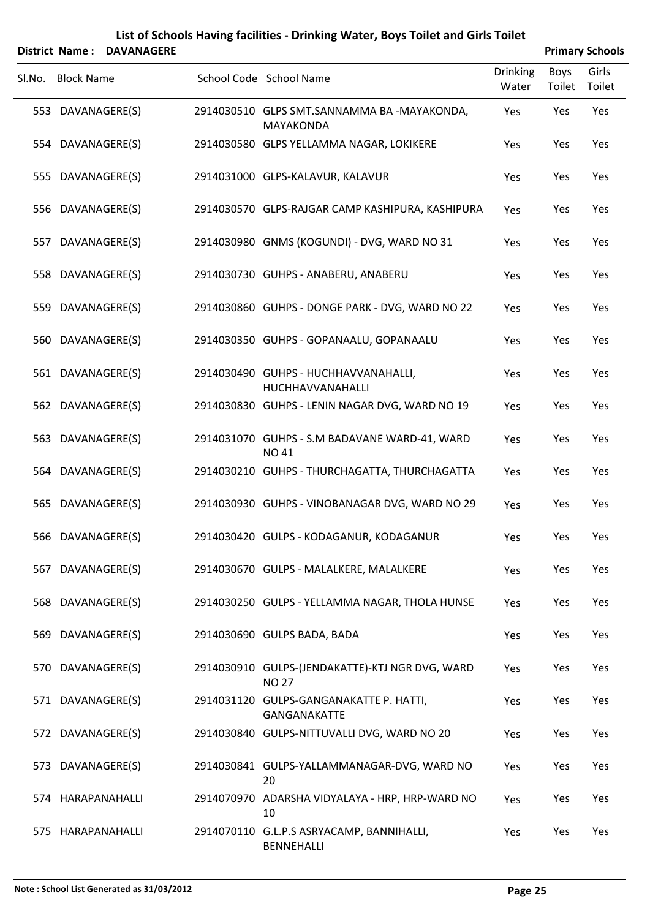# List of Schools Having facilities - Drinking Water, Boys Toilet and Girls Toilet

**District Name : DAVANAGERE** **Primary Schools**

| Sl.No. | Block Name | School Code | School Name | Drinking Water | Boys Toilet | Girls Toilet |
|---|---|---|---|---|---|---|
| 553 | DAVANAGERE(S) | 2914030510 | GLPS SMT.SANNAMMA BA -MAYAKONDA, MAYAKONDA | Yes | Yes | Yes |
| 554 | DAVANAGERE(S) | 2914030580 | GLPS YELLAMMA NAGAR, LOKIKERE | Yes | Yes | Yes |
| 555 | DAVANAGERE(S) | 2914031000 | GLPS-KALAVUR, KALAVUR | Yes | Yes | Yes |
| 556 | DAVANAGERE(S) | 2914030570 | GLPS-RAJGAR CAMP KASHIPURA, KASHIPURA | Yes | Yes | Yes |
| 557 | DAVANAGERE(S) | 2914030980 | GNMS (KOGUNDI) - DVG, WARD NO 31 | Yes | Yes | Yes |
| 558 | DAVANAGERE(S) | 2914030730 | GUHPS - ANABERU, ANABERU | Yes | Yes | Yes |
| 559 | DAVANAGERE(S) | 2914030860 | GUHPS - DONGE PARK - DVG, WARD NO 22 | Yes | Yes | Yes |
| 560 | DAVANAGERE(S) | 2914030350 | GUHPS - GOPANAALU, GOPANAALU | Yes | Yes | Yes |
| 561 | DAVANAGERE(S) | 2914030490 | GUHPS - HUCHHAVVANAHALLI, HUCHHAVVANAHALLI | Yes | Yes | Yes |
| 562 | DAVANAGERE(S) | 2914030830 | GUHPS - LENIN NAGAR DVG, WARD NO 19 | Yes | Yes | Yes |
| 563 | DAVANAGERE(S) | 2914031070 | GUHPS - S.M BADAVANE WARD-41, WARD NO 41 | Yes | Yes | Yes |
| 564 | DAVANAGERE(S) | 2914030210 | GUHPS - THURCHAGATTA, THURCHAGATTA | Yes | Yes | Yes |
| 565 | DAVANAGERE(S) | 2914030930 | GUHPS - VINOBANAGAR DVG, WARD NO 29 | Yes | Yes | Yes |
| 566 | DAVANAGERE(S) | 2914030420 | GULPS - KODAGANUR, KODAGANUR | Yes | Yes | Yes |
| 567 | DAVANAGERE(S) | 2914030670 | GULPS - MALALKERE, MALALKERE | Yes | Yes | Yes |
| 568 | DAVANAGERE(S) | 2914030250 | GULPS - YELLAMMA NAGAR, THOLA HUNSE | Yes | Yes | Yes |
| 569 | DAVANAGERE(S) | 2914030690 | GULPS BADA, BADA | Yes | Yes | Yes |
| 570 | DAVANAGERE(S) | 2914030910 | GULPS-(JENDAKATTE)-KTJ NGR DVG, WARD NO 27 | Yes | Yes | Yes |
| 571 | DAVANAGERE(S) | 2914031120 | GULPS-GANGANAKATTE P. HATTI, GANGANAKATTE | Yes | Yes | Yes |
| 572 | DAVANAGERE(S) | 2914030840 | GULPS-NITTUVALLI DVG, WARD NO 20 | Yes | Yes | Yes |
| 573 | DAVANAGERE(S) | 2914030841 | GULPS-YALLAMMANAGAR-DVG, WARD NO 20 | Yes | Yes | Yes |
| 574 | HARAPANAHALLI | 2914070970 | ADARSHA VIDYALAYA - HRP, HRP-WARD NO 10 | Yes | Yes | Yes |
| 575 | HARAPANAHALLI | 2914070110 | G.L.P.S ASRYACAMP, BANNIHALLI, BENNEHALLI | Yes | Yes | Yes |

**Note : School List Generated as 31/03/2012**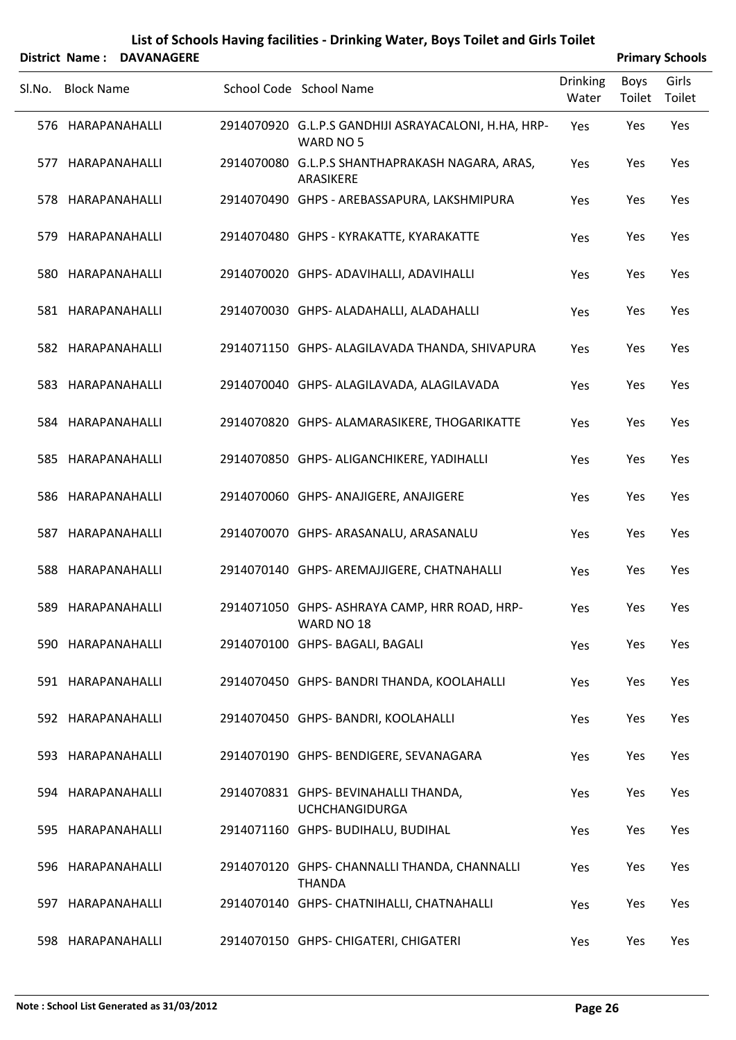# List of Schools Having facilities - Drinking Water, Boys Toilet and Girls Toilet

**District Name : DAVANAGERE** **Primary Schools**

| Sl.No. | Block Name | School Code | School Name | Drinking Water | Boys Toilet | Girls Toilet |
|---|---|---|---|---|---|---|
| 576 | HARAPANAHALLI | 2914070920 | G.L.P.S GANDHIJI ASRAYACALONI, H.HA, HRP-WARD NO 5 | Yes | Yes | Yes |
| 577 | HARAPANAHALLI | 2914070080 | G.L.P.S SHANTHAPRAKASH NAGARA, ARAS, ARASIKERE | Yes | Yes | Yes |
| 578 | HARAPANAHALLI | 2914070490 | GHPS - AREBASSAPURA, LAKSHMIPURA | Yes | Yes | Yes |
| 579 | HARAPANAHALLI | 2914070480 | GHPS - KYRAKATTE, KYARAKATTE | Yes | Yes | Yes |
| 580 | HARAPANAHALLI | 2914070020 | GHPS- ADAVIHALLI, ADAVIHALLI | Yes | Yes | Yes |
| 581 | HARAPANAHALLI | 2914070030 | GHPS- ALADAHALLI, ALADAHALLI | Yes | Yes | Yes |
| 582 | HARAPANAHALLI | 2914071150 | GHPS- ALAGILAVADA THANDA, SHIVAPURA | Yes | Yes | Yes |
| 583 | HARAPANAHALLI | 2914070040 | GHPS- ALAGILAVADA, ALAGILAVADA | Yes | Yes | Yes |
| 584 | HARAPANAHALLI | 2914070820 | GHPS- ALAMARASIKERE, THOGARIKATTE | Yes | Yes | Yes |
| 585 | HARAPANAHALLI | 2914070850 | GHPS- ALIGANCHIKERE, YADIHALLI | Yes | Yes | Yes |
| 586 | HARAPANAHALLI | 2914070060 | GHPS- ANAJIGERE, ANAJIGERE | Yes | Yes | Yes |
| 587 | HARAPANAHALLI | 2914070070 | GHPS- ARASANALU, ARASANALU | Yes | Yes | Yes |
| 588 | HARAPANAHALLI | 2914070140 | GHPS- AREMAJJIGERE, CHATNAHALLI | Yes | Yes | Yes |
| 589 | HARAPANAHALLI | 2914071050 | GHPS- ASHRAYA CAMP, HRR ROAD, HRP-WARD NO 18 | Yes | Yes | Yes |
| 590 | HARAPANAHALLI | 2914070100 | GHPS- BAGALI, BAGALI | Yes | Yes | Yes |
| 591 | HARAPANAHALLI | 2914070450 | GHPS- BANDRI THANDA, KOOLAHALLI | Yes | Yes | Yes |
| 592 | HARAPANAHALLI | 2914070450 | GHPS- BANDRI, KOOLAHALLI | Yes | Yes | Yes |
| 593 | HARAPANAHALLI | 2914070190 | GHPS- BENDIGERE, SEVANAGARA | Yes | Yes | Yes |
| 594 | HARAPANAHALLI | 2914070831 | GHPS- BEVINAHALLI THANDA, UCHCHANGIDURGA | Yes | Yes | Yes |
| 595 | HARAPANAHALLI | 2914071160 | GHPS- BUDIHALU, BUDIHAL | Yes | Yes | Yes |
| 596 | HARAPANAHALLI | 2914070120 | GHPS- CHANNALLI THANDA, CHANNALLI THANDA | Yes | Yes | Yes |
| 597 | HARAPANAHALLI | 2914070140 | GHPS- CHATNIHALLI, CHATNAHALLI | Yes | Yes | Yes |
| 598 | HARAPANAHALLI | 2914070150 | GHPS- CHIGATERI, CHIGATERI | Yes | Yes | Yes |

**Note : School List Generated as 31/03/2012**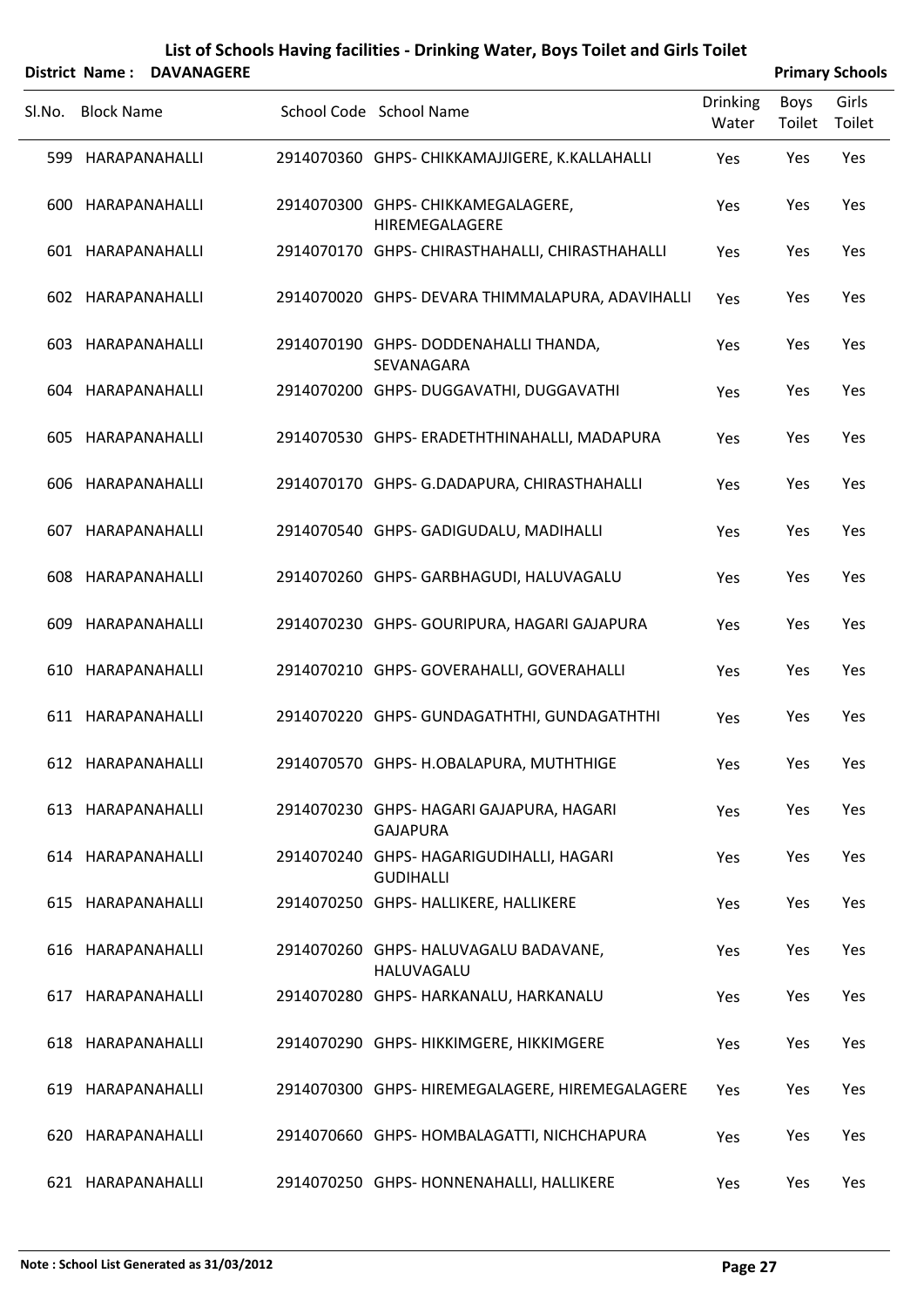# List of Schools Having facilities - Drinking Water, Boys Toilet and Girls Toilet

**District Name : DAVANAGERE** **Primary Schools**

| Sl.No. | Block Name | School Code | School Name | Drinking Water | Boys Toilet | Girls Toilet |
|---|---|---|---|---|---|---|
| 599 | HARAPANAHALLI | 2914070360 | GHPS- CHIKKAMAJJIGERE, K.KALLAHALLI | Yes | Yes | Yes |
| 600 | HARAPANAHALLI | 2914070300 | GHPS- CHIKKAMEGALAGERE, HIREMEGALAGERE | Yes | Yes | Yes |
| 601 | HARAPANAHALLI | 2914070170 | GHPS- CHIRASTHAHALLI, CHIRASTHAHALLI | Yes | Yes | Yes |
| 602 | HARAPANAHALLI | 2914070020 | GHPS- DEVARA THIMMALAPURA, ADAVIHALLI | Yes | Yes | Yes |
| 603 | HARAPANAHALLI | 2914070190 | GHPS- DODDENAHALLI THANDA, SEVANAGARA | Yes | Yes | Yes |
| 604 | HARAPANAHALLI | 2914070200 | GHPS- DUGGAVATHI, DUGGAVATHI | Yes | Yes | Yes |
| 605 | HARAPANAHALLI | 2914070530 | GHPS- ERADETHTHINAHALLI, MADAPURA | Yes | Yes | Yes |
| 606 | HARAPANAHALLI | 2914070170 | GHPS- G.DADAPURA, CHIRASTHAHALLI | Yes | Yes | Yes |
| 607 | HARAPANAHALLI | 2914070540 | GHPS- GADIGUDALU, MADIHALLI | Yes | Yes | Yes |
| 608 | HARAPANAHALLI | 2914070260 | GHPS- GARBHAGUDI, HALUVAGALU | Yes | Yes | Yes |
| 609 | HARAPANAHALLI | 2914070230 | GHPS- GOURIPURA, HAGARI GAJAPURA | Yes | Yes | Yes |
| 610 | HARAPANAHALLI | 2914070210 | GHPS- GOVERAHALLI, GOVERAHALLI | Yes | Yes | Yes |
| 611 | HARAPANAHALLI | 2914070220 | GHPS- GUNDAGATHTHI, GUNDAGATHTHI | Yes | Yes | Yes |
| 612 | HARAPANAHALLI | 2914070570 | GHPS- H.OBALAPURA, MUTHTHIGE | Yes | Yes | Yes |
| 613 | HARAPANAHALLI | 2914070230 | GHPS- HAGARI GAJAPURA, HAGARI GAJAPURA | Yes | Yes | Yes |
| 614 | HARAPANAHALLI | 2914070240 | GHPS- HAGARIGUDIHALLI, HAGARI GUDIHALLI | Yes | Yes | Yes |
| 615 | HARAPANAHALLI | 2914070250 | GHPS- HALLIKERE, HALLIKERE | Yes | Yes | Yes |
| 616 | HARAPANAHALLI | 2914070260 | GHPS- HALUVAGALU BADAVANE, HALUVAGALU | Yes | Yes | Yes |
| 617 | HARAPANAHALLI | 2914070280 | GHPS- HARKANALU, HARKANALU | Yes | Yes | Yes |
| 618 | HARAPANAHALLI | 2914070290 | GHPS- HIKKIMGERE, HIKKIMGERE | Yes | Yes | Yes |
| 619 | HARAPANAHALLI | 2914070300 | GHPS- HIREMEGALAGERE, HIREMEGALAGERE | Yes | Yes | Yes |
| 620 | HARAPANAHALLI | 2914070660 | GHPS- HOMBALAGATTI, NICHCHAPURA | Yes | Yes | Yes |
| 621 | HARAPANAHALLI | 2914070250 | GHPS- HONNENAHALLI, HALLIKERE | Yes | Yes | Yes |

**Note : School List Generated as 31/03/2012**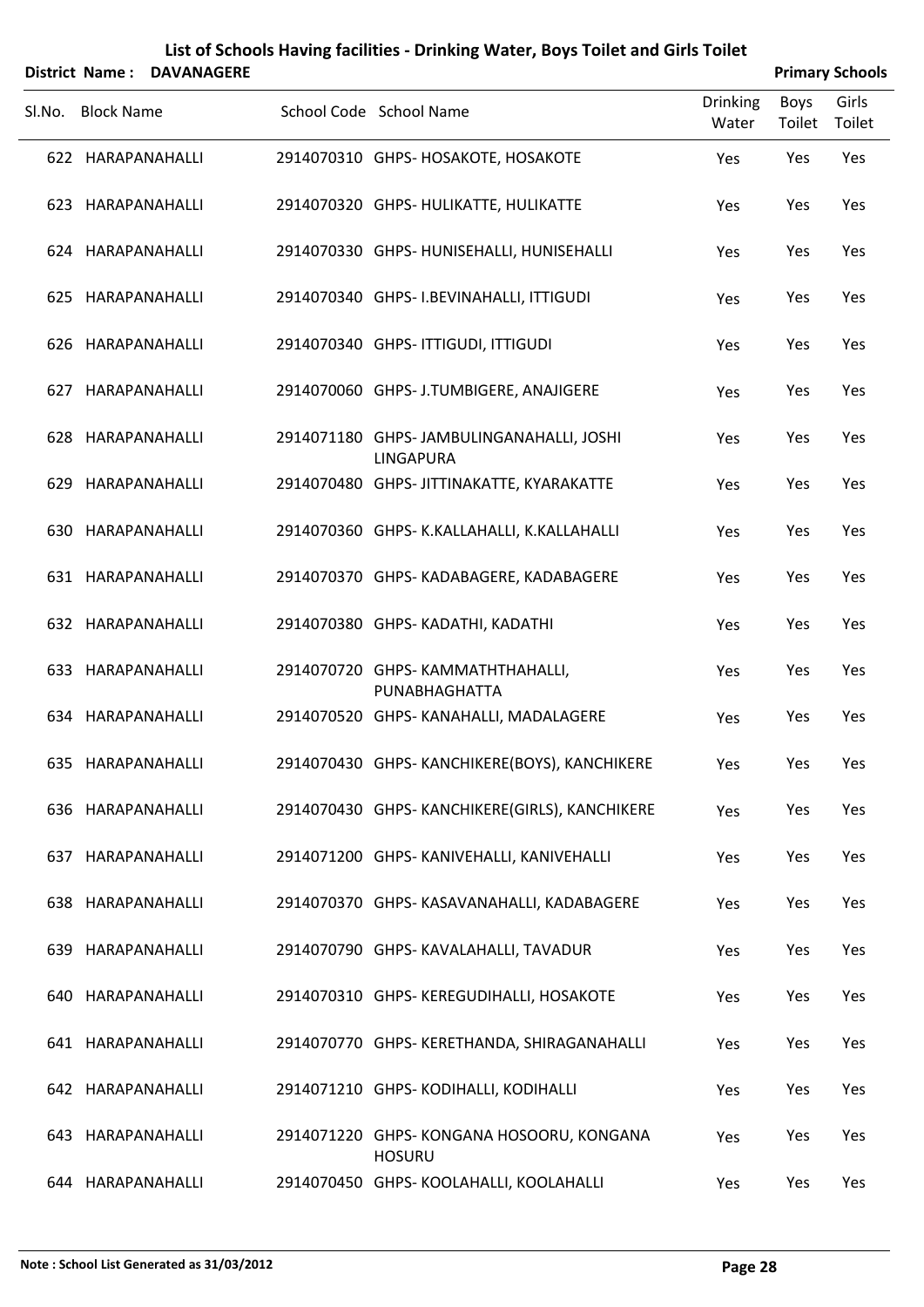# List of Schools Having facilities - Drinking Water, Boys Toilet and Girls Toilet

**District Name : DAVANAGERE** **Primary Schools**

| Sl.No. | Block Name | School Code | School Name | Drinking Water | Boys Toilet | Girls Toilet |
|---|---|---|---|---|---|---|
| 622 | HARAPANAHALLI | 2914070310 | GHPS- HOSAKOTE, HOSAKOTE | Yes | Yes | Yes |
| 623 | HARAPANAHALLI | 2914070320 | GHPS- HULIKATTE, HULIKATTE | Yes | Yes | Yes |
| 624 | HARAPANAHALLI | 2914070330 | GHPS- HUNISEHALLI, HUNISEHALLI | Yes | Yes | Yes |
| 625 | HARAPANAHALLI | 2914070340 | GHPS- I.BEVINAHALLI, ITTIGUDI | Yes | Yes | Yes |
| 626 | HARAPANAHALLI | 2914070340 | GHPS- ITTIGUDI, ITTIGUDI | Yes | Yes | Yes |
| 627 | HARAPANAHALLI | 2914070060 | GHPS- J.TUMBIGERE, ANAJIGERE | Yes | Yes | Yes |
| 628 | HARAPANAHALLI | 2914071180 | GHPS- JAMBULINGANAHALLI, JOSHI LINGAPURA | Yes | Yes | Yes |
| 629 | HARAPANAHALLI | 2914070480 | GHPS- JITTINAKATTE, KYARAKATTE | Yes | Yes | Yes |
| 630 | HARAPANAHALLI | 2914070360 | GHPS- K.KALLAHALLI, K.KALLAHALLI | Yes | Yes | Yes |
| 631 | HARAPANAHALLI | 2914070370 | GHPS- KADABAGERE, KADABAGERE | Yes | Yes | Yes |
| 632 | HARAPANAHALLI | 2914070380 | GHPS- KADATHI, KADATHI | Yes | Yes | Yes |
| 633 | HARAPANAHALLI | 2914070720 | GHPS- KAMMATHTHAHALLI, PUNABHAGHATTA | Yes | Yes | Yes |
| 634 | HARAPANAHALLI | 2914070520 | GHPS- KANAHALLI, MADALAGERE | Yes | Yes | Yes |
| 635 | HARAPANAHALLI | 2914070430 | GHPS- KANCHIKERE(BOYS), KANCHIKERE | Yes | Yes | Yes |
| 636 | HARAPANAHALLI | 2914070430 | GHPS- KANCHIKERE(GIRLS), KANCHIKERE | Yes | Yes | Yes |
| 637 | HARAPANAHALLI | 2914071200 | GHPS- KANIVEHALLI, KANIVEHALLI | Yes | Yes | Yes |
| 638 | HARAPANAHALLI | 2914070370 | GHPS- KASAVANAHALLI, KADABAGERE | Yes | Yes | Yes |
| 639 | HARAPANAHALLI | 2914070790 | GHPS- KAVALAHALLI, TAVADUR | Yes | Yes | Yes |
| 640 | HARAPANAHALLI | 2914070310 | GHPS- KEREGUDIHALLI, HOSAKOTE | Yes | Yes | Yes |
| 641 | HARAPANAHALLI | 2914070770 | GHPS- KERETHANDA, SHIRAGANAHALLI | Yes | Yes | Yes |
| 642 | HARAPANAHALLI | 2914071210 | GHPS- KODIHALLI, KODIHALLI | Yes | Yes | Yes |
| 643 | HARAPANAHALLI | 2914071220 | GHPS- KONGANA HOSOORU, KONGANA HOSURU | Yes | Yes | Yes |
| 644 | HARAPANAHALLI | 2914070450 | GHPS- KOOLAHALLI, KOOLAHALLI | Yes | Yes | Yes |

**Note : School List Generated as 31/03/2012**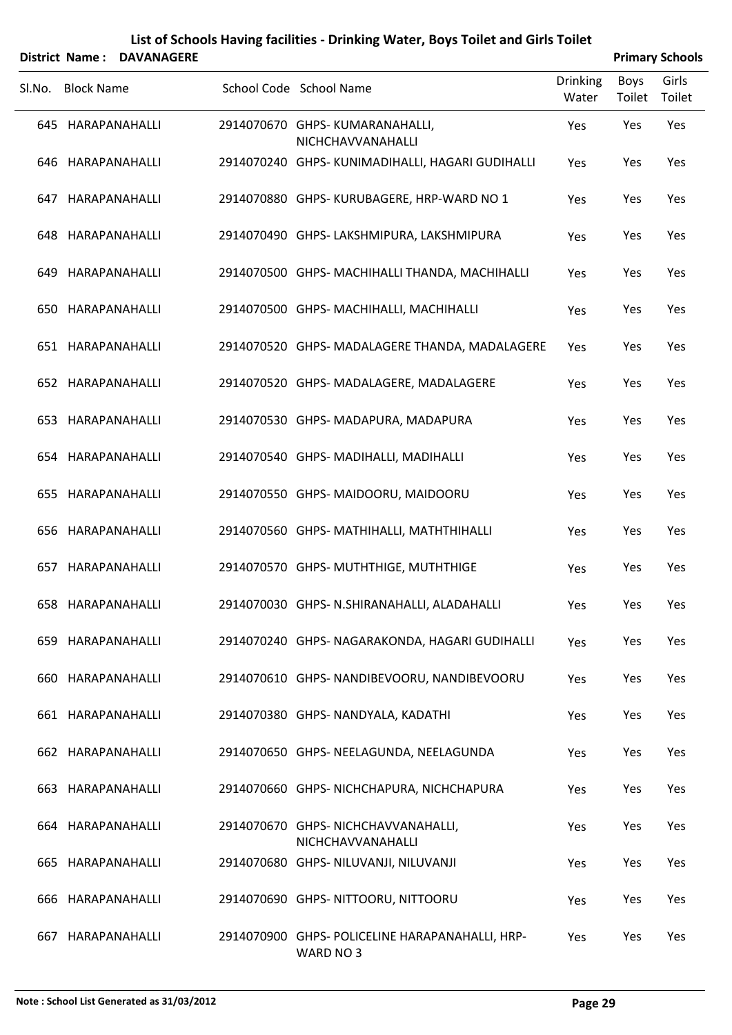# List of Schools Having facilities - Drinking Water, Boys Toilet and Girls Toilet

**District Name : DAVANAGERE** **Primary Schools**

| Sl.No. | Block Name | School Code | School Name | Drinking Water | Boys Toilet | Girls Toilet |
|---|---|---|---|---|---|---|
| 645 | HARAPANAHALLI | 2914070670 | GHPS- KUMARANAHALLI, NICHCHAVVANAHALLI | Yes | Yes | Yes |
| 646 | HARAPANAHALLI | 2914070240 | GHPS- KUNIMADIHALLI, HAGARI GUDIHALLI | Yes | Yes | Yes |
| 647 | HARAPANAHALLI | 2914070880 | GHPS- KURUBAGERE, HRP-WARD NO 1 | Yes | Yes | Yes |
| 648 | HARAPANAHALLI | 2914070490 | GHPS- LAKSHMIPURA, LAKSHMIPURA | Yes | Yes | Yes |
| 649 | HARAPANAHALLI | 2914070500 | GHPS- MACHIHALLI THANDA, MACHIHALLI | Yes | Yes | Yes |
| 650 | HARAPANAHALLI | 2914070500 | GHPS- MACHIHALLI, MACHIHALLI | Yes | Yes | Yes |
| 651 | HARAPANAHALLI | 2914070520 | GHPS- MADALAGERE THANDA, MADALAGERE | Yes | Yes | Yes |
| 652 | HARAPANAHALLI | 2914070520 | GHPS- MADALAGERE, MADALAGERE | Yes | Yes | Yes |
| 653 | HARAPANAHALLI | 2914070530 | GHPS- MADAPURA, MADAPURA | Yes | Yes | Yes |
| 654 | HARAPANAHALLI | 2914070540 | GHPS- MADIHALLI, MADIHALLI | Yes | Yes | Yes |
| 655 | HARAPANAHALLI | 2914070550 | GHPS- MAIDOORU, MAIDOORU | Yes | Yes | Yes |
| 656 | HARAPANAHALLI | 2914070560 | GHPS- MATHIHALLI, MATHTHIHALLI | Yes | Yes | Yes |
| 657 | HARAPANAHALLI | 2914070570 | GHPS- MUTHTHIGE, MUTHTHIGE | Yes | Yes | Yes |
| 658 | HARAPANAHALLI | 2914070030 | GHPS- N.SHIRANAHALLI, ALADAHALLI | Yes | Yes | Yes |
| 659 | HARAPANAHALLI | 2914070240 | GHPS- NAGARAKONDA, HAGARI GUDIHALLI | Yes | Yes | Yes |
| 660 | HARAPANAHALLI | 2914070610 | GHPS- NANDIBEVOORU, NANDIBEVOORU | Yes | Yes | Yes |
| 661 | HARAPANAHALLI | 2914070380 | GHPS- NANDYALA, KADATHI | Yes | Yes | Yes |
| 662 | HARAPANAHALLI | 2914070650 | GHPS- NEELAGUNDA, NEELAGUNDA | Yes | Yes | Yes |
| 663 | HARAPANAHALLI | 2914070660 | GHPS- NICHCHAPURA, NICHCHAPURA | Yes | Yes | Yes |
| 664 | HARAPANAHALLI | 2914070670 | GHPS- NICHCHAVVANAHALLI, NICHCHAVVANAHALLI | Yes | Yes | Yes |
| 665 | HARAPANAHALLI | 2914070680 | GHPS- NILUVANJI, NILUVANJI | Yes | Yes | Yes |
| 666 | HARAPANAHALLI | 2914070690 | GHPS- NITTOORU, NITTOORU | Yes | Yes | Yes |
| 667 | HARAPANAHALLI | 2914070900 | GHPS- POLICELINE HARAPANAHALLI, HRP-WARD NO 3 | Yes | Yes | Yes |

**Note : School List Generated as 31/03/2012**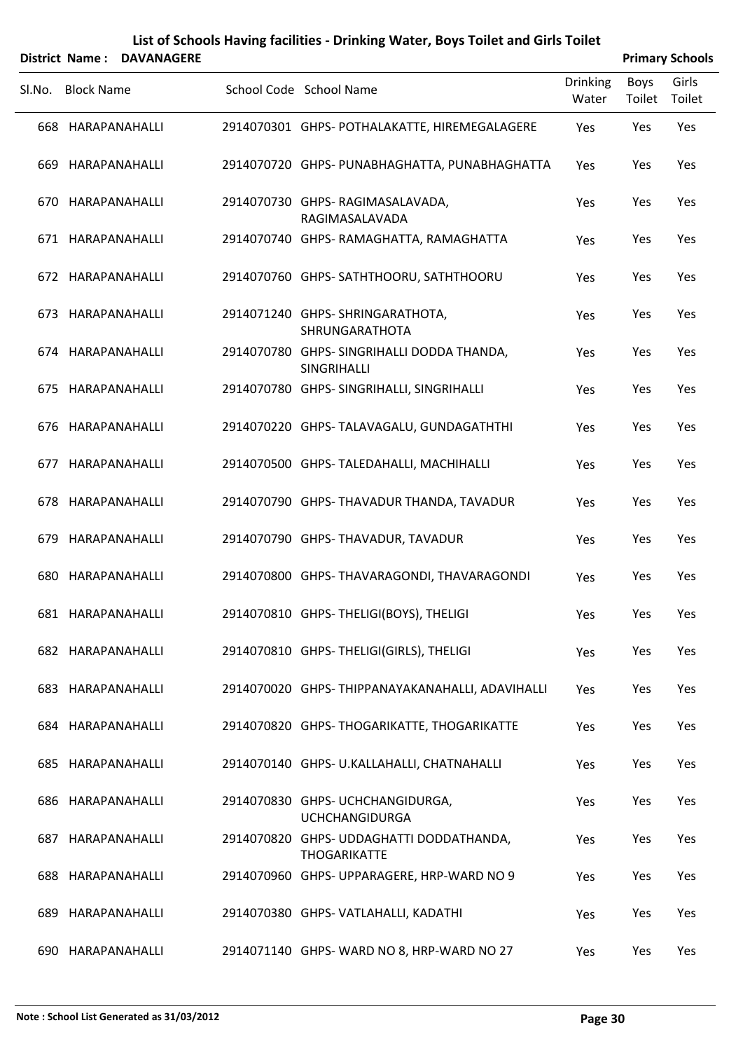# List of Schools Having facilities - Drinking Water, Boys Toilet and Girls Toilet

**District Name : DAVANAGERE** **Primary Schools**

| Sl.No. | Block Name | School Code | School Name | Drinking Water | Boys Toilet | Girls Toilet |
|---|---|---|---|---|---|---|
| 668 | HARAPANAHALLI | 2914070301 | GHPS- POTHALAKATTE, HIREMEGALAGERE | Yes | Yes | Yes |
| 669 | HARAPANAHALLI | 2914070720 | GHPS- PUNABHAGHATTA, PUNABHAGHATTA | Yes | Yes | Yes |
| 670 | HARAPANAHALLI | 2914070730 | GHPS- RAGIMASALAVADA, RAGIMASALAVADA | Yes | Yes | Yes |
| 671 | HARAPANAHALLI | 2914070740 | GHPS- RAMAGHATTA, RAMAGHATTA | Yes | Yes | Yes |
| 672 | HARAPANAHALLI | 2914070760 | GHPS- SATHTHOORU, SATHTHOORU | Yes | Yes | Yes |
| 673 | HARAPANAHALLI | 2914071240 | GHPS- SHRINGARATHOTA, SHRUNGARATHOTA | Yes | Yes | Yes |
| 674 | HARAPANAHALLI | 2914070780 | GHPS- SINGRIHALLI DODDA THANDA, SINGRIHALLI | Yes | Yes | Yes |
| 675 | HARAPANAHALLI | 2914070780 | GHPS- SINGRIHALLI, SINGRIHALLI | Yes | Yes | Yes |
| 676 | HARAPANAHALLI | 2914070220 | GHPS- TALAVAGALU, GUNDAGATHTHI | Yes | Yes | Yes |
| 677 | HARAPANAHALLI | 2914070500 | GHPS- TALEDAHALLI, MACHIHALLI | Yes | Yes | Yes |
| 678 | HARAPANAHALLI | 2914070790 | GHPS- THAVADUR THANDA, TAVADUR | Yes | Yes | Yes |
| 679 | HARAPANAHALLI | 2914070790 | GHPS- THAVADUR, TAVADUR | Yes | Yes | Yes |
| 680 | HARAPANAHALLI | 2914070800 | GHPS- THAVARAGONDI, THAVARAGONDI | Yes | Yes | Yes |
| 681 | HARAPANAHALLI | 2914070810 | GHPS- THELIGI(BOYS), THELIGI | Yes | Yes | Yes |
| 682 | HARAPANAHALLI | 2914070810 | GHPS- THELIGI(GIRLS), THELIGI | Yes | Yes | Yes |
| 683 | HARAPANAHALLI | 2914070020 | GHPS- THIPPANAYAKANAHALLI, ADAVIHALLI | Yes | Yes | Yes |
| 684 | HARAPANAHALLI | 2914070820 | GHPS- THOGARIKATTE, THOGARIKATTE | Yes | Yes | Yes |
| 685 | HARAPANAHALLI | 2914070140 | GHPS- U.KALLAHALLI, CHATNAHALLI | Yes | Yes | Yes |
| 686 | HARAPANAHALLI | 2914070830 | GHPS- UCHCHANGIDURGA, UCHCHANGIDURGA | Yes | Yes | Yes |
| 687 | HARAPANAHALLI | 2914070820 | GHPS- UDDAGHATTI DODDATHANDA, THOGARIKATTE | Yes | Yes | Yes |
| 688 | HARAPANAHALLI | 2914070960 | GHPS- UPPARAGERE, HRP-WARD NO 9 | Yes | Yes | Yes |
| 689 | HARAPANAHALLI | 2914070380 | GHPS- VATLAHALLI, KADATHI | Yes | Yes | Yes |
| 690 | HARAPANAHALLI | 2914071140 | GHPS- WARD NO 8, HRP-WARD NO 27 | Yes | Yes | Yes |

**Note : School List Generated as 31/03/2012**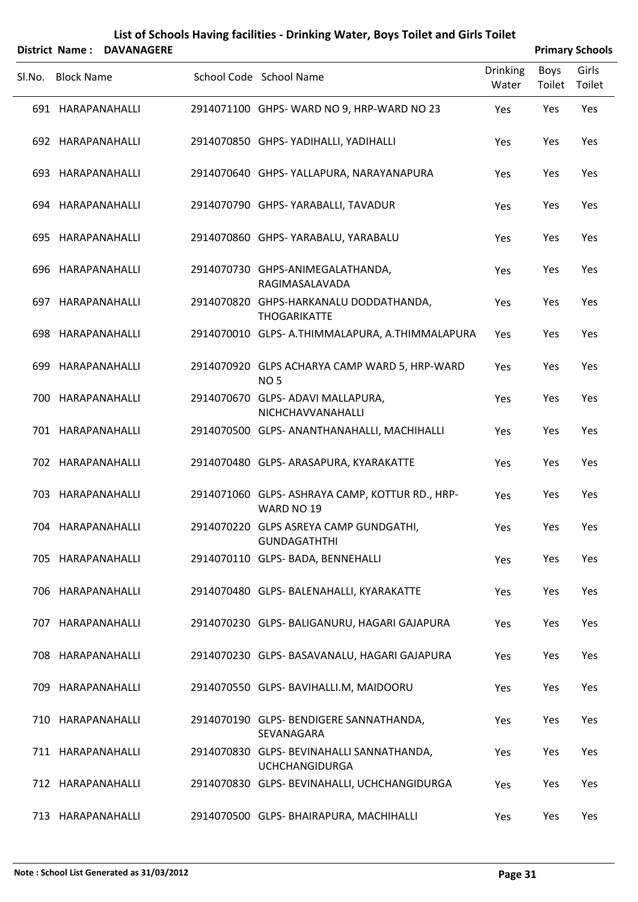# List of Schools Having facilities - Drinking Water, Boys Toilet and Girls Toilet

**District Name : DAVANAGERE** **Primary Schools**

| Sl.No. | Block Name | School Code | School Name | Drinking Water | Boys Toilet | Girls Toilet |
|---|---|---|---|---|---|---|
| 691 | HARAPANAHALLI | 2914071100 | GHPS- WARD NO 9, HRP-WARD NO 23 | Yes | Yes | Yes |
| 692 | HARAPANAHALLI | 2914070850 | GHPS- YADIHALLI, YADIHALLI | Yes | Yes | Yes |
| 693 | HARAPANAHALLI | 2914070640 | GHPS- YALLAPURA, NARAYANAPURA | Yes | Yes | Yes |
| 694 | HARAPANAHALLI | 2914070790 | GHPS- YARABALLI, TAVADUR | Yes | Yes | Yes |
| 695 | HARAPANAHALLI | 2914070860 | GHPS- YARABALU, YARABALU | Yes | Yes | Yes |
| 696 | HARAPANAHALLI | 2914070730 | GHPS-ANIMEGALATHANDA, RAGIMASALAVADA | Yes | Yes | Yes |
| 697 | HARAPANAHALLI | 2914070820 | GHPS-HARKANALU DODDATHANDA, THOGARIKATTE | Yes | Yes | Yes |
| 698 | HARAPANAHALLI | 2914070010 | GLPS- A.THIMMALAPURA, A.THIMMALAPURA | Yes | Yes | Yes |
| 699 | HARAPANAHALLI | 2914070920 | GLPS ACHARYA CAMP WARD 5, HRP-WARD NO 5 | Yes | Yes | Yes |
| 700 | HARAPANAHALLI | 2914070670 | GLPS- ADAVI MALLAPURA, NICHCHAVVANAHALLI | Yes | Yes | Yes |
| 701 | HARAPANAHALLI | 2914070500 | GLPS- ANANTHANAHALLI, MACHIHALLI | Yes | Yes | Yes |
| 702 | HARAPANAHALLI | 2914070480 | GLPS- ARASAPURA, KYARAKATTE | Yes | Yes | Yes |
| 703 | HARAPANAHALLI | 2914071060 | GLPS- ASHRAYA CAMP, KOTTUR RD., HRP-WARD NO 19 | Yes | Yes | Yes |
| 704 | HARAPANAHALLI | 2914070220 | GLPS ASREYA CAMP GUNDGATHI, GUNDAGATHTHI | Yes | Yes | Yes |
| 705 | HARAPANAHALLI | 2914070110 | GLPS- BADA, BENNEHALLI | Yes | Yes | Yes |
| 706 | HARAPANAHALLI | 2914070480 | GLPS- BALENAHALLI, KYARAKATTE | Yes | Yes | Yes |
| 707 | HARAPANAHALLI | 2914070230 | GLPS- BALIGANURU, HAGARI GAJAPURA | Yes | Yes | Yes |
| 708 | HARAPANAHALLI | 2914070230 | GLPS- BASAVANALU, HAGARI GAJAPURA | Yes | Yes | Yes |
| 709 | HARAPANAHALLI | 2914070550 | GLPS- BAVIHALLI.M, MAIDOORU | Yes | Yes | Yes |
| 710 | HARAPANAHALLI | 2914070190 | GLPS- BENDIGERE SANNATHANDA, SEVANAGARA | Yes | Yes | Yes |
| 711 | HARAPANAHALLI | 2914070830 | GLPS- BEVINAHALLI SANNATHANDA, UCHCHANGIDURGA | Yes | Yes | Yes |
| 712 | HARAPANAHALLI | 2914070830 | GLPS- BEVINAHALLI, UCHCHANGIDURGA | Yes | Yes | Yes |
| 713 | HARAPANAHALLI | 2914070500 | GLPS- BHAIRAPURA, MACHIHALLI | Yes | Yes | Yes |

**Note : School List Generated as 31/03/2012**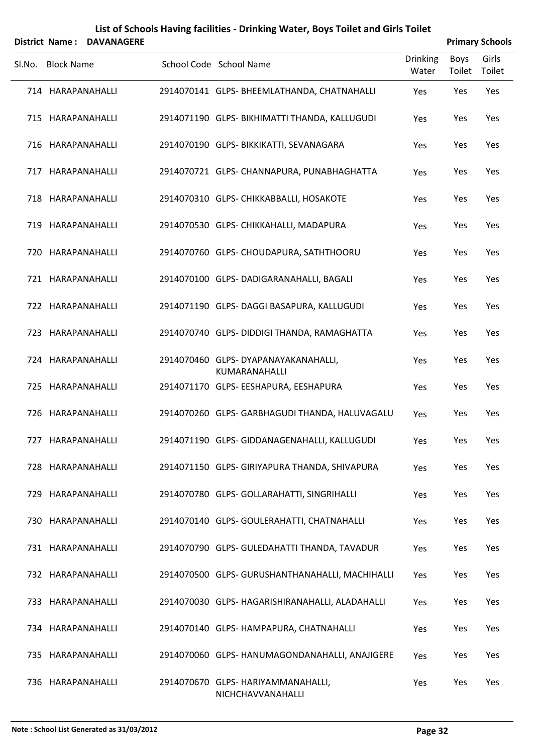# List of Schools Having facilities - Drinking Water, Boys Toilet and Girls Toilet

**District Name : DAVANAGERE** | **Primary Schools**

| Sl.No. | Block Name | School Code | School Name | Drinking Water | Boys Toilet | Girls Toilet |
|---|---|---|---|---|---|---|
| 714 | HARAPANAHALLI | 2914070141 | GLPS- BHEEMLATHANDA, CHATNAHALLI | Yes | Yes | Yes |
| 715 | HARAPANAHALLI | 2914071190 | GLPS- BIKHIMATTI THANDA, KALLUGUDI | Yes | Yes | Yes |
| 716 | HARAPANAHALLI | 2914070190 | GLPS- BIKKIKATTI, SEVANAGARA | Yes | Yes | Yes |
| 717 | HARAPANAHALLI | 2914070721 | GLPS- CHANNAPURA, PUNABHAGHATTA | Yes | Yes | Yes |
| 718 | HARAPANAHALLI | 2914070310 | GLPS- CHIKKABBALLI, HOSAKOTE | Yes | Yes | Yes |
| 719 | HARAPANAHALLI | 2914070530 | GLPS- CHIKKAHALLI, MADAPURA | Yes | Yes | Yes |
| 720 | HARAPANAHALLI | 2914070760 | GLPS- CHOUDAPURA, SATHTHOORU | Yes | Yes | Yes |
| 721 | HARAPANAHALLI | 2914070100 | GLPS- DADIGARANAHALLI, BAGALI | Yes | Yes | Yes |
| 722 | HARAPANAHALLI | 2914071190 | GLPS- DAGGI BASAPURA, KALLUGUDI | Yes | Yes | Yes |
| 723 | HARAPANAHALLI | 2914070740 | GLPS- DIDDIGI THANDA, RAMAGHATTA | Yes | Yes | Yes |
| 724 | HARAPANAHALLI | 2914070460 | GLPS- DYAPANAYAKANAHALLI, KUMARANAHALLI | Yes | Yes | Yes |
| 725 | HARAPANAHALLI | 2914071170 | GLPS- EESHAPURA, EESHAPURA | Yes | Yes | Yes |
| 726 | HARAPANAHALLI | 2914070260 | GLPS- GARBHAGUDI THANDA, HALUVAGALU | Yes | Yes | Yes |
| 727 | HARAPANAHALLI | 2914071190 | GLPS- GIDDANAGENAHALLI, KALLUGUDI | Yes | Yes | Yes |
| 728 | HARAPANAHALLI | 2914071150 | GLPS- GIRIYAPURA THANDA, SHIVAPURA | Yes | Yes | Yes |
| 729 | HARAPANAHALLI | 2914070780 | GLPS- GOLLARAHATTI, SINGRIHALLI | Yes | Yes | Yes |
| 730 | HARAPANAHALLI | 2914070140 | GLPS- GOULERAHATTI, CHATNAHALLI | Yes | Yes | Yes |
| 731 | HARAPANAHALLI | 2914070790 | GLPS- GULEDAHATTI THANDA, TAVADUR | Yes | Yes | Yes |
| 732 | HARAPANAHALLI | 2914070500 | GLPS- GURUSHANTHANAHALLI, MACHIHALLI | Yes | Yes | Yes |
| 733 | HARAPANAHALLI | 2914070030 | GLPS- HAGARISHIRANAHALLI, ALADAHALLI | Yes | Yes | Yes |
| 734 | HARAPANAHALLI | 2914070140 | GLPS- HAMPAPURA, CHATNAHALLI | Yes | Yes | Yes |
| 735 | HARAPANAHALLI | 2914070060 | GLPS- HANUMAGONDANAHALLI, ANAJIGERE | Yes | Yes | Yes |
| 736 | HARAPANAHALLI | 2914070670 | GLPS- HARIYAMMANAHALLI, NICHCHAVVANAHALLI | Yes | Yes | Yes |

**Note : School List Generated as 31/03/2012**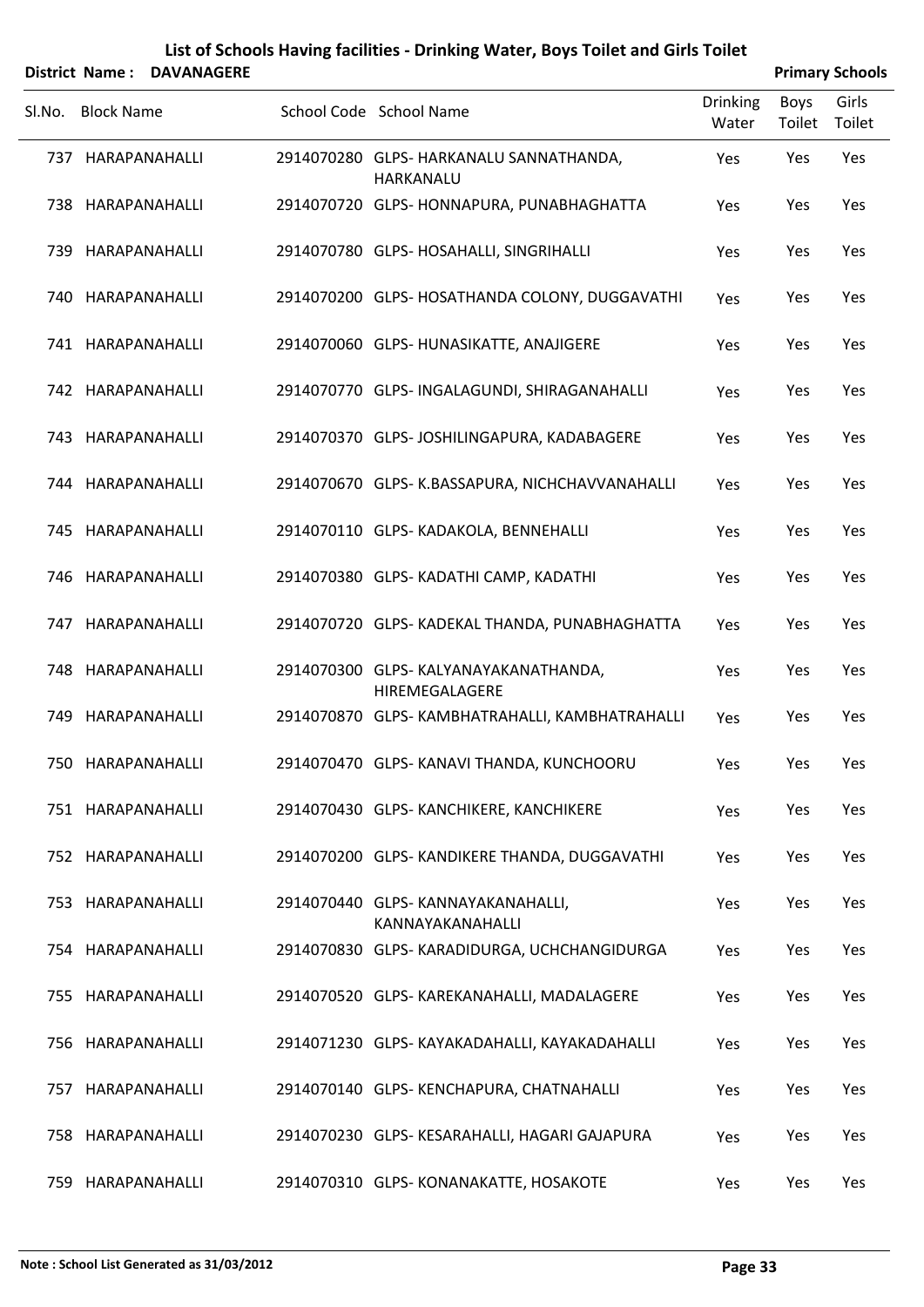# List of Schools Having facilities - Drinking Water, Boys Toilet and Girls Toilet

**District Name : DAVANAGERE** **Primary Schools**

| Sl.No. | Block Name | School Code | School Name | Drinking Water | Boys Toilet | Girls Toilet |
|---|---|---|---|---|---|---|
| 737 | HARAPANAHALLI | 2914070280 | GLPS- HARKANALU SANNATHANDA, HARKANALU | Yes | Yes | Yes |
| 738 | HARAPANAHALLI | 2914070720 | GLPS- HONNAPURA, PUNABHAGHATTA | Yes | Yes | Yes |
| 739 | HARAPANAHALLI | 2914070780 | GLPS- HOSAHALLI, SINGRIHALLI | Yes | Yes | Yes |
| 740 | HARAPANAHALLI | 2914070200 | GLPS- HOSATHANDA COLONY, DUGGAVATHI | Yes | Yes | Yes |
| 741 | HARAPANAHALLI | 2914070060 | GLPS- HUNASIKATTE, ANAJIGERE | Yes | Yes | Yes |
| 742 | HARAPANAHALLI | 2914070770 | GLPS- INGALAGUNDI, SHIRAGANAHALLI | Yes | Yes | Yes |
| 743 | HARAPANAHALLI | 2914070370 | GLPS- JOSHILINGAPURA, KADABAGERE | Yes | Yes | Yes |
| 744 | HARAPANAHALLI | 2914070670 | GLPS- K.BASSAPURA, NICHCHAVVANAHALLI | Yes | Yes | Yes |
| 745 | HARAPANAHALLI | 2914070110 | GLPS- KADAKOLA, BENNEHALLI | Yes | Yes | Yes |
| 746 | HARAPANAHALLI | 2914070380 | GLPS- KADATHI CAMP, KADATHI | Yes | Yes | Yes |
| 747 | HARAPANAHALLI | 2914070720 | GLPS- KADEKAL THANDA, PUNABHAGHATTA | Yes | Yes | Yes |
| 748 | HARAPANAHALLI | 2914070300 | GLPS- KALYANAYAKANATHANDA, HIREMEGALAGERE | Yes | Yes | Yes |
| 749 | HARAPANAHALLI | 2914070870 | GLPS- KAMBHATRAHALLI, KAMBHATRAHALLI | Yes | Yes | Yes |
| 750 | HARAPANAHALLI | 2914070470 | GLPS- KANAVI THANDA, KUNCHOORU | Yes | Yes | Yes |
| 751 | HARAPANAHALLI | 2914070430 | GLPS- KANCHIKERE, KANCHIKERE | Yes | Yes | Yes |
| 752 | HARAPANAHALLI | 2914070200 | GLPS- KANDIKERE THANDA, DUGGAVATHI | Yes | Yes | Yes |
| 753 | HARAPANAHALLI | 2914070440 | GLPS- KANNAYAKANAHALLI, KANNAYAKANAHALLI | Yes | Yes | Yes |
| 754 | HARAPANAHALLI | 2914070830 | GLPS- KARADIDURGA, UCHCHANGIDURGA | Yes | Yes | Yes |
| 755 | HARAPANAHALLI | 2914070520 | GLPS- KAREKANAHALLI, MADALAGERE | Yes | Yes | Yes |
| 756 | HARAPANAHALLI | 2914071230 | GLPS- KAYAKADAHALLI, KAYAKADAHALLI | Yes | Yes | Yes |
| 757 | HARAPANAHALLI | 2914070140 | GLPS- KENCHAPURA, CHATNAHALLI | Yes | Yes | Yes |
| 758 | HARAPANAHALLI | 2914070230 | GLPS- KESARAHALLI, HAGARI GAJAPURA | Yes | Yes | Yes |
| 759 | HARAPANAHALLI | 2914070310 | GLPS- KONANAKATTE, HOSAKOTE | Yes | Yes | Yes |

**Note : School List Generated as 31/03/2012**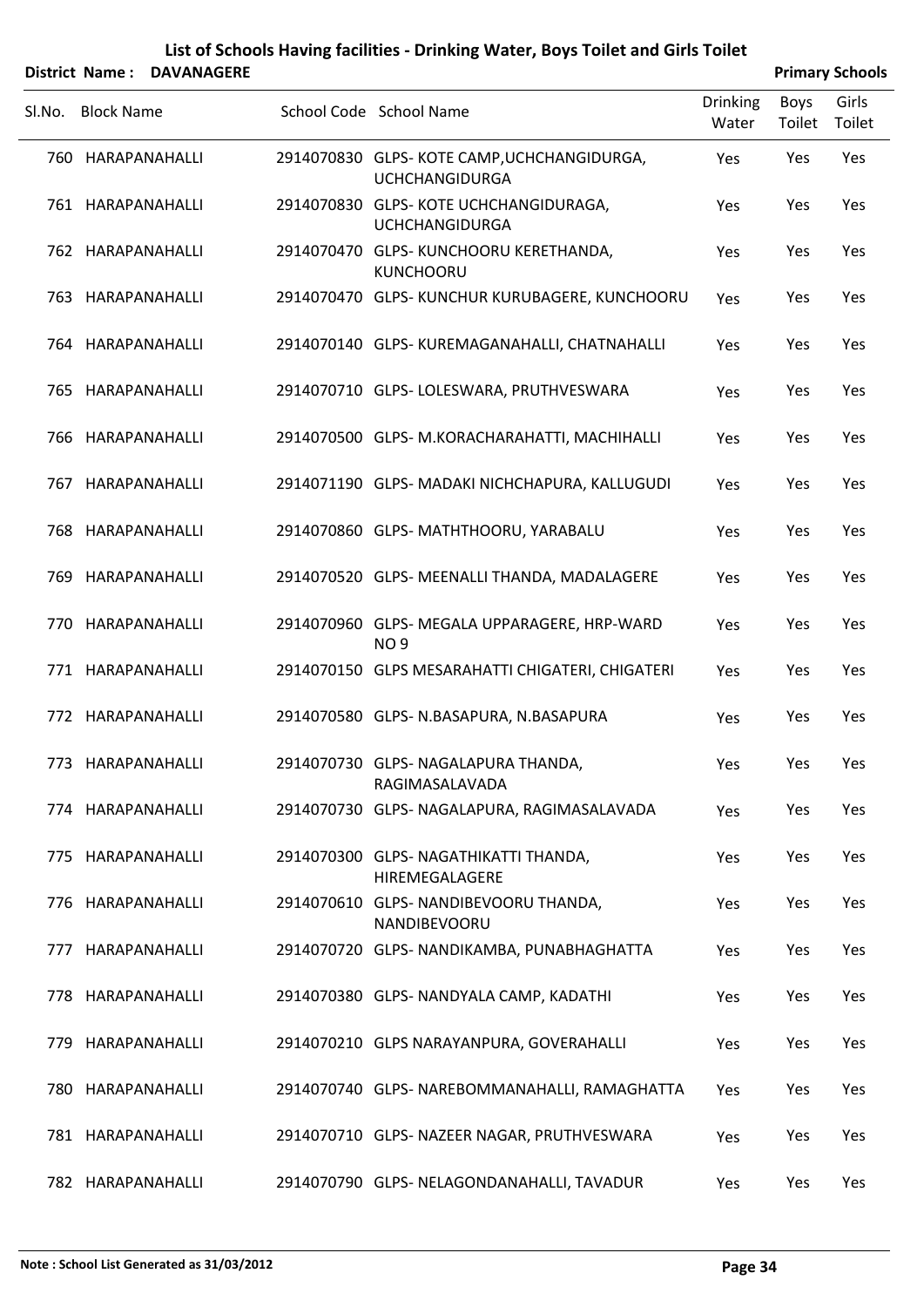# List of Schools Having facilities - Drinking Water, Boys Toilet and Girls Toilet

**District Name : DAVANAGERE** **Primary Schools**

| Sl.No. | Block Name | School Code | School Name | Drinking Water | Boys Toilet | Girls Toilet |
|---|---|---|---|---|---|---|
| 760 | HARAPANAHALLI | 2914070830 | GLPS- KOTE CAMP,UCHCHANGIDURGA, UCHCHANGIDURGA | Yes | Yes | Yes |
| 761 | HARAPANAHALLI | 2914070830 | GLPS- KOTE UCHCHANGIDURAGA, UCHCHANGIDURGA | Yes | Yes | Yes |
| 762 | HARAPANAHALLI | 2914070470 | GLPS- KUNCHOORU KERETHANDA, KUNCHOORU | Yes | Yes | Yes |
| 763 | HARAPANAHALLI | 2914070470 | GLPS- KUNCHUR KURUBAGERE, KUNCHOORU | Yes | Yes | Yes |
| 764 | HARAPANAHALLI | 2914070140 | GLPS- KUREMAGANAHALLI, CHATNAHALLI | Yes | Yes | Yes |
| 765 | HARAPANAHALLI | 2914070710 | GLPS- LOLESWARA, PRUTHVESWARA | Yes | Yes | Yes |
| 766 | HARAPANAHALLI | 2914070500 | GLPS- M.KORACHARAHATTI, MACHIHALLI | Yes | Yes | Yes |
| 767 | HARAPANAHALLI | 2914071190 | GLPS- MADAKI NICHCHAPURA, KALLUGUDI | Yes | Yes | Yes |
| 768 | HARAPANAHALLI | 2914070860 | GLPS- MATHTHOORU, YARABALU | Yes | Yes | Yes |
| 769 | HARAPANAHALLI | 2914070520 | GLPS- MEENALLI THANDA, MADALAGERE | Yes | Yes | Yes |
| 770 | HARAPANAHALLI | 2914070960 | GLPS- MEGALA UPPARAGERE, HRP-WARD NO 9 | Yes | Yes | Yes |
| 771 | HARAPANAHALLI | 2914070150 | GLPS MESARAHATTI CHIGATERI, CHIGATERI | Yes | Yes | Yes |
| 772 | HARAPANAHALLI | 2914070580 | GLPS- N.BASAPURA, N.BASAPURA | Yes | Yes | Yes |
| 773 | HARAPANAHALLI | 2914070730 | GLPS- NAGALAPURA THANDA, RAGIMASALAVADA | Yes | Yes | Yes |
| 774 | HARAPANAHALLI | 2914070730 | GLPS- NAGALAPURA, RAGIMASALAVADA | Yes | Yes | Yes |
| 775 | HARAPANAHALLI | 2914070300 | GLPS- NAGATHIKATTI THANDA, HIREMEGALAGERE | Yes | Yes | Yes |
| 776 | HARAPANAHALLI | 2914070610 | GLPS- NANDIBEVOORU THANDA, NANDIBEVOORU | Yes | Yes | Yes |
| 777 | HARAPANAHALLI | 2914070720 | GLPS- NANDIKAMBA, PUNABHAGHATTA | Yes | Yes | Yes |
| 778 | HARAPANAHALLI | 2914070380 | GLPS- NANDYALA CAMP, KADATHI | Yes | Yes | Yes |
| 779 | HARAPANAHALLI | 2914070210 | GLPS NARAYANPURA, GOVERAHALLI | Yes | Yes | Yes |
| 780 | HARAPANAHALLI | 2914070740 | GLPS- NAREBOMMANAHALLI, RAMAGHATTA | Yes | Yes | Yes |
| 781 | HARAPANAHALLI | 2914070710 | GLPS- NAZEER NAGAR, PRUTHVESWARA | Yes | Yes | Yes |
| 782 | HARAPANAHALLI | 2914070790 | GLPS- NELAGONDANAHALLI, TAVADUR | Yes | Yes | Yes |

**Note : School List Generated as 31/03/2012**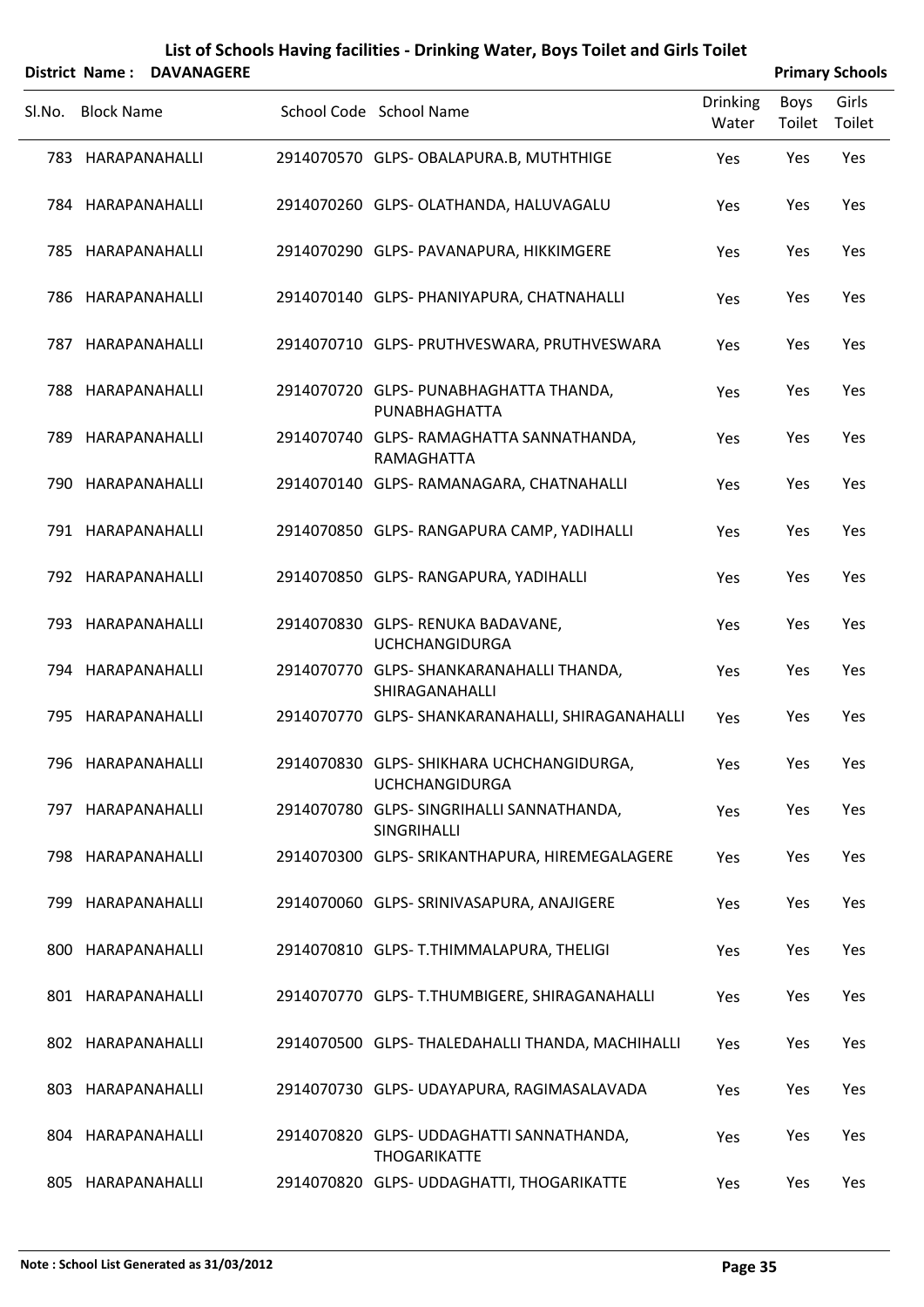# List of Schools Having facilities - Drinking Water, Boys Toilet and Girls Toilet

**District Name : DAVANAGERE** **Primary Schools**

| Sl.No. | Block Name | School Code | School Name | Drinking Water | Boys Toilet | Girls Toilet |
|---|---|---|---|---|---|---|
| 783 | HARAPANAHALLI | 2914070570 | GLPS- OBALAPURA.B, MUTHTHIGE | Yes | Yes | Yes |
| 784 | HARAPANAHALLI | 2914070260 | GLPS- OLATHANDA, HALUVAGALU | Yes | Yes | Yes |
| 785 | HARAPANAHALLI | 2914070290 | GLPS- PAVANAPURA, HIKKIMGERE | Yes | Yes | Yes |
| 786 | HARAPANAHALLI | 2914070140 | GLPS- PHANIYAPURA, CHATNAHALLI | Yes | Yes | Yes |
| 787 | HARAPANAHALLI | 2914070710 | GLPS- PRUTHVESWARA, PRUTHVESWARA | Yes | Yes | Yes |
| 788 | HARAPANAHALLI | 2914070720 | GLPS- PUNABHAGHATTA THANDA, PUNABHAGHATTA | Yes | Yes | Yes |
| 789 | HARAPANAHALLI | 2914070740 | GLPS- RAMAGHATTA SANNATHANDA, RAMAGHATTA | Yes | Yes | Yes |
| 790 | HARAPANAHALLI | 2914070140 | GLPS- RAMANAGARA, CHATNAHALLI | Yes | Yes | Yes |
| 791 | HARAPANAHALLI | 2914070850 | GLPS- RANGAPURA CAMP, YADIHALLI | Yes | Yes | Yes |
| 792 | HARAPANAHALLI | 2914070850 | GLPS- RANGAPURA, YADIHALLI | Yes | Yes | Yes |
| 793 | HARAPANAHALLI | 2914070830 | GLPS- RENUKA BADAVANE, UCHCHANGIDURGA | Yes | Yes | Yes |
| 794 | HARAPANAHALLI | 2914070770 | GLPS- SHANKARANAHALLI THANDA, SHIRAGANAHALLI | Yes | Yes | Yes |
| 795 | HARAPANAHALLI | 2914070770 | GLPS- SHANKARANAHALLI, SHIRAGANAHALLI | Yes | Yes | Yes |
| 796 | HARAPANAHALLI | 2914070830 | GLPS- SHIKHARA UCHCHANGIDURGA, UCHCHANGIDURGA | Yes | Yes | Yes |
| 797 | HARAPANAHALLI | 2914070780 | GLPS- SINGRIHALLI SANNATHANDA, SINGRIHALLI | Yes | Yes | Yes |
| 798 | HARAPANAHALLI | 2914070300 | GLPS- SRIKANTHAPURA, HIREMEGALAGERE | Yes | Yes | Yes |
| 799 | HARAPANAHALLI | 2914070060 | GLPS- SRINIVASAPURA, ANAJIGERE | Yes | Yes | Yes |
| 800 | HARAPANAHALLI | 2914070810 | GLPS- T.THIMMALAPURA, THELIGI | Yes | Yes | Yes |
| 801 | HARAPANAHALLI | 2914070770 | GLPS- T.THUMBIGERE, SHIRAGANAHALLI | Yes | Yes | Yes |
| 802 | HARAPANAHALLI | 2914070500 | GLPS- THALEDAHALLI THANDA, MACHIHALLI | Yes | Yes | Yes |
| 803 | HARAPANAHALLI | 2914070730 | GLPS- UDAYAPURA, RAGIMASALAVADA | Yes | Yes | Yes |
| 804 | HARAPANAHALLI | 2914070820 | GLPS- UDDAGHATTI SANNATHANDA, THOGARIKATTE | Yes | Yes | Yes |
| 805 | HARAPANAHALLI | 2914070820 | GLPS- UDDAGHATTI, THOGARIKATTE | Yes | Yes | Yes |

**Note : School List Generated as 31/03/2012**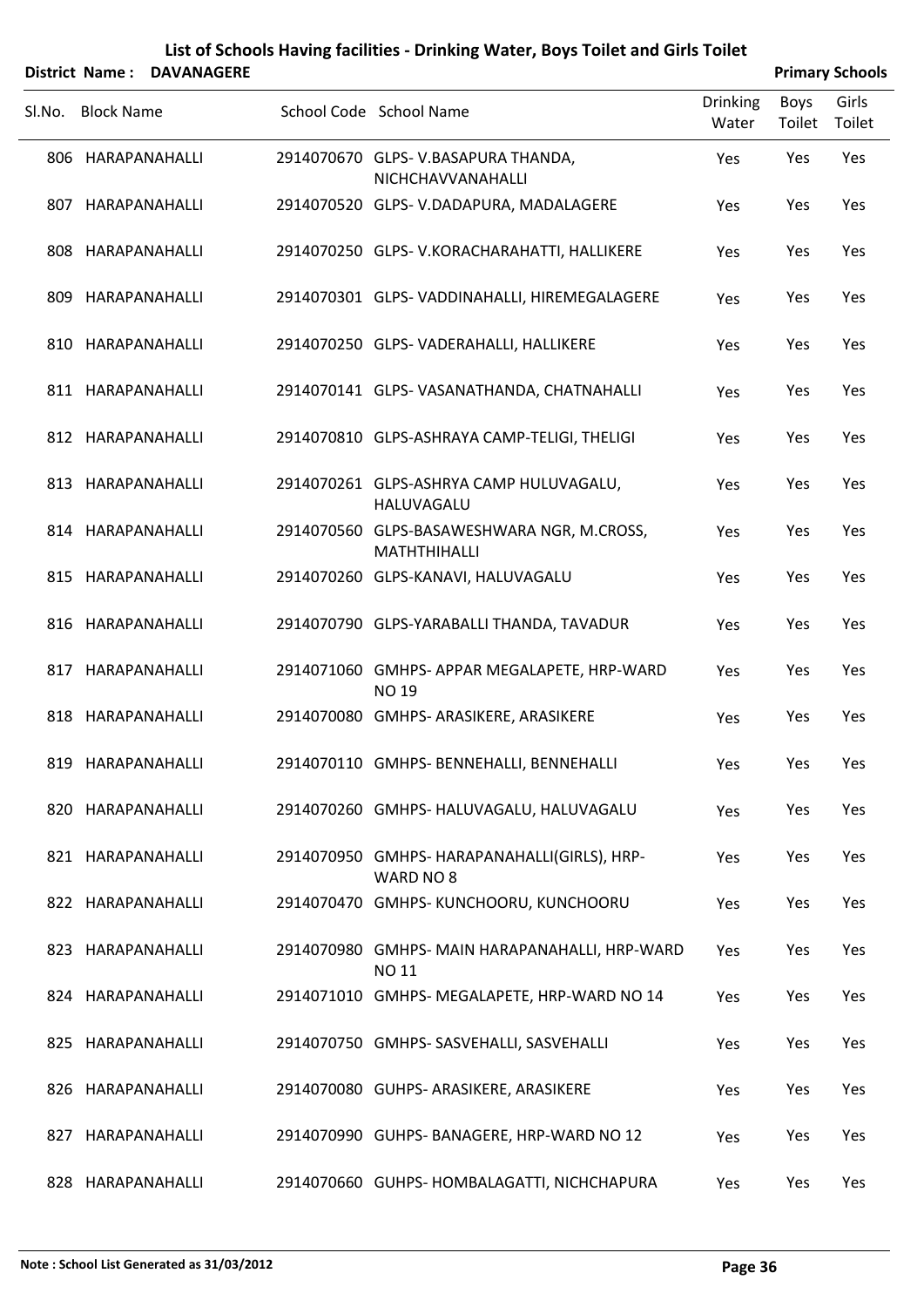# List of Schools Having facilities - Drinking Water, Boys Toilet and Girls Toilet

**District Name : DAVANAGERE** **Primary Schools**

| Sl.No. | Block Name | School Code | School Name | Drinking Water | Boys Toilet | Girls Toilet |
|---|---|---|---|---|---|---|
| 806 | HARAPANAHALLI | 2914070670 | GLPS- V.BASAPURA THANDA, NICHCHAVVANAHALLI | Yes | Yes | Yes |
| 807 | HARAPANAHALLI | 2914070520 | GLPS- V.DADAPURA, MADALAGERE | Yes | Yes | Yes |
| 808 | HARAPANAHALLI | 2914070250 | GLPS- V.KORACHARAHATTI, HALLIKERE | Yes | Yes | Yes |
| 809 | HARAPANAHALLI | 2914070301 | GLPS- VADDINAHALLI, HIREMEGALAGERE | Yes | Yes | Yes |
| 810 | HARAPANAHALLI | 2914070250 | GLPS- VADERAHALLI, HALLIKERE | Yes | Yes | Yes |
| 811 | HARAPANAHALLI | 2914070141 | GLPS- VASANATHANDA, CHATNAHALLI | Yes | Yes | Yes |
| 812 | HARAPANAHALLI | 2914070810 | GLPS-ASHRAYA CAMP-TELIGI, THELIGI | Yes | Yes | Yes |
| 813 | HARAPANAHALLI | 2914070261 | GLPS-ASHRYA CAMP HULUVAGALU, HALUVAGALU | Yes | Yes | Yes |
| 814 | HARAPANAHALLI | 2914070560 | GLPS-BASAWESHWARA NGR, M.CROSS, MATHTHIHALLI | Yes | Yes | Yes |
| 815 | HARAPANAHALLI | 2914070260 | GLPS-KANAVI, HALUVAGALU | Yes | Yes | Yes |
| 816 | HARAPANAHALLI | 2914070790 | GLPS-YARABALLI THANDA, TAVADUR | Yes | Yes | Yes |
| 817 | HARAPANAHALLI | 2914071060 | GMHPS- APPAR MEGALAPETE, HRP-WARD NO 19 | Yes | Yes | Yes |
| 818 | HARAPANAHALLI | 2914070080 | GMHPS- ARASIKERE, ARASIKERE | Yes | Yes | Yes |
| 819 | HARAPANAHALLI | 2914070110 | GMHPS- BENNEHALLI, BENNEHALLI | Yes | Yes | Yes |
| 820 | HARAPANAHALLI | 2914070260 | GMHPS- HALUVAGALU, HALUVAGALU | Yes | Yes | Yes |
| 821 | HARAPANAHALLI | 2914070950 | GMHPS- HARAPANAHALLI(GIRLS), HRP-WARD NO 8 | Yes | Yes | Yes |
| 822 | HARAPANAHALLI | 2914070470 | GMHPS- KUNCHOORU, KUNCHOORU | Yes | Yes | Yes |
| 823 | HARAPANAHALLI | 2914070980 | GMHPS- MAIN HARAPANAHALLI, HRP-WARD NO 11 | Yes | Yes | Yes |
| 824 | HARAPANAHALLI | 2914071010 | GMHPS- MEGALAPETE, HRP-WARD NO 14 | Yes | Yes | Yes |
| 825 | HARAPANAHALLI | 2914070750 | GMHPS- SASVEHALLI, SASVEHALLI | Yes | Yes | Yes |
| 826 | HARAPANAHALLI | 2914070080 | GUHPS- ARASIKERE, ARASIKERE | Yes | Yes | Yes |
| 827 | HARAPANAHALLI | 2914070990 | GUHPS- BANAGERE, HRP-WARD NO 12 | Yes | Yes | Yes |
| 828 | HARAPANAHALLI | 2914070660 | GUHPS- HOMBALAGATTI, NICHCHAPURA | Yes | Yes | Yes |

**Note : School List Generated as 31/03/2012**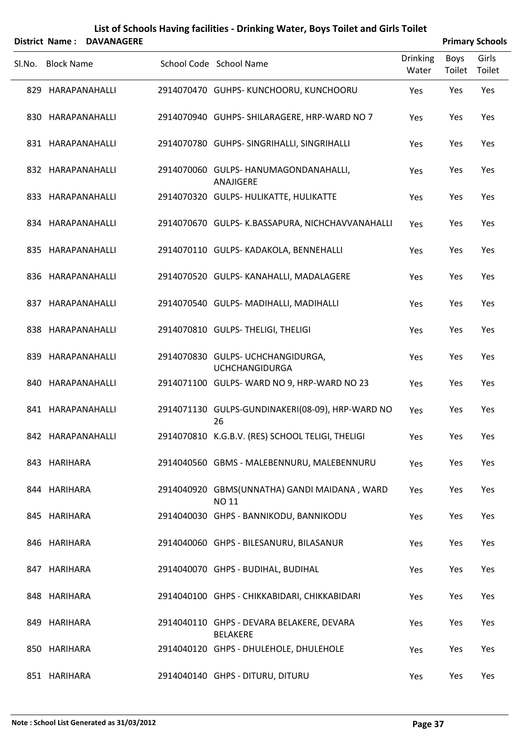# List of Schools Having facilities - Drinking Water, Boys Toilet and Girls Toilet

**District Name : DAVANAGERE** **Primary Schools**

| Sl.No. | Block Name | School Code | School Name | Drinking Water | Boys Toilet | Girls Toilet |
|---|---|---|---|---|---|---|
| 829 | HARAPANAHALLI | 2914070470 | GUHPS- KUNCHOORU, KUNCHOORU | Yes | Yes | Yes |
| 830 | HARAPANAHALLI | 2914070940 | GUHPS- SHILARAGERE, HRP-WARD NO 7 | Yes | Yes | Yes |
| 831 | HARAPANAHALLI | 2914070780 | GUHPS- SINGRIHALLI, SINGRIHALLI | Yes | Yes | Yes |
| 832 | HARAPANAHALLI | 2914070060 | GULPS- HANUMAGONDANAHALLI, ANAJIGERE | Yes | Yes | Yes |
| 833 | HARAPANAHALLI | 2914070320 | GULPS- HULIKATTE, HULIKATTE | Yes | Yes | Yes |
| 834 | HARAPANAHALLI | 2914070670 | GULPS- K.BASSAPURA, NICHCHAVVANAHALLI | Yes | Yes | Yes |
| 835 | HARAPANAHALLI | 2914070110 | GULPS- KADAKOLA, BENNEHALLI | Yes | Yes | Yes |
| 836 | HARAPANAHALLI | 2914070520 | GULPS- KANAHALLI, MADALAGERE | Yes | Yes | Yes |
| 837 | HARAPANAHALLI | 2914070540 | GULPS- MADIHALLI, MADIHALLI | Yes | Yes | Yes |
| 838 | HARAPANAHALLI | 2914070810 | GULPS- THELIGI, THELIGI | Yes | Yes | Yes |
| 839 | HARAPANAHALLI | 2914070830 | GULPS- UCHCHANGIDURGA, UCHCHANGIDURGA | Yes | Yes | Yes |
| 840 | HARAPANAHALLI | 2914071100 | GULPS- WARD NO 9, HRP-WARD NO 23 | Yes | Yes | Yes |
| 841 | HARAPANAHALLI | 2914071130 | GULPS-GUNDINAKERI(08-09), HRP-WARD NO 26 | Yes | Yes | Yes |
| 842 | HARAPANAHALLI | 2914070810 | K.G.B.V. (RES) SCHOOL TELIGI, THELIGI | Yes | Yes | Yes |
| 843 | HARIHARA | 2914040560 | GBMS - MALEBENNURU, MALEBENNURU | Yes | Yes | Yes |
| 844 | HARIHARA | 2914040920 | GBMS(UNNATHA) GANDI MAIDANA , WARD NO 11 | Yes | Yes | Yes |
| 845 | HARIHARA | 2914040030 | GHPS - BANNIKODU, BANNIKODU | Yes | Yes | Yes |
| 846 | HARIHARA | 2914040060 | GHPS - BILESANURU, BILASANUR | Yes | Yes | Yes |
| 847 | HARIHARA | 2914040070 | GHPS - BUDIHAL, BUDIHAL | Yes | Yes | Yes |
| 848 | HARIHARA | 2914040100 | GHPS - CHIKKABIDARI, CHIKKABIDARI | Yes | Yes | Yes |
| 849 | HARIHARA | 2914040110 | GHPS - DEVARA BELAKERE, DEVARA BELAKERE | Yes | Yes | Yes |
| 850 | HARIHARA | 2914040120 | GHPS - DHULEHOLE, DHULEHOLE | Yes | Yes | Yes |
| 851 | HARIHARA | 2914040140 | GHPS - DITURU, DITURU | Yes | Yes | Yes |

**Note : School List Generated as 31/03/2012**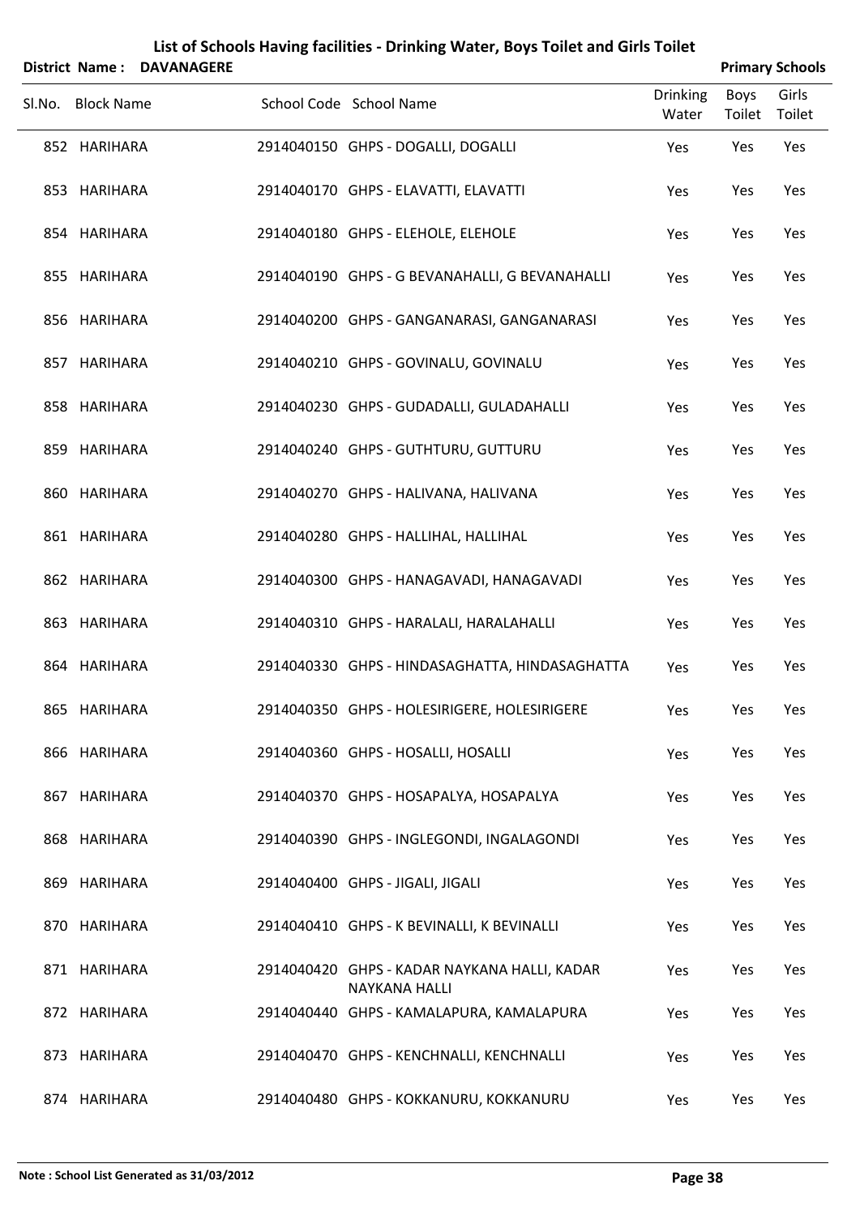# List of Schools Having facilities - Drinking Water, Boys Toilet and Girls Toilet

**District Name : DAVANAGERE** **Primary Schools**

| Sl.No. | Block Name | School Code | School Name | Drinking Water | Boys Toilet | Girls Toilet |
|---|---|---|---|---|---|---|
| 852 | HARIHARA | 2914040150 | GHPS - DOGALLI, DOGALLI | Yes | Yes | Yes |
| 853 | HARIHARA | 2914040170 | GHPS - ELAVATTI, ELAVATTI | Yes | Yes | Yes |
| 854 | HARIHARA | 2914040180 | GHPS - ELEHOLE, ELEHOLE | Yes | Yes | Yes |
| 855 | HARIHARA | 2914040190 | GHPS - G BEVANAHALLI, G BEVANAHALLI | Yes | Yes | Yes |
| 856 | HARIHARA | 2914040200 | GHPS - GANGANARASI, GANGANARASI | Yes | Yes | Yes |
| 857 | HARIHARA | 2914040210 | GHPS - GOVINALU, GOVINALU | Yes | Yes | Yes |
| 858 | HARIHARA | 2914040230 | GHPS - GUDADALLI, GULADAHALLI | Yes | Yes | Yes |
| 859 | HARIHARA | 2914040240 | GHPS - GUTHTURU, GUTTURU | Yes | Yes | Yes |
| 860 | HARIHARA | 2914040270 | GHPS - HALIVANA, HALIVANA | Yes | Yes | Yes |
| 861 | HARIHARA | 2914040280 | GHPS - HALLIHAL, HALLIHAL | Yes | Yes | Yes |
| 862 | HARIHARA | 2914040300 | GHPS - HANAGAVADI, HANAGAVADI | Yes | Yes | Yes |
| 863 | HARIHARA | 2914040310 | GHPS - HARALALI, HARALAHALLI | Yes | Yes | Yes |
| 864 | HARIHARA | 2914040330 | GHPS - HINDASAGHATTA, HINDASAGHATTA | Yes | Yes | Yes |
| 865 | HARIHARA | 2914040350 | GHPS - HOLESIRIGERE, HOLESIRIGERE | Yes | Yes | Yes |
| 866 | HARIHARA | 2914040360 | GHPS - HOSALLI, HOSALLI | Yes | Yes | Yes |
| 867 | HARIHARA | 2914040370 | GHPS - HOSAPALYA, HOSAPALYA | Yes | Yes | Yes |
| 868 | HARIHARA | 2914040390 | GHPS - INGLEGONDI, INGALAGONDI | Yes | Yes | Yes |
| 869 | HARIHARA | 2914040400 | GHPS - JIGALI, JIGALI | Yes | Yes | Yes |
| 870 | HARIHARA | 2914040410 | GHPS - K BEVINALLI, K BEVINALLI | Yes | Yes | Yes |
| 871 | HARIHARA | 2914040420 | GHPS - KADAR NAYKANA HALLI, KADAR NAYKANA HALLI | Yes | Yes | Yes |
| 872 | HARIHARA | 2914040440 | GHPS - KAMALAPURA, KAMALAPURA | Yes | Yes | Yes |
| 873 | HARIHARA | 2914040470 | GHPS - KENCHNALLI, KENCHNALLI | Yes | Yes | Yes |
| 874 | HARIHARA | 2914040480 | GHPS - KOKKANURU, KOKKANURU | Yes | Yes | Yes |

**Note : School List Generated as 31/03/2012**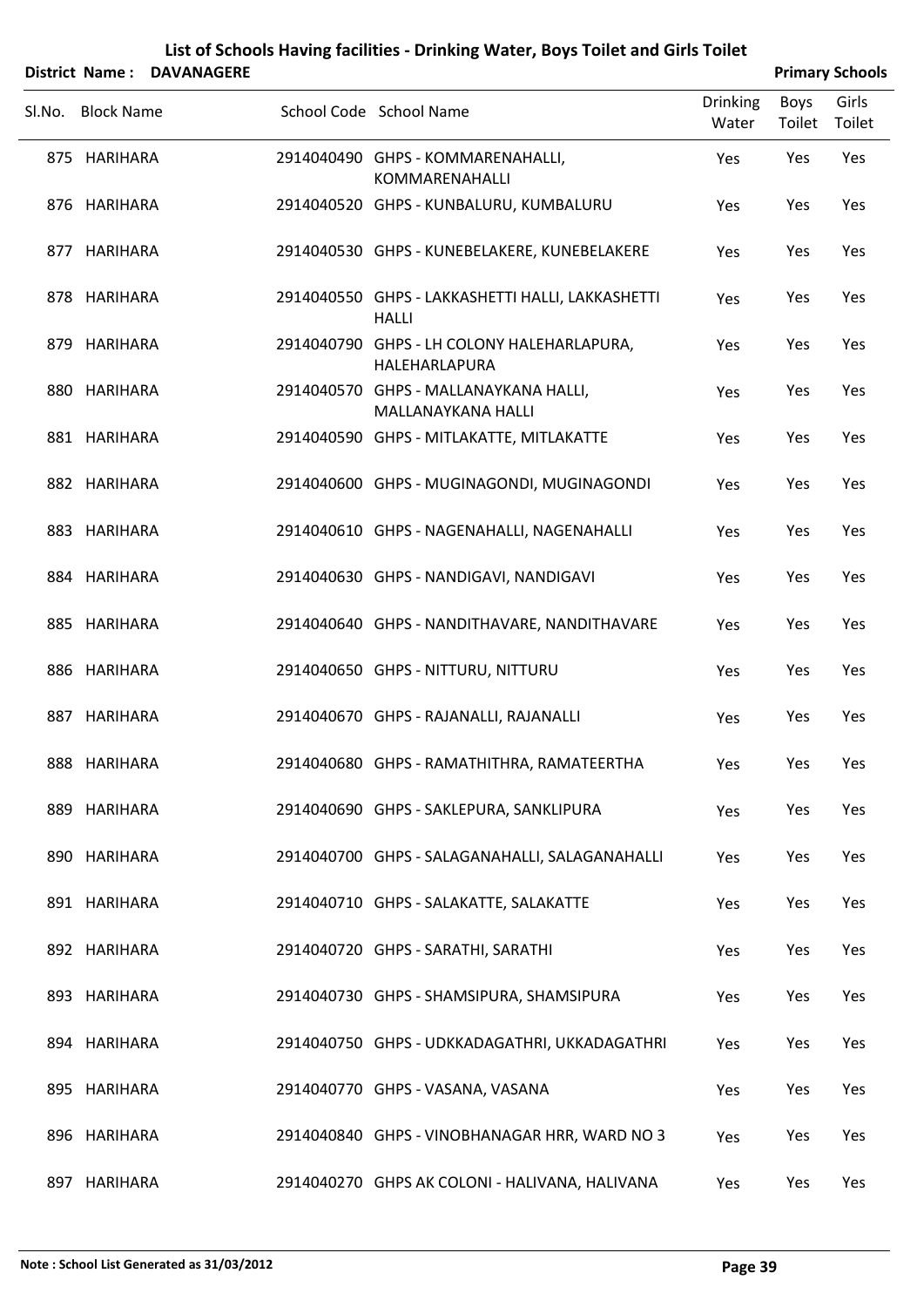# List of Schools Having facilities - Drinking Water, Boys Toilet and Girls Toilet

**District Name : DAVANAGERE** — **Primary Schools**

| Sl.No. | Block Name | School Code | School Name | Drinking Water | Boys Toilet | Girls Toilet |
|---|---|---|---|---|---|---|
| 875 | HARIHARA | 2914040490 | GHPS - KOMMARENAHALLI, KOMMARENAHALLI | Yes | Yes | Yes |
| 876 | HARIHARA | 2914040520 | GHPS - KUNBALURU, KUMBALURU | Yes | Yes | Yes |
| 877 | HARIHARA | 2914040530 | GHPS - KUNEBELAKERE, KUNEBELAKERE | Yes | Yes | Yes |
| 878 | HARIHARA | 2914040550 | GHPS - LAKKASHETTI HALLI, LAKKASHETTI HALLI | Yes | Yes | Yes |
| 879 | HARIHARA | 2914040790 | GHPS - LH COLONY HALEHARLAPURA, HALEHARLAPURA | Yes | Yes | Yes |
| 880 | HARIHARA | 2914040570 | GHPS - MALLANAYKANA HALLI, MALLANAYKANA HALLI | Yes | Yes | Yes |
| 881 | HARIHARA | 2914040590 | GHPS - MITLAKATTE, MITLAKATTE | Yes | Yes | Yes |
| 882 | HARIHARA | 2914040600 | GHPS - MUGINAGONDI, MUGINAGONDI | Yes | Yes | Yes |
| 883 | HARIHARA | 2914040610 | GHPS - NAGENAHALLI, NAGENAHALLI | Yes | Yes | Yes |
| 884 | HARIHARA | 2914040630 | GHPS - NANDIGAVI, NANDIGAVI | Yes | Yes | Yes |
| 885 | HARIHARA | 2914040640 | GHPS - NANDITHAVARE, NANDITHAVARE | Yes | Yes | Yes |
| 886 | HARIHARA | 2914040650 | GHPS - NITTURU, NITTURU | Yes | Yes | Yes |
| 887 | HARIHARA | 2914040670 | GHPS - RAJANALLI, RAJANALLI | Yes | Yes | Yes |
| 888 | HARIHARA | 2914040680 | GHPS - RAMATHITHRA, RAMATEERTHA | Yes | Yes | Yes |
| 889 | HARIHARA | 2914040690 | GHPS - SAKLEPURA, SANKLIPURA | Yes | Yes | Yes |
| 890 | HARIHARA | 2914040700 | GHPS - SALAGANAHALLI, SALAGANAHALLI | Yes | Yes | Yes |
| 891 | HARIHARA | 2914040710 | GHPS - SALAKATTE, SALAKATTE | Yes | Yes | Yes |
| 892 | HARIHARA | 2914040720 | GHPS - SARATHI, SARATHI | Yes | Yes | Yes |
| 893 | HARIHARA | 2914040730 | GHPS - SHAMSIPURA, SHAMSIPURA | Yes | Yes | Yes |
| 894 | HARIHARA | 2914040750 | GHPS - UDKKADAGATHRI, UKKADAGATHRI | Yes | Yes | Yes |
| 895 | HARIHARA | 2914040770 | GHPS - VASANA, VASANA | Yes | Yes | Yes |
| 896 | HARIHARA | 2914040840 | GHPS - VINOBHANAGAR HRR, WARD NO 3 | Yes | Yes | Yes |
| 897 | HARIHARA | 2914040270 | GHPS AK COLONI - HALIVANA, HALIVANA | Yes | Yes | Yes |

Note : School List Generated as 31/03/2012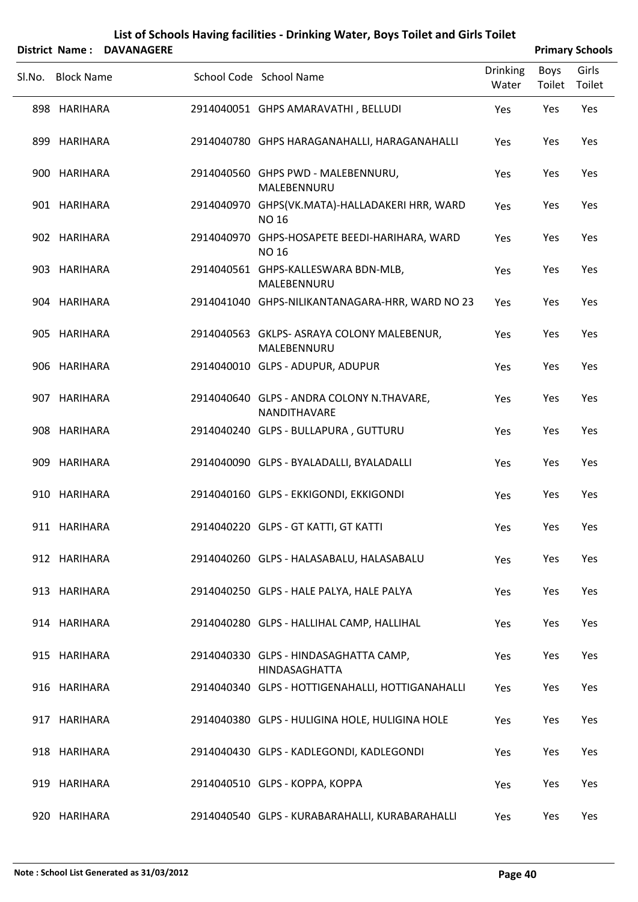# List of Schools Having facilities - Drinking Water, Boys Toilet and Girls Toilet

**District Name : DAVANAGERE** **Primary Schools**

| Sl.No. | Block Name | School Code | School Name | Drinking Water | Boys Toilet | Girls Toilet |
|---|---|---|---|---|---|---|
| 898 | HARIHARA | 2914040051 | GHPS AMARAVATHI , BELLUDI | Yes | Yes | Yes |
| 899 | HARIHARA | 2914040780 | GHPS HARAGANAHALLI, HARAGANAHALLI | Yes | Yes | Yes |
| 900 | HARIHARA | 2914040560 | GHPS PWD - MALEBENNURU, MALEBENNURU | Yes | Yes | Yes |
| 901 | HARIHARA | 2914040970 | GHPS(VK.MATA)-HALLADAKERI HRR, WARD NO 16 | Yes | Yes | Yes |
| 902 | HARIHARA | 2914040970 | GHPS-HOSAPETE BEEDI-HARIHARA, WARD NO 16 | Yes | Yes | Yes |
| 903 | HARIHARA | 2914040561 | GHPS-KALLESWARA BDN-MLB, MALEBENNURU | Yes | Yes | Yes |
| 904 | HARIHARA | 2914041040 | GHPS-NILIKANTANAGARA-HRR, WARD NO 23 | Yes | Yes | Yes |
| 905 | HARIHARA | 2914040563 | GKLPS- ASRAYA COLONY MALEBENUR, MALEBENNURU | Yes | Yes | Yes |
| 906 | HARIHARA | 2914040010 | GLPS - ADUPUR, ADUPUR | Yes | Yes | Yes |
| 907 | HARIHARA | 2914040640 | GLPS - ANDRA COLONY N.THAVARE, NANDITHAVARE | Yes | Yes | Yes |
| 908 | HARIHARA | 2914040240 | GLPS - BULLAPURA , GUTTURU | Yes | Yes | Yes |
| 909 | HARIHARA | 2914040090 | GLPS - BYALADALLI, BYALADALLI | Yes | Yes | Yes |
| 910 | HARIHARA | 2914040160 | GLPS - EKKIGONDI, EKKIGONDI | Yes | Yes | Yes |
| 911 | HARIHARA | 2914040220 | GLPS - GT KATTI, GT KATTI | Yes | Yes | Yes |
| 912 | HARIHARA | 2914040260 | GLPS - HALASABALU, HALASABALU | Yes | Yes | Yes |
| 913 | HARIHARA | 2914040250 | GLPS - HALE PALYA, HALE PALYA | Yes | Yes | Yes |
| 914 | HARIHARA | 2914040280 | GLPS - HALLIHAL CAMP, HALLIHAL | Yes | Yes | Yes |
| 915 | HARIHARA | 2914040330 | GLPS - HINDASAGHATTA CAMP, HINDASAGHATTA | Yes | Yes | Yes |
| 916 | HARIHARA | 2914040340 | GLPS - HOTTIGENAHALLI, HOTTIGANAHALLI | Yes | Yes | Yes |
| 917 | HARIHARA | 2914040380 | GLPS - HULIGINA HOLE, HULIGINA HOLE | Yes | Yes | Yes |
| 918 | HARIHARA | 2914040430 | GLPS - KADLEGONDI, KADLEGONDI | Yes | Yes | Yes |
| 919 | HARIHARA | 2914040510 | GLPS - KOPPA, KOPPA | Yes | Yes | Yes |
| 920 | HARIHARA | 2914040540 | GLPS - KURABARAHALLI, KURABARAHALLI | Yes | Yes | Yes |

**Note : School List Generated as 31/03/2012**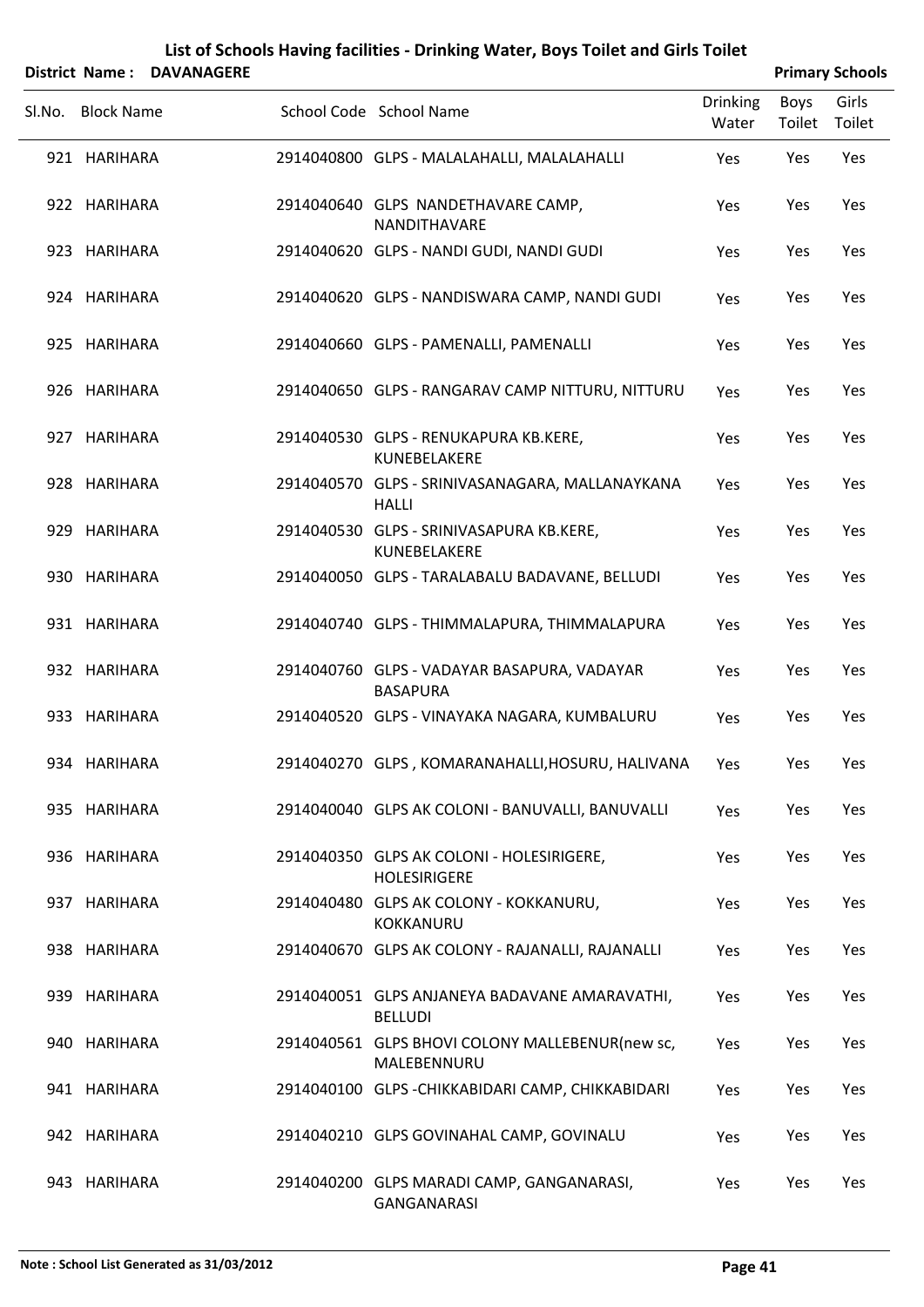# List of Schools Having facilities - Drinking Water, Boys Toilet and Girls Toilet

**District Name : DAVANAGERE** **Primary Schools**

| Sl.No. | Block Name | School Code | School Name | Drinking Water | Boys Toilet | Girls Toilet |
|---|---|---|---|---|---|---|
| 921 | HARIHARA | 2914040800 | GLPS - MALALAHALLI, MALALAHALLI | Yes | Yes | Yes |
| 922 | HARIHARA | 2914040640 | GLPS NANDETHAVARE CAMP, NANDITHAVARE | Yes | Yes | Yes |
| 923 | HARIHARA | 2914040620 | GLPS - NANDI GUDI, NANDI GUDI | Yes | Yes | Yes |
| 924 | HARIHARA | 2914040620 | GLPS - NANDISWARA CAMP, NANDI GUDI | Yes | Yes | Yes |
| 925 | HARIHARA | 2914040660 | GLPS - PAMENALLI, PAMENALLI | Yes | Yes | Yes |
| 926 | HARIHARA | 2914040650 | GLPS - RANGARAV CAMP NITTURU, NITTURU | Yes | Yes | Yes |
| 927 | HARIHARA | 2914040530 | GLPS - RENUKAPURA KB.KERE, KUNEBELAKERE | Yes | Yes | Yes |
| 928 | HARIHARA | 2914040570 | GLPS - SRINIVASANAGARA, MALLANAYKANA HALLI | Yes | Yes | Yes |
| 929 | HARIHARA | 2914040530 | GLPS - SRINIVASAPURA KB.KERE, KUNEBELAKERE | Yes | Yes | Yes |
| 930 | HARIHARA | 2914040050 | GLPS - TARALABALU BADAVANE, BELLUDI | Yes | Yes | Yes |
| 931 | HARIHARA | 2914040740 | GLPS - THIMMALAPURA, THIMMALAPURA | Yes | Yes | Yes |
| 932 | HARIHARA | 2914040760 | GLPS - VADAYAR BASAPURA, VADAYAR BASAPURA | Yes | Yes | Yes |
| 933 | HARIHARA | 2914040520 | GLPS - VINAYAKA NAGARA, KUMBALURU | Yes | Yes | Yes |
| 934 | HARIHARA | 2914040270 | GLPS , KOMARANAHALLI,HOSURU, HALIVANA | Yes | Yes | Yes |
| 935 | HARIHARA | 2914040040 | GLPS AK COLONI - BANUVALLI, BANUVALLI | Yes | Yes | Yes |
| 936 | HARIHARA | 2914040350 | GLPS AK COLONI - HOLESIRIGERE, HOLESIRIGERE | Yes | Yes | Yes |
| 937 | HARIHARA | 2914040480 | GLPS AK COLONY - KOKKANURU, KOKKANURU | Yes | Yes | Yes |
| 938 | HARIHARA | 2914040670 | GLPS AK COLONY - RAJANALLI, RAJANALLI | Yes | Yes | Yes |
| 939 | HARIHARA | 2914040051 | GLPS ANJANEYA BADAVANE AMARAVATHI, BELLUDI | Yes | Yes | Yes |
| 940 | HARIHARA | 2914040561 | GLPS BHOVI COLONY MALLEBENUR(new sc, MALEBENNURU | Yes | Yes | Yes |
| 941 | HARIHARA | 2914040100 | GLPS -CHIKKABIDARI CAMP, CHIKKABIDARI | Yes | Yes | Yes |
| 942 | HARIHARA | 2914040210 | GLPS GOVINAHAL CAMP, GOVINALU | Yes | Yes | Yes |
| 943 | HARIHARA | 2914040200 | GLPS MARADI CAMP, GANGANARASI, GANGANARASI | Yes | Yes | Yes |

**Note : School List Generated as 31/03/2012**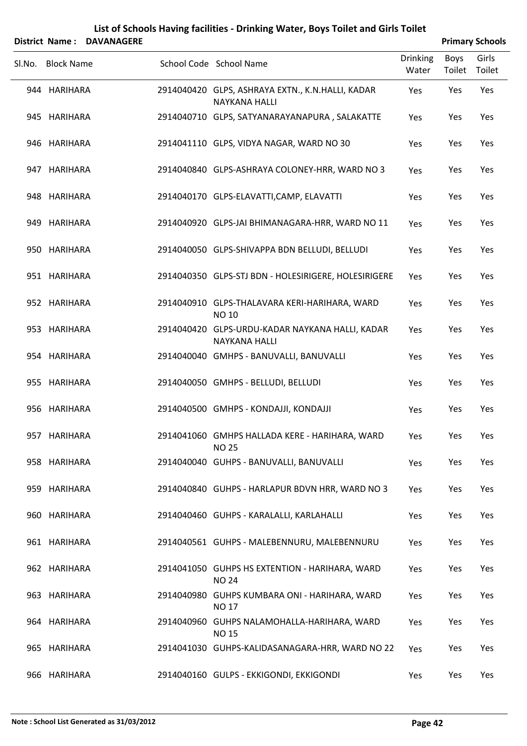# List of Schools Having facilities - Drinking Water, Boys Toilet and Girls Toilet

**District Name : DAVANAGERE** **Primary Schools**

| Sl.No. | Block Name | School Code | School Name | Drinking Water | Boys Toilet | Girls Toilet |
|---|---|---|---|---|---|---|
| 944 | HARIHARA | 2914040420 | GLPS, ASHRAYA EXTN., K.N.HALLI, KADAR NAYKANA HALLI | Yes | Yes | Yes |
| 945 | HARIHARA | 2914040710 | GLPS, SATYANARAYANAPURA , SALAKATTE | Yes | Yes | Yes |
| 946 | HARIHARA | 2914041110 | GLPS, VIDYA NAGAR, WARD NO 30 | Yes | Yes | Yes |
| 947 | HARIHARA | 2914040840 | GLPS-ASHRAYA COLONEY-HRR, WARD NO 3 | Yes | Yes | Yes |
| 948 | HARIHARA | 2914040170 | GLPS-ELAVATTI,CAMP, ELAVATTI | Yes | Yes | Yes |
| 949 | HARIHARA | 2914040920 | GLPS-JAI BHIMANAGARA-HRR, WARD NO 11 | Yes | Yes | Yes |
| 950 | HARIHARA | 2914040050 | GLPS-SHIVAPPA BDN BELLUDI, BELLUDI | Yes | Yes | Yes |
| 951 | HARIHARA | 2914040350 | GLPS-STJ BDN - HOLESIRIGERE, HOLESIRIGERE | Yes | Yes | Yes |
| 952 | HARIHARA | 2914040910 | GLPS-THALAVARA KERI-HARIHARA, WARD NO 10 | Yes | Yes | Yes |
| 953 | HARIHARA | 2914040420 | GLPS-URDU-KADAR NAYKANA HALLI, KADAR NAYKANA HALLI | Yes | Yes | Yes |
| 954 | HARIHARA | 2914040040 | GMHPS - BANUVALLI, BANUVALLI | Yes | Yes | Yes |
| 955 | HARIHARA | 2914040050 | GMHPS - BELLUDI, BELLUDI | Yes | Yes | Yes |
| 956 | HARIHARA | 2914040500 | GMHPS - KONDAJJI, KONDAJJI | Yes | Yes | Yes |
| 957 | HARIHARA | 2914041060 | GMHPS HALLADA KERE - HARIHARA, WARD NO 25 | Yes | Yes | Yes |
| 958 | HARIHARA | 2914040040 | GUHPS - BANUVALLI, BANUVALLI | Yes | Yes | Yes |
| 959 | HARIHARA | 2914040840 | GUHPS - HARLAPUR BDVN HRR, WARD NO 3 | Yes | Yes | Yes |
| 960 | HARIHARA | 2914040460 | GUHPS - KARALALLI, KARLAHALLI | Yes | Yes | Yes |
| 961 | HARIHARA | 2914040561 | GUHPS - MALEBENNURU, MALEBENNURU | Yes | Yes | Yes |
| 962 | HARIHARA | 2914041050 | GUHPS HS EXTENTION - HARIHARA, WARD NO 24 | Yes | Yes | Yes |
| 963 | HARIHARA | 2914040980 | GUHPS KUMBARA ONI - HARIHARA, WARD NO 17 | Yes | Yes | Yes |
| 964 | HARIHARA | 2914040960 | GUHPS NALAMOHALLA-HARIHARA, WARD NO 15 | Yes | Yes | Yes |
| 965 | HARIHARA | 2914041030 | GUHPS-KALIDASANAGARA-HRR, WARD NO 22 | Yes | Yes | Yes |
| 966 | HARIHARA | 2914040160 | GULPS - EKKIGONDI, EKKIGONDI | Yes | Yes | Yes |

**Note : School List Generated as 31/03/2012**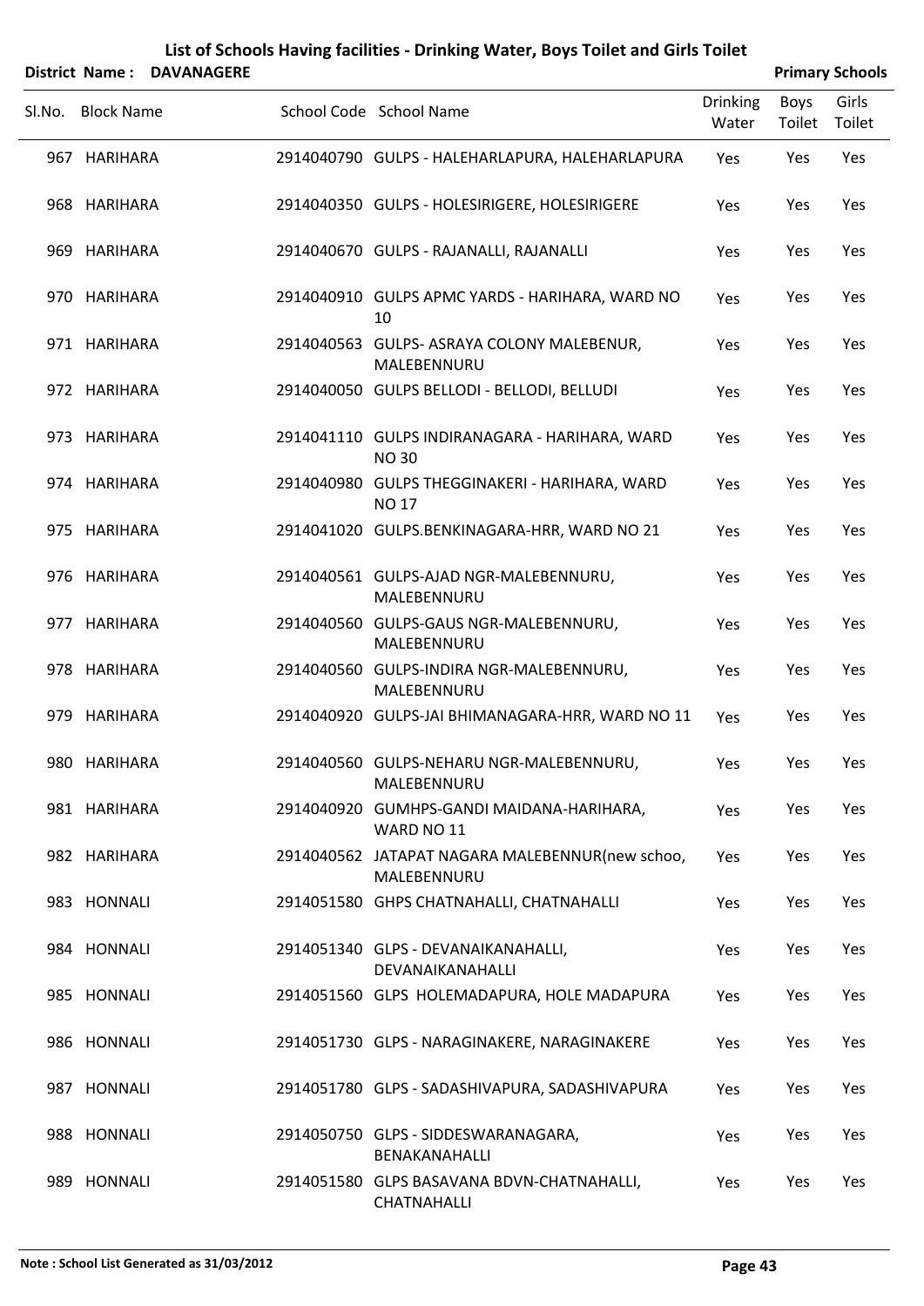# List of Schools Having facilities - Drinking Water, Boys Toilet and Girls Toilet

**District Name : DAVANAGERE** **Primary Schools**

| Sl.No. | Block Name | School Code | School Name | Drinking Water | Boys Toilet | Girls Toilet |
|---|---|---|---|---|---|---|
| 967 | HARIHARA | 2914040790 | GULPS - HALEHARLAPURA, HALEHARLAPURA | Yes | Yes | Yes |
| 968 | HARIHARA | 2914040350 | GULPS - HOLESIRIGERE, HOLESIRIGERE | Yes | Yes | Yes |
| 969 | HARIHARA | 2914040670 | GULPS - RAJANALLI, RAJANALLI | Yes | Yes | Yes |
| 970 | HARIHARA | 2914040910 | GULPS APMC YARDS - HARIHARA, WARD NO 10 | Yes | Yes | Yes |
| 971 | HARIHARA | 2914040563 | GULPS- ASRAYA COLONY MALEBENUR, MALEBENNURU | Yes | Yes | Yes |
| 972 | HARIHARA | 2914040050 | GULPS BELLODI - BELLODI, BELLUDI | Yes | Yes | Yes |
| 973 | HARIHARA | 2914041110 | GULPS INDIRANAGARA - HARIHARA, WARD NO 30 | Yes | Yes | Yes |
| 974 | HARIHARA | 2914040980 | GULPS THEGGINAKERI - HARIHARA, WARD NO 17 | Yes | Yes | Yes |
| 975 | HARIHARA | 2914041020 | GULPS.BENKINAGARA-HRR, WARD NO 21 | Yes | Yes | Yes |
| 976 | HARIHARA | 2914040561 | GULPS-AJAD NGR-MALEBENNURU, MALEBENNURU | Yes | Yes | Yes |
| 977 | HARIHARA | 2914040560 | GULPS-GAUS NGR-MALEBENNURU, MALEBENNURU | Yes | Yes | Yes |
| 978 | HARIHARA | 2914040560 | GULPS-INDIRA NGR-MALEBENNURU, MALEBENNURU | Yes | Yes | Yes |
| 979 | HARIHARA | 2914040920 | GULPS-JAI BHIMANAGARA-HRR, WARD NO 11 | Yes | Yes | Yes |
| 980 | HARIHARA | 2914040560 | GULPS-NEHARU NGR-MALEBENNURU, MALEBENNURU | Yes | Yes | Yes |
| 981 | HARIHARA | 2914040920 | GUMHPS-GANDI MAIDANA-HARIHARA, WARD NO 11 | Yes | Yes | Yes |
| 982 | HARIHARA | 2914040562 | JATAPAT NAGARA MALEBENNUR(new schoo, MALEBENNURU | Yes | Yes | Yes |
| 983 | HONNALI | 2914051580 | GHPS CHATNAHALLI, CHATNAHALLI | Yes | Yes | Yes |
| 984 | HONNALI | 2914051340 | GLPS - DEVANAIKANAHALLI, DEVANAIKANAHALLI | Yes | Yes | Yes |
| 985 | HONNALI | 2914051560 | GLPS HOLEMADAPURA, HOLE MADAPURA | Yes | Yes | Yes |
| 986 | HONNALI | 2914051730 | GLPS - NARAGINAKERE, NARAGINAKERE | Yes | Yes | Yes |
| 987 | HONNALI | 2914051780 | GLPS - SADASHIVAPURA, SADASHIVAPURA | Yes | Yes | Yes |
| 988 | HONNALI | 2914050750 | GLPS - SIDDESWARANAGARA, BENAKANAHALLI | Yes | Yes | Yes |
| 989 | HONNALI | 2914051580 | GLPS BASAVANA BDVN-CHATNAHALLI, CHATNAHALLI | Yes | Yes | Yes |

Note : School List Generated as 31/03/2012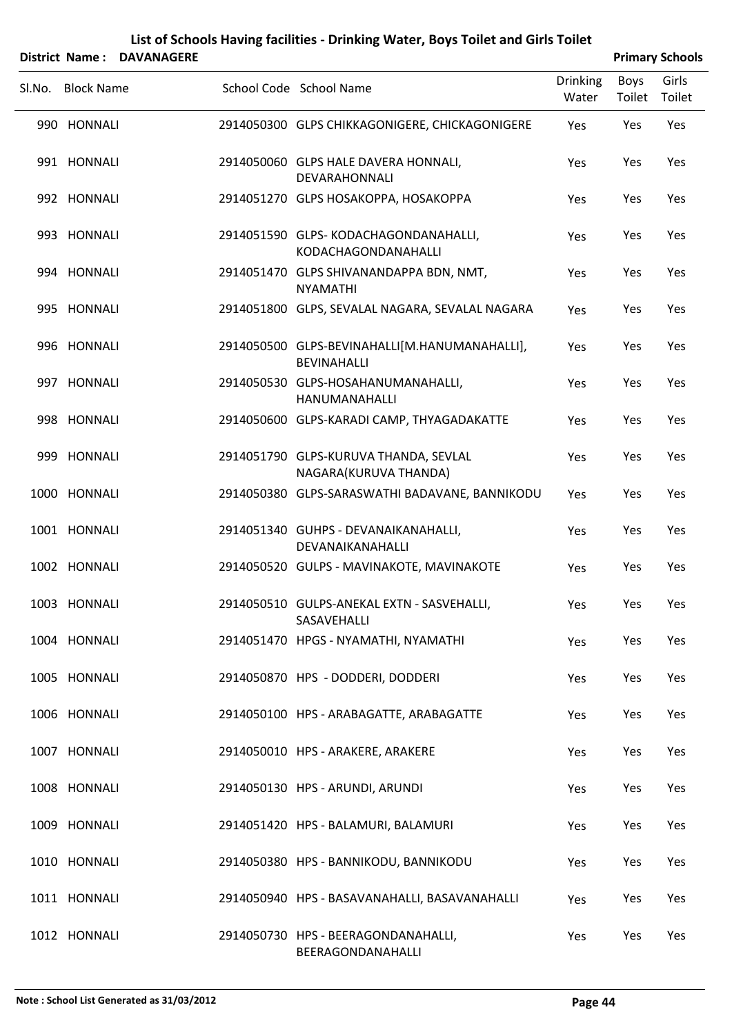# List of Schools Having facilities - Drinking Water, Boys Toilet and Girls Toilet

**District Name : DAVANAGERE** **Primary Schools**

| Sl.No. | Block Name | School Code | School Name | Drinking Water | Boys Toilet | Girls Toilet |
|---|---|---|---|---|---|---|
| 990 | HONNALI | 2914050300 | GLPS CHIKKAGONIGERE, CHICKAGONIGERE | Yes | Yes | Yes |
| 991 | HONNALI | 2914050060 | GLPS HALE DAVERA HONNALI, DEVARAHONNALI | Yes | Yes | Yes |
| 992 | HONNALI | 2914051270 | GLPS HOSAKOPPA, HOSAKOPPA | Yes | Yes | Yes |
| 993 | HONNALI | 2914051590 | GLPS- KODACHAGONDANAHALLI, KODACHAGONDANAHALLI | Yes | Yes | Yes |
| 994 | HONNALI | 2914051470 | GLPS SHIVANANDAPPA BDN, NMT, NYAMATHI | Yes | Yes | Yes |
| 995 | HONNALI | 2914051800 | GLPS, SEVALAL NAGARA, SEVALAL NAGARA | Yes | Yes | Yes |
| 996 | HONNALI | 2914050500 | GLPS-BEVINAHALLI[M.HANUMANAHALLI], BEVINAHALLI | Yes | Yes | Yes |
| 997 | HONNALI | 2914050530 | GLPS-HOSAHANUMANAHALLI, HANUMANAHALLI | Yes | Yes | Yes |
| 998 | HONNALI | 2914050600 | GLPS-KARADI CAMP, THYAGADAKATTE | Yes | Yes | Yes |
| 999 | HONNALI | 2914051790 | GLPS-KURUVA THANDA, SEVLAL NAGARA(KURUVA THANDA) | Yes | Yes | Yes |
| 1000 | HONNALI | 2914050380 | GLPS-SARASWATHI BADAVANE, BANNIKODU | Yes | Yes | Yes |
| 1001 | HONNALI | 2914051340 | GUHPS - DEVANAIKANAHALLI, DEVANAIKANAHALLI | Yes | Yes | Yes |
| 1002 | HONNALI | 2914050520 | GULPS - MAVINAKOTE, MAVINAKOTE | Yes | Yes | Yes |
| 1003 | HONNALI | 2914050510 | GULPS-ANEKAL EXTN - SASVEHALLI, SASAVEHALLI | Yes | Yes | Yes |
| 1004 | HONNALI | 2914051470 | HPGS - NYAMATHI, NYAMATHI | Yes | Yes | Yes |
| 1005 | HONNALI | 2914050870 | HPS - DODDERI, DODDERI | Yes | Yes | Yes |
| 1006 | HONNALI | 2914050100 | HPS - ARABAGATTE, ARABAGATTE | Yes | Yes | Yes |
| 1007 | HONNALI | 2914050010 | HPS - ARAKERE, ARAKERE | Yes | Yes | Yes |
| 1008 | HONNALI | 2914050130 | HPS - ARUNDI, ARUNDI | Yes | Yes | Yes |
| 1009 | HONNALI | 2914051420 | HPS - BALAMURI, BALAMURI | Yes | Yes | Yes |
| 1010 | HONNALI | 2914050380 | HPS - BANNIKODU, BANNIKODU | Yes | Yes | Yes |
| 1011 | HONNALI | 2914050940 | HPS - BASAVANAHALLI, BASAVANAHALLI | Yes | Yes | Yes |
| 1012 | HONNALI | 2914050730 | HPS - BEERAGONDANAHALLI, BEERAGONDANAHALLI | Yes | Yes | Yes |

**Note : School List Generated as 31/03/2012**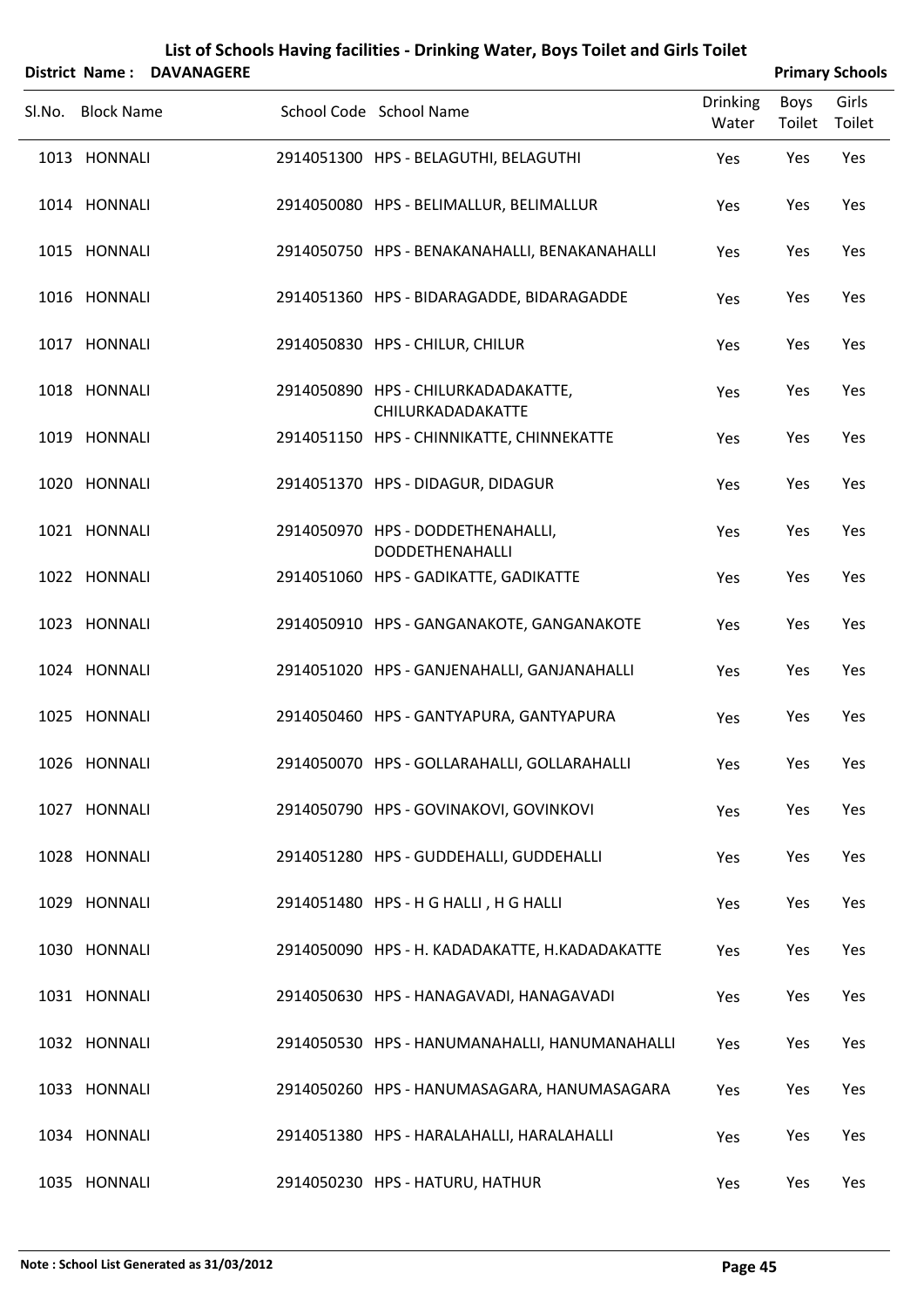# List of Schools Having facilities - Drinking Water, Boys Toilet and Girls Toilet

**District Name : DAVANAGERE** **Primary Schools**

| Sl.No. | Block Name | School Code | School Name | Drinking Water | Boys Toilet | Girls Toilet |
|---|---|---|---|---|---|---|
| 1013 | HONNALI | 2914051300 | HPS - BELAGUTHI, BELAGUTHI | Yes | Yes | Yes |
| 1014 | HONNALI | 2914050080 | HPS - BELIMALLUR, BELIMALLUR | Yes | Yes | Yes |
| 1015 | HONNALI | 2914050750 | HPS - BENAKANAHALLI, BENAKANAHALLI | Yes | Yes | Yes |
| 1016 | HONNALI | 2914051360 | HPS - BIDARAGADDE, BIDARAGADDE | Yes | Yes | Yes |
| 1017 | HONNALI | 2914050830 | HPS - CHILUR, CHILUR | Yes | Yes | Yes |
| 1018 | HONNALI | 2914050890 | HPS - CHILURKADADAKATTE, CHILURKADADAKATTE | Yes | Yes | Yes |
| 1019 | HONNALI | 2914051150 | HPS - CHINNIKATTE, CHINNEKATTE | Yes | Yes | Yes |
| 1020 | HONNALI | 2914051370 | HPS - DIDAGUR, DIDAGUR | Yes | Yes | Yes |
| 1021 | HONNALI | 2914050970 | HPS - DODDETHENAHALLI, DODDETHENAHALLI | Yes | Yes | Yes |
| 1022 | HONNALI | 2914051060 | HPS - GADIKATTE, GADIKATTE | Yes | Yes | Yes |
| 1023 | HONNALI | 2914050910 | HPS - GANGANAKOTE, GANGANAKOTE | Yes | Yes | Yes |
| 1024 | HONNALI | 2914051020 | HPS - GANJENAHALLI, GANJANAHALLI | Yes | Yes | Yes |
| 1025 | HONNALI | 2914050460 | HPS - GANTYAPURA, GANTYAPURA | Yes | Yes | Yes |
| 1026 | HONNALI | 2914050070 | HPS - GOLLARAHALLI, GOLLARAHALLI | Yes | Yes | Yes |
| 1027 | HONNALI | 2914050790 | HPS - GOVINAKOVI, GOVINKOVI | Yes | Yes | Yes |
| 1028 | HONNALI | 2914051280 | HPS - GUDDEHALLI, GUDDEHALLI | Yes | Yes | Yes |
| 1029 | HONNALI | 2914051480 | HPS - H G HALLI , H G HALLI | Yes | Yes | Yes |
| 1030 | HONNALI | 2914050090 | HPS - H. KADADAKATTE, H.KADADAKATTE | Yes | Yes | Yes |
| 1031 | HONNALI | 2914050630 | HPS - HANAGAVADI, HANAGAVADI | Yes | Yes | Yes |
| 1032 | HONNALI | 2914050530 | HPS - HANUMANAHALLI, HANUMANAHALLI | Yes | Yes | Yes |
| 1033 | HONNALI | 2914050260 | HPS - HANUMASAGARA, HANUMASAGARA | Yes | Yes | Yes |
| 1034 | HONNALI | 2914051380 | HPS - HARALAHALLI, HARALAHALLI | Yes | Yes | Yes |
| 1035 | HONNALI | 2914050230 | HPS - HATURU, HATHUR | Yes | Yes | Yes |

**Note : School List Generated as 31/03/2012**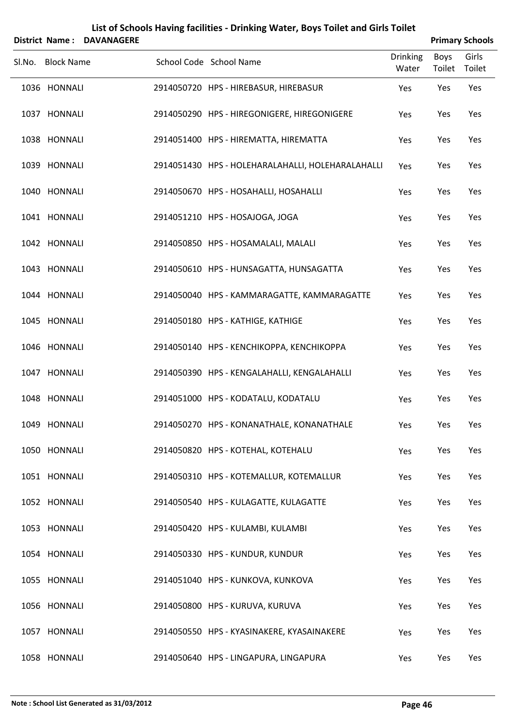# List of Schools Having facilities - Drinking Water, Boys Toilet and Girls Toilet

**District Name : DAVANAGERE** **Primary Schools**

| Sl.No. | Block Name | School Code | School Name | Drinking Water | Boys Toilet | Girls Toilet |
|---|---|---|---|---|---|---|
| 1036 | HONNALI | 2914050720 | HPS - HIREBASUR, HIREBASUR | Yes | Yes | Yes |
| 1037 | HONNALI | 2914050290 | HPS - HIREGONIGERE, HIREGONIGERE | Yes | Yes | Yes |
| 1038 | HONNALI | 2914051400 | HPS - HIREMATTA, HIREMATTA | Yes | Yes | Yes |
| 1039 | HONNALI | 2914051430 | HPS - HOLEHARALAHALLI, HOLEHARALAHALLI | Yes | Yes | Yes |
| 1040 | HONNALI | 2914050670 | HPS - HOSAHALLI, HOSAHALLI | Yes | Yes | Yes |
| 1041 | HONNALI | 2914051210 | HPS - HOSAJOGA, JOGA | Yes | Yes | Yes |
| 1042 | HONNALI | 2914050850 | HPS - HOSAMALALI, MALALI | Yes | Yes | Yes |
| 1043 | HONNALI | 2914050610 | HPS - HUNSAGATTA, HUNSAGATTA | Yes | Yes | Yes |
| 1044 | HONNALI | 2914050040 | HPS - KAMMARAGATTE, KAMMARAGATTE | Yes | Yes | Yes |
| 1045 | HONNALI | 2914050180 | HPS - KATHIGE, KATHIGE | Yes | Yes | Yes |
| 1046 | HONNALI | 2914050140 | HPS - KENCHIKOPPA, KENCHIKOPPA | Yes | Yes | Yes |
| 1047 | HONNALI | 2914050390 | HPS - KENGALAHALLI, KENGALAHALLI | Yes | Yes | Yes |
| 1048 | HONNALI | 2914051000 | HPS - KODATALU, KODATALU | Yes | Yes | Yes |
| 1049 | HONNALI | 2914050270 | HPS - KONANATHALE, KONANATHALE | Yes | Yes | Yes |
| 1050 | HONNALI | 2914050820 | HPS - KOTEHAL, KOTEHALU | Yes | Yes | Yes |
| 1051 | HONNALI | 2914050310 | HPS - KOTEMALLUR, KOTEMALLUR | Yes | Yes | Yes |
| 1052 | HONNALI | 2914050540 | HPS - KULAGATTE, KULAGATTE | Yes | Yes | Yes |
| 1053 | HONNALI | 2914050420 | HPS - KULAMBI, KULAMBI | Yes | Yes | Yes |
| 1054 | HONNALI | 2914050330 | HPS - KUNDUR, KUNDUR | Yes | Yes | Yes |
| 1055 | HONNALI | 2914051040 | HPS - KUNKOVA, KUNKOVA | Yes | Yes | Yes |
| 1056 | HONNALI | 2914050800 | HPS - KURUVA, KURUVA | Yes | Yes | Yes |
| 1057 | HONNALI | 2914050550 | HPS - KYASINAKERE, KYASAINAKERE | Yes | Yes | Yes |
| 1058 | HONNALI | 2914050640 | HPS - LINGAPURA, LINGAPURA | Yes | Yes | Yes |

**Note : School List Generated as 31/03/2012**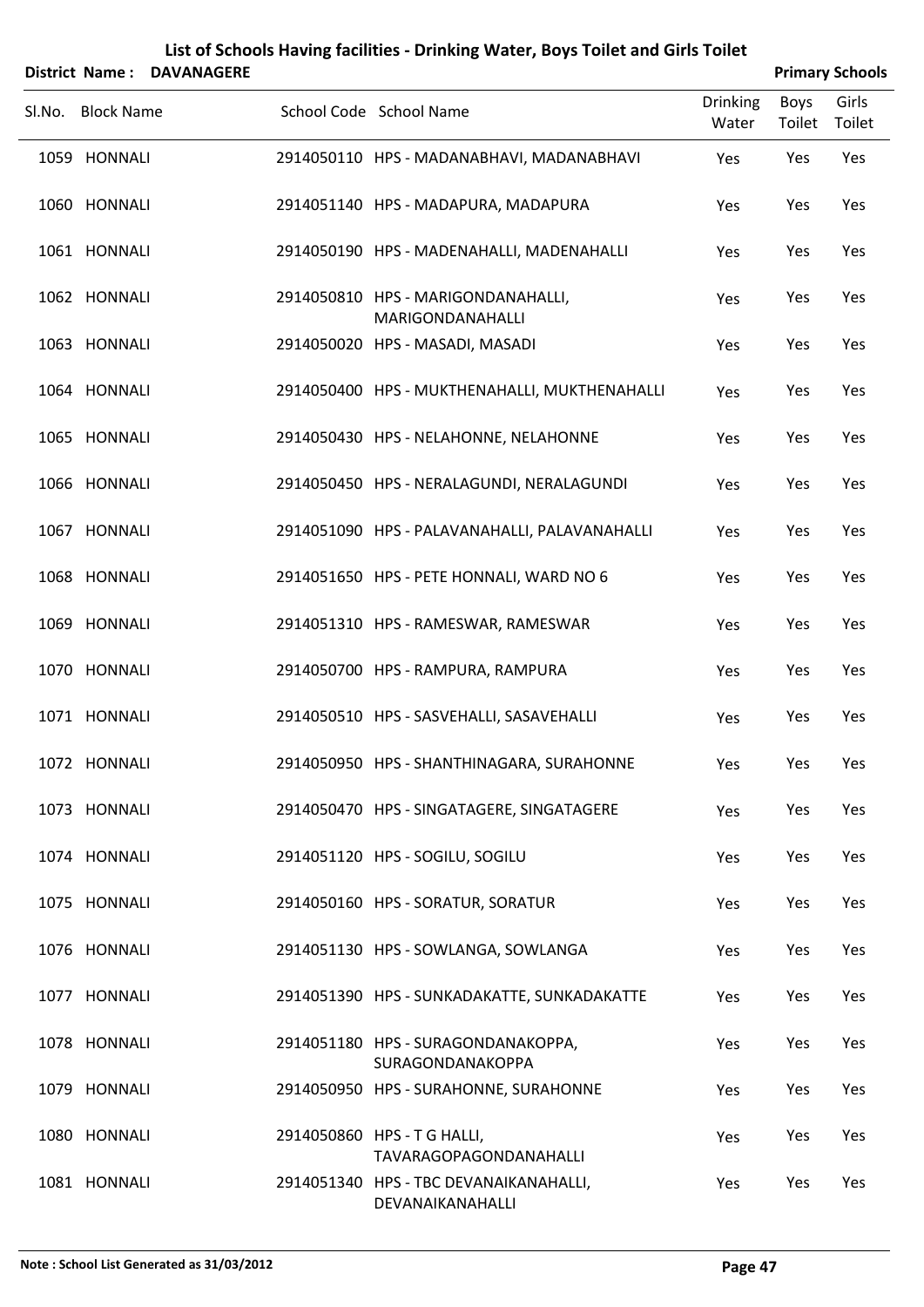# List of Schools Having facilities - Drinking Water, Boys Toilet and Girls Toilet

**District Name : DAVANAGERE** **Primary Schools**

| Sl.No. | Block Name | School Code | School Name | Drinking Water | Boys Toilet | Girls Toilet |
|---|---|---|---|---|---|---|
| 1059 | HONNALI | 2914050110 | HPS - MADANABHAVI, MADANABHAVI | Yes | Yes | Yes |
| 1060 | HONNALI | 2914051140 | HPS - MADAPURA, MADAPURA | Yes | Yes | Yes |
| 1061 | HONNALI | 2914050190 | HPS - MADENAHALLI, MADENAHALLI | Yes | Yes | Yes |
| 1062 | HONNALI | 2914050810 | HPS - MARIGONDANAHALLI, MARIGONDANAHALLI | Yes | Yes | Yes |
| 1063 | HONNALI | 2914050020 | HPS - MASADI, MASADI | Yes | Yes | Yes |
| 1064 | HONNALI | 2914050400 | HPS - MUKTHENAHALLI, MUKTHENAHALLI | Yes | Yes | Yes |
| 1065 | HONNALI | 2914050430 | HPS - NELAHONNE, NELAHONNE | Yes | Yes | Yes |
| 1066 | HONNALI | 2914050450 | HPS - NERALAGUNDI, NERALAGUNDI | Yes | Yes | Yes |
| 1067 | HONNALI | 2914051090 | HPS - PALAVANAHALLI, PALAVANAHALLI | Yes | Yes | Yes |
| 1068 | HONNALI | 2914051650 | HPS - PETE HONNALI, WARD NO 6 | Yes | Yes | Yes |
| 1069 | HONNALI | 2914051310 | HPS - RAMESWAR, RAMESWAR | Yes | Yes | Yes |
| 1070 | HONNALI | 2914050700 | HPS - RAMPURA, RAMPURA | Yes | Yes | Yes |
| 1071 | HONNALI | 2914050510 | HPS - SASVEHALLI, SASAVEHALLI | Yes | Yes | Yes |
| 1072 | HONNALI | 2914050950 | HPS - SHANTHINAGARA, SURAHONNE | Yes | Yes | Yes |
| 1073 | HONNALI | 2914050470 | HPS - SINGATAGERE, SINGATAGERE | Yes | Yes | Yes |
| 1074 | HONNALI | 2914051120 | HPS - SOGILU, SOGILU | Yes | Yes | Yes |
| 1075 | HONNALI | 2914050160 | HPS - SORATUR, SORATUR | Yes | Yes | Yes |
| 1076 | HONNALI | 2914051130 | HPS - SOWLANGA, SOWLANGA | Yes | Yes | Yes |
| 1077 | HONNALI | 2914051390 | HPS - SUNKADAKATTE, SUNKADAKATTE | Yes | Yes | Yes |
| 1078 | HONNALI | 2914051180 | HPS - SURAGONDANAKOPPA, SURAGONDANAKOPPA | Yes | Yes | Yes |
| 1079 | HONNALI | 2914050950 | HPS - SURAHONNE, SURAHONNE | Yes | Yes | Yes |
| 1080 | HONNALI | 2914050860 | HPS - T G HALLI, TAVARAGOPAGONDANAHALLI | Yes | Yes | Yes |
| 1081 | HONNALI | 2914051340 | HPS - TBC DEVANAIKANAHALLI, DEVANAIKANAHALLI | Yes | Yes | Yes |

**Note : School List Generated as 31/03/2012**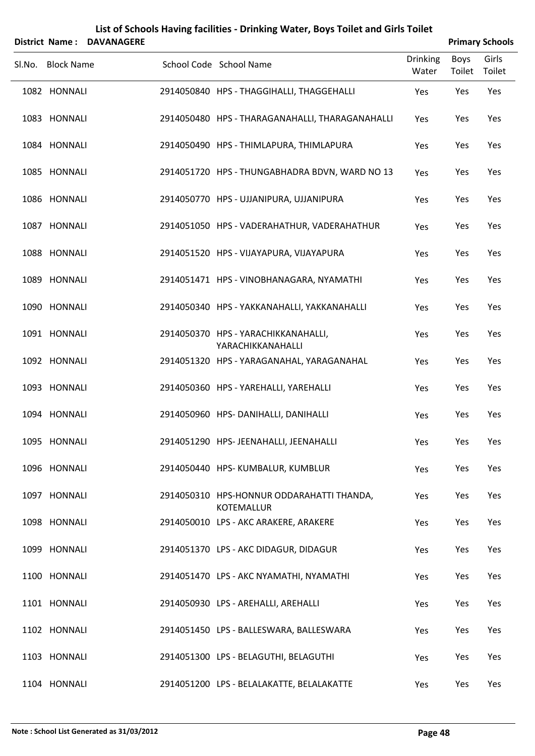# List of Schools Having facilities - Drinking Water, Boys Toilet and Girls Toilet

**District Name : DAVANAGERE** **Primary Schools**

| Sl.No. | Block Name | School Code | School Name | Drinking Water | Boys Toilet | Girls Toilet |
|---|---|---|---|---|---|---|
| 1082 | HONNALI | 2914050840 | HPS - THAGGIHALLI, THAGGEHALLI | Yes | Yes | Yes |
| 1083 | HONNALI | 2914050480 | HPS - THARAGANAHALLI, THARAGANAHALLI | Yes | Yes | Yes |
| 1084 | HONNALI | 2914050490 | HPS - THIMLAPURA, THIMLAPURA | Yes | Yes | Yes |
| 1085 | HONNALI | 2914051720 | HPS - THUNGABHADRA BDVN, WARD NO 13 | Yes | Yes | Yes |
| 1086 | HONNALI | 2914050770 | HPS - UJJANIPURA, UJJANIPURA | Yes | Yes | Yes |
| 1087 | HONNALI | 2914051050 | HPS - VADERAHATHUR, VADERAHATHUR | Yes | Yes | Yes |
| 1088 | HONNALI | 2914051520 | HPS - VIJAYAPURA, VIJAYAPURA | Yes | Yes | Yes |
| 1089 | HONNALI | 2914051471 | HPS - VINOBHANAGARA, NYAMATHI | Yes | Yes | Yes |
| 1090 | HONNALI | 2914050340 | HPS - YAKKANAHALLI, YAKKANAHALLI | Yes | Yes | Yes |
| 1091 | HONNALI | 2914050370 | HPS - YARACHIKKANAHALLI, YARACHIKKANAHALLI | Yes | Yes | Yes |
| 1092 | HONNALI | 2914051320 | HPS - YARAGANAHAL, YARAGANAHAL | Yes | Yes | Yes |
| 1093 | HONNALI | 2914050360 | HPS - YAREHALLI, YAREHALLI | Yes | Yes | Yes |
| 1094 | HONNALI | 2914050960 | HPS- DANIHALLI, DANIHALLI | Yes | Yes | Yes |
| 1095 | HONNALI | 2914051290 | HPS- JEENAHALLI, JEENAHALLI | Yes | Yes | Yes |
| 1096 | HONNALI | 2914050440 | HPS- KUMBALUR, KUMBLUR | Yes | Yes | Yes |
| 1097 | HONNALI | 2914050310 | HPS-HONNUR ODDARAHATTI THANDA, KOTEMALLUR | Yes | Yes | Yes |
| 1098 | HONNALI | 2914050010 | LPS - AKC ARAKERE, ARAKERE | Yes | Yes | Yes |
| 1099 | HONNALI | 2914051370 | LPS - AKC DIDAGUR, DIDAGUR | Yes | Yes | Yes |
| 1100 | HONNALI | 2914051470 | LPS - AKC NYAMATHI, NYAMATHI | Yes | Yes | Yes |
| 1101 | HONNALI | 2914050930 | LPS - AREHALLI, AREHALLI | Yes | Yes | Yes |
| 1102 | HONNALI | 2914051450 | LPS - BALLESWARA, BALLESWARA | Yes | Yes | Yes |
| 1103 | HONNALI | 2914051300 | LPS - BELAGUTHI, BELAGUTHI | Yes | Yes | Yes |
| 1104 | HONNALI | 2914051200 | LPS - BELALAKATTE, BELALAKATTE | Yes | Yes | Yes |

**Note : School List Generated as 31/03/2012**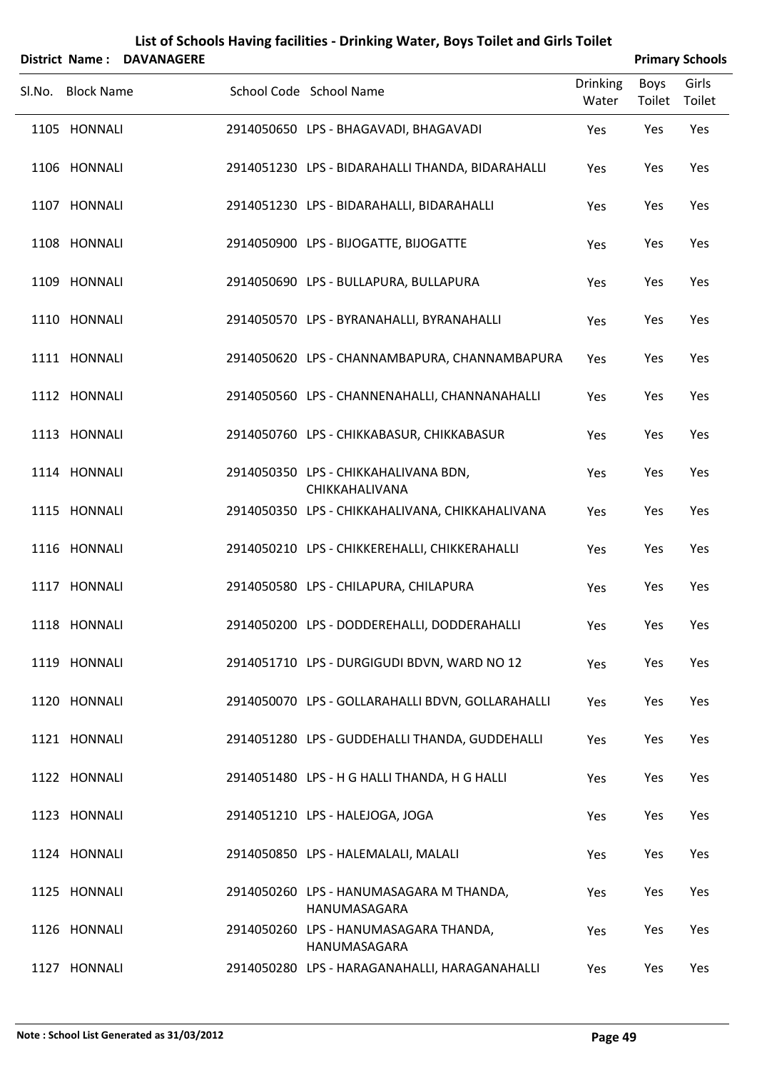# List of Schools Having facilities - Drinking Water, Boys Toilet and Girls Toilet

**District Name : DAVANAGERE** **Primary Schools**

| Sl.No. | Block Name | School Code | School Name | Drinking Water | Boys Toilet | Girls Toilet |
|---|---|---|---|---|---|---|
| 1105 | HONNALI | 2914050650 | LPS - BHAGAVADI, BHAGAVADI | Yes | Yes | Yes |
| 1106 | HONNALI | 2914051230 | LPS - BIDARAHALLI THANDA, BIDARAHALLI | Yes | Yes | Yes |
| 1107 | HONNALI | 2914051230 | LPS - BIDARAHALLI, BIDARAHALLI | Yes | Yes | Yes |
| 1108 | HONNALI | 2914050900 | LPS - BIJOGATTE, BIJOGATTE | Yes | Yes | Yes |
| 1109 | HONNALI | 2914050690 | LPS - BULLAPURA, BULLAPURA | Yes | Yes | Yes |
| 1110 | HONNALI | 2914050570 | LPS - BYRANAHALLI, BYRANAHALLI | Yes | Yes | Yes |
| 1111 | HONNALI | 2914050620 | LPS - CHANNAMBAPURA, CHANNAMBAPURA | Yes | Yes | Yes |
| 1112 | HONNALI | 2914050560 | LPS - CHANNENAHALLI, CHANNANAHALLI | Yes | Yes | Yes |
| 1113 | HONNALI | 2914050760 | LPS - CHIKKABASUR, CHIKKABASUR | Yes | Yes | Yes |
| 1114 | HONNALI | 2914050350 | LPS - CHIKKAHALIVANA BDN, CHIKKAHALIVANA | Yes | Yes | Yes |
| 1115 | HONNALI | 2914050350 | LPS - CHIKKAHALIVANA, CHIKKAHALIVANA | Yes | Yes | Yes |
| 1116 | HONNALI | 2914050210 | LPS - CHIKKEREHALLI, CHIKKERAHALLI | Yes | Yes | Yes |
| 1117 | HONNALI | 2914050580 | LPS - CHILAPURA, CHILAPURA | Yes | Yes | Yes |
| 1118 | HONNALI | 2914050200 | LPS - DODDEREHALLI, DODDERAHALLI | Yes | Yes | Yes |
| 1119 | HONNALI | 2914051710 | LPS - DURGIGUDI BDVN, WARD NO 12 | Yes | Yes | Yes |
| 1120 | HONNALI | 2914050070 | LPS - GOLLARAHALLI BDVN, GOLLARAHALLI | Yes | Yes | Yes |
| 1121 | HONNALI | 2914051280 | LPS - GUDDEHALLI THANDA, GUDDEHALLI | Yes | Yes | Yes |
| 1122 | HONNALI | 2914051480 | LPS - H G HALLI THANDA, H G HALLI | Yes | Yes | Yes |
| 1123 | HONNALI | 2914051210 | LPS - HALEJOGA, JOGA | Yes | Yes | Yes |
| 1124 | HONNALI | 2914050850 | LPS - HALEMALALI, MALALI | Yes | Yes | Yes |
| 1125 | HONNALI | 2914050260 | LPS - HANUMASAGARA M THANDA, HANUMASAGARA | Yes | Yes | Yes |
| 1126 | HONNALI | 2914050260 | LPS - HANUMASAGARA THANDA, HANUMASAGARA | Yes | Yes | Yes |
| 1127 | HONNALI | 2914050280 | LPS - HARAGANAHALLI, HARAGANAHALLI | Yes | Yes | Yes |

**Note : School List Generated as 31/03/2012**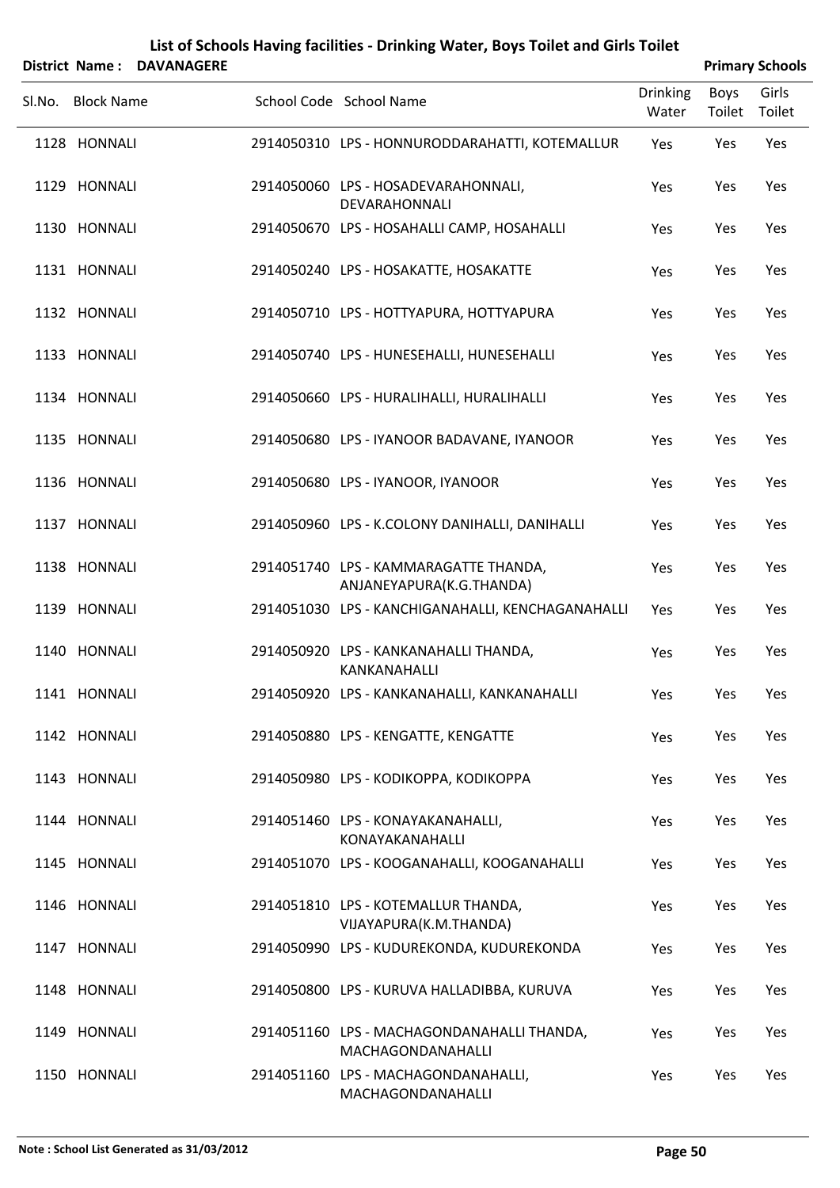# List of Schools Having facilities - Drinking Water, Boys Toilet and Girls Toilet

**District Name : DAVANAGERE** **Primary Schools**

| Sl.No. | Block Name | School Code | School Name | Drinking Water | Boys Toilet | Girls Toilet |
|---|---|---|---|---|---|---|
| 1128 | HONNALI | 2914050310 | LPS - HONNURODDARAHATTI, KOTEMALLUR | Yes | Yes | Yes |
| 1129 | HONNALI | 2914050060 | LPS - HOSADEVARAHONNALI, DEVARAHONNALI | Yes | Yes | Yes |
| 1130 | HONNALI | 2914050670 | LPS - HOSAHALLI CAMP, HOSAHALLI | Yes | Yes | Yes |
| 1131 | HONNALI | 2914050240 | LPS - HOSAKATTE, HOSAKATTE | Yes | Yes | Yes |
| 1132 | HONNALI | 2914050710 | LPS - HOTTYAPURA, HOTTYAPURA | Yes | Yes | Yes |
| 1133 | HONNALI | 2914050740 | LPS - HUNESEHALLI, HUNESEHALLI | Yes | Yes | Yes |
| 1134 | HONNALI | 2914050660 | LPS - HURALIHALLI, HURALIHALLI | Yes | Yes | Yes |
| 1135 | HONNALI | 2914050680 | LPS - IYANOOR BADAVANE, IYANOOR | Yes | Yes | Yes |
| 1136 | HONNALI | 2914050680 | LPS - IYANOOR, IYANOOR | Yes | Yes | Yes |
| 1137 | HONNALI | 2914050960 | LPS - K.COLONY DANIHALLI, DANIHALLI | Yes | Yes | Yes |
| 1138 | HONNALI | 2914051740 | LPS - KAMMARAGATTE THANDA, ANJANEYAPURA(K.G.THANDA) | Yes | Yes | Yes |
| 1139 | HONNALI | 2914051030 | LPS - KANCHIGANAHALLI, KENCHAGANAHALLI | Yes | Yes | Yes |
| 1140 | HONNALI | 2914050920 | LPS - KANKANAHALLI THANDA, KANKANAHALLI | Yes | Yes | Yes |
| 1141 | HONNALI | 2914050920 | LPS - KANKANAHALLI, KANKANAHALLI | Yes | Yes | Yes |
| 1142 | HONNALI | 2914050880 | LPS - KENGATTE, KENGATTE | Yes | Yes | Yes |
| 1143 | HONNALI | 2914050980 | LPS - KODIKOPPA, KODIKOPPA | Yes | Yes | Yes |
| 1144 | HONNALI | 2914051460 | LPS - KONAYAKANAHALLI, KONAYAKANAHALLI | Yes | Yes | Yes |
| 1145 | HONNALI | 2914051070 | LPS - KOOGANAHALLI, KOOGANAHALLI | Yes | Yes | Yes |
| 1146 | HONNALI | 2914051810 | LPS - KOTEMALLUR THANDA, VIJAYAPURA(K.M.THANDA) | Yes | Yes | Yes |
| 1147 | HONNALI | 2914050990 | LPS - KUDUREKONDA, KUDUREKONDA | Yes | Yes | Yes |
| 1148 | HONNALI | 2914050800 | LPS - KURUVA HALLADIBBA, KURUVA | Yes | Yes | Yes |
| 1149 | HONNALI | 2914051160 | LPS - MACHAGONDANAHALLI THANDA, MACHAGONDANAHALLI | Yes | Yes | Yes |
| 1150 | HONNALI | 2914051160 | LPS - MACHAGONDANAHALLI, MACHAGONDANAHALLI | Yes | Yes | Yes |

**Note : School List Generated as 31/03/2012**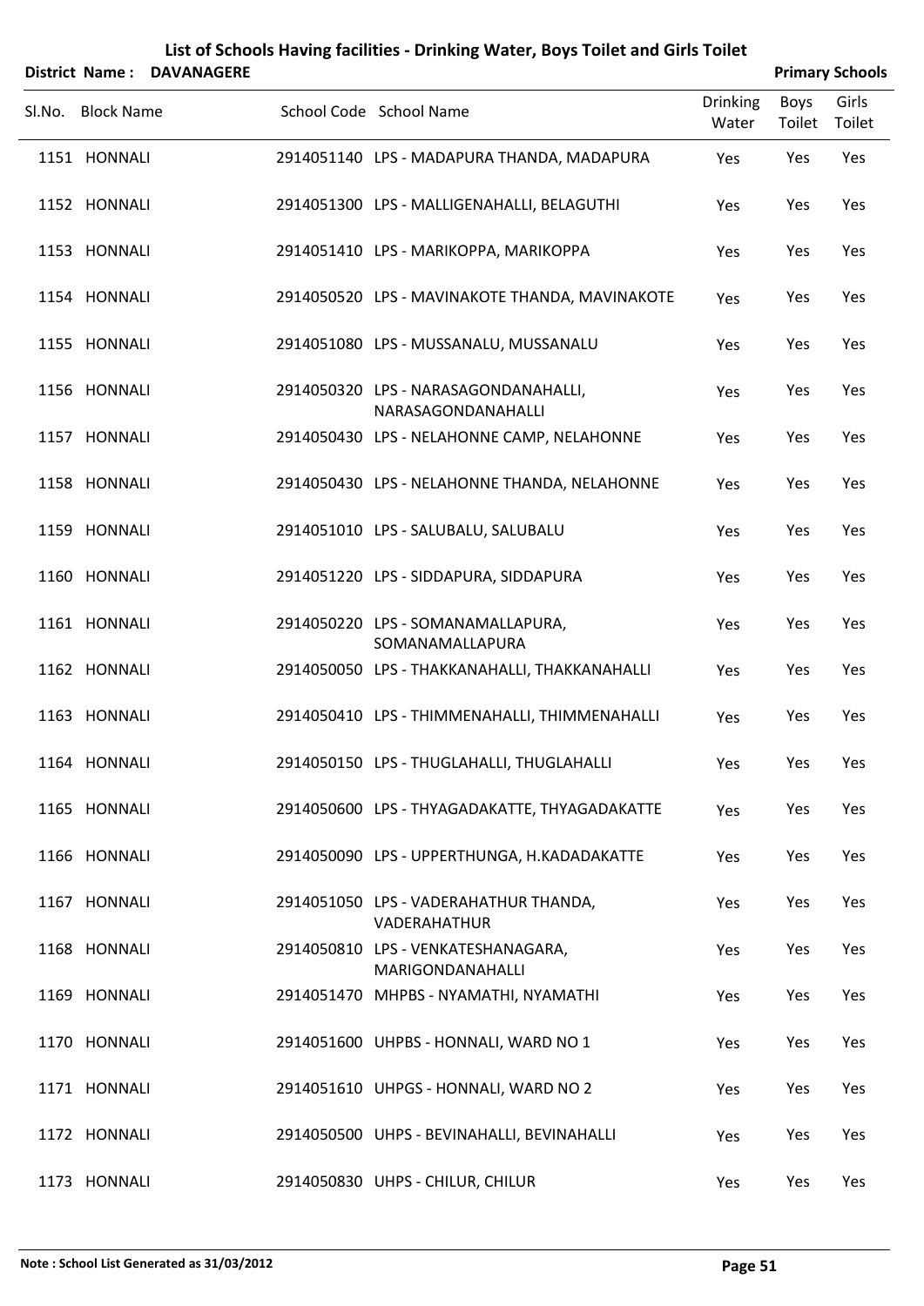# List of Schools Having facilities - Drinking Water, Boys Toilet and Girls Toilet

**District Name : DAVANAGERE** **Primary Schools**

| Sl.No. | Block Name | School Code | School Name | Drinking Water | Boys Toilet | Girls Toilet |
|---|---|---|---|---|---|---|
| 1151 | HONNALI | 2914051140 | LPS - MADAPURA THANDA, MADAPURA | Yes | Yes | Yes |
| 1152 | HONNALI | 2914051300 | LPS - MALLIGENAHALLI, BELAGUTHI | Yes | Yes | Yes |
| 1153 | HONNALI | 2914051410 | LPS - MARIKOPPA, MARIKOPPA | Yes | Yes | Yes |
| 1154 | HONNALI | 2914050520 | LPS - MAVINAKOTE THANDA, MAVINAKOTE | Yes | Yes | Yes |
| 1155 | HONNALI | 2914051080 | LPS - MUSSANALU, MUSSANALU | Yes | Yes | Yes |
| 1156 | HONNALI | 2914050320 | LPS - NARASAGONDANAHALLI, NARASAGONDANAHALLI | Yes | Yes | Yes |
| 1157 | HONNALI | 2914050430 | LPS - NELAHONNE CAMP, NELAHONNE | Yes | Yes | Yes |
| 1158 | HONNALI | 2914050430 | LPS - NELAHONNE THANDA, NELAHONNE | Yes | Yes | Yes |
| 1159 | HONNALI | 2914051010 | LPS - SALUBALU, SALUBALU | Yes | Yes | Yes |
| 1160 | HONNALI | 2914051220 | LPS - SIDDAPURA, SIDDAPURA | Yes | Yes | Yes |
| 1161 | HONNALI | 2914050220 | LPS - SOMANAMALLAPURA, SOMANAMALLAPURA | Yes | Yes | Yes |
| 1162 | HONNALI | 2914050050 | LPS - THAKKANAHALLI, THAKKANAHALLI | Yes | Yes | Yes |
| 1163 | HONNALI | 2914050410 | LPS - THIMMENAHALLI, THIMMENAHALLI | Yes | Yes | Yes |
| 1164 | HONNALI | 2914050150 | LPS - THUGLAHALLI, THUGLAHALLI | Yes | Yes | Yes |
| 1165 | HONNALI | 2914050600 | LPS - THYAGADAKATTE, THYAGADAKATTE | Yes | Yes | Yes |
| 1166 | HONNALI | 2914050090 | LPS - UPPERTHUNGA, H.KADADAKATTE | Yes | Yes | Yes |
| 1167 | HONNALI | 2914051050 | LPS - VADERAHATHUR THANDA, VADERAHATHUR | Yes | Yes | Yes |
| 1168 | HONNALI | 2914050810 | LPS - VENKATESHANAGARA, MARIGONDANAHALLI | Yes | Yes | Yes |
| 1169 | HONNALI | 2914051470 | MHPBS - NYAMATHI, NYAMATHI | Yes | Yes | Yes |
| 1170 | HONNALI | 2914051600 | UHPBS - HONNALI, WARD NO 1 | Yes | Yes | Yes |
| 1171 | HONNALI | 2914051610 | UHPGS - HONNALI, WARD NO 2 | Yes | Yes | Yes |
| 1172 | HONNALI | 2914050500 | UHPS - BEVINAHALLI, BEVINAHALLI | Yes | Yes | Yes |
| 1173 | HONNALI | 2914050830 | UHPS - CHILUR, CHILUR | Yes | Yes | Yes |

**Note : School List Generated as 31/03/2012**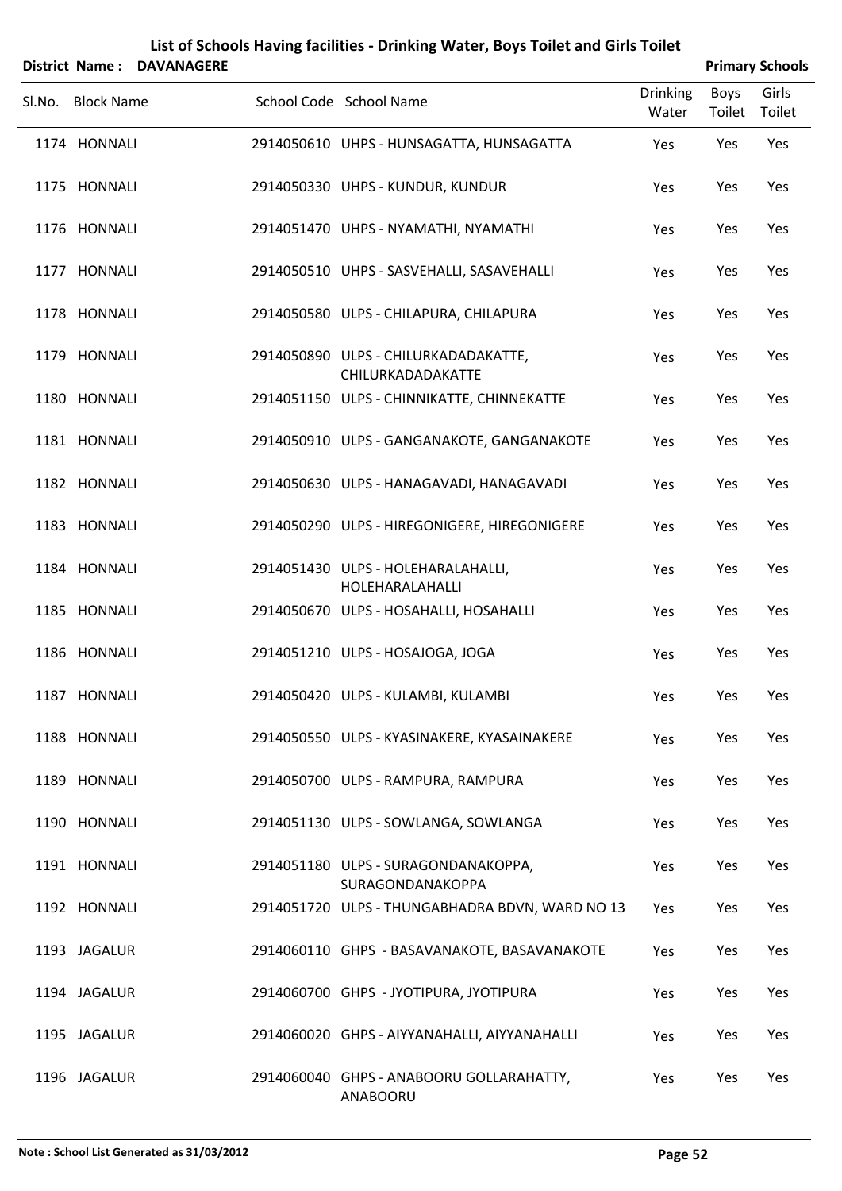# List of Schools Having facilities - Drinking Water, Boys Toilet and Girls Toilet

**District Name : DAVANAGERE** **Primary Schools**

| Sl.No. | Block Name | School Code | School Name | Drinking Water | Boys Toilet | Girls Toilet |
|---|---|---|---|---|---|---|
| 1174 | HONNALI | 2914050610 | UHPS - HUNSAGATTA, HUNSAGATTA | Yes | Yes | Yes |
| 1175 | HONNALI | 2914050330 | UHPS - KUNDUR, KUNDUR | Yes | Yes | Yes |
| 1176 | HONNALI | 2914051470 | UHPS - NYAMATHI, NYAMATHI | Yes | Yes | Yes |
| 1177 | HONNALI | 2914050510 | UHPS - SASVEHALLI, SASAVEHALLI | Yes | Yes | Yes |
| 1178 | HONNALI | 2914050580 | ULPS - CHILAPURA, CHILAPURA | Yes | Yes | Yes |
| 1179 | HONNALI | 2914050890 | ULPS - CHILURKADADAKATTE, CHILURKADADAKATTE | Yes | Yes | Yes |
| 1180 | HONNALI | 2914051150 | ULPS - CHINNIKATTE, CHINNEKATTE | Yes | Yes | Yes |
| 1181 | HONNALI | 2914050910 | ULPS - GANGANAKOTE, GANGANAKOTE | Yes | Yes | Yes |
| 1182 | HONNALI | 2914050630 | ULPS - HANAGAVADI, HANAGAVADI | Yes | Yes | Yes |
| 1183 | HONNALI | 2914050290 | ULPS - HIREGONIGERE, HIREGONIGERE | Yes | Yes | Yes |
| 1184 | HONNALI | 2914051430 | ULPS - HOLEHARALAHALLI, HOLEHARALAHALLI | Yes | Yes | Yes |
| 1185 | HONNALI | 2914050670 | ULPS - HOSAHALLI, HOSAHALLI | Yes | Yes | Yes |
| 1186 | HONNALI | 2914051210 | ULPS - HOSAJOGA, JOGA | Yes | Yes | Yes |
| 1187 | HONNALI | 2914050420 | ULPS - KULAMBI, KULAMBI | Yes | Yes | Yes |
| 1188 | HONNALI | 2914050550 | ULPS - KYASINAKERE, KYASAINAKERE | Yes | Yes | Yes |
| 1189 | HONNALI | 2914050700 | ULPS - RAMPURA, RAMPURA | Yes | Yes | Yes |
| 1190 | HONNALI | 2914051130 | ULPS - SOWLANGA, SOWLANGA | Yes | Yes | Yes |
| 1191 | HONNALI | 2914051180 | ULPS - SURAGONDANAKOPPA, SURAGONDANAKOPPA | Yes | Yes | Yes |
| 1192 | HONNALI | 2914051720 | ULPS - THUNGABHADRA BDVN, WARD NO 13 | Yes | Yes | Yes |
| 1193 | JAGALUR | 2914060110 | GHPS - BASAVANAKOTE, BASAVANAKOTE | Yes | Yes | Yes |
| 1194 | JAGALUR | 2914060700 | GHPS - JYOTIPURA, JYOTIPURA | Yes | Yes | Yes |
| 1195 | JAGALUR | 2914060020 | GHPS - AIYYANAHALLI, AIYYANAHALLI | Yes | Yes | Yes |
| 1196 | JAGALUR | 2914060040 | GHPS - ANABOORU GOLLARAHATTY, ANABOORU | Yes | Yes | Yes |

**Note : School List Generated as 31/03/2012**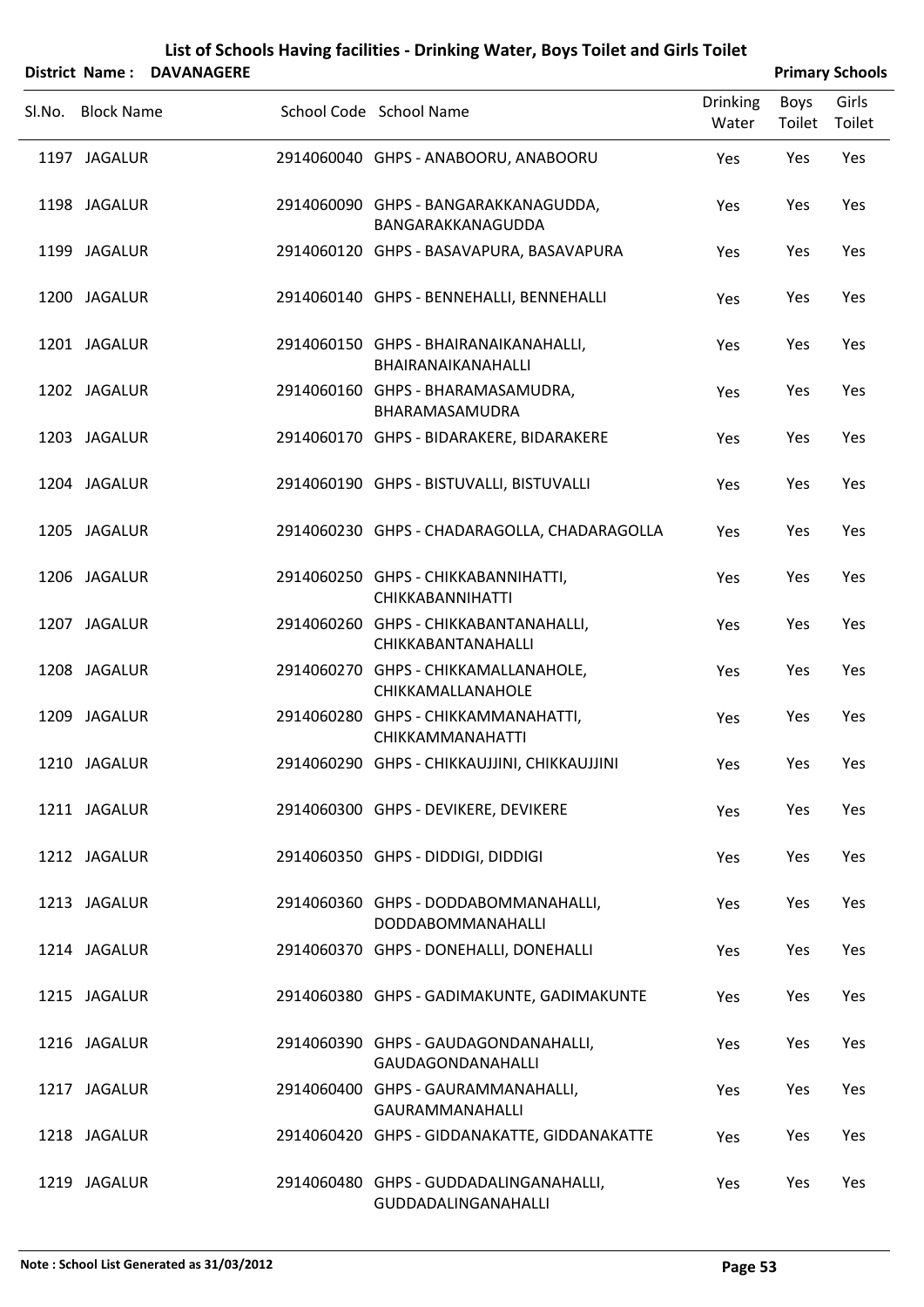# List of Schools Having facilities - Drinking Water, Boys Toilet and Girls Toilet

**District Name : DAVANAGERE** | **Primary Schools**

| Sl.No. | Block Name | School Code | School Name | Drinking Water | Boys Toilet | Girls Toilet |
|---|---|---|---|---|---|---|
| 1197 | JAGALUR | 2914060040 | GHPS - ANABOORU, ANABOORU | Yes | Yes | Yes |
| 1198 | JAGALUR | 2914060090 | GHPS - BANGARAKKANAGUDDA, BANGARAKKANAGUDDA | Yes | Yes | Yes |
| 1199 | JAGALUR | 2914060120 | GHPS - BASAVAPURA, BASAVAPURA | Yes | Yes | Yes |
| 1200 | JAGALUR | 2914060140 | GHPS - BENNEHALLI, BENNEHALLI | Yes | Yes | Yes |
| 1201 | JAGALUR | 2914060150 | GHPS - BHAIRANAIKANAHALLI, BHAIRANAIKANAHALLI | Yes | Yes | Yes |
| 1202 | JAGALUR | 2914060160 | GHPS - BHARAMASAMUDRA, BHARAMASAMUDRA | Yes | Yes | Yes |
| 1203 | JAGALUR | 2914060170 | GHPS - BIDARAKERE, BIDARAKERE | Yes | Yes | Yes |
| 1204 | JAGALUR | 2914060190 | GHPS - BISTUVALLI, BISTUVALLI | Yes | Yes | Yes |
| 1205 | JAGALUR | 2914060230 | GHPS - CHADARAGOLLA, CHADARAGOLLA | Yes | Yes | Yes |
| 1206 | JAGALUR | 2914060250 | GHPS - CHIKKABANNIHATTI, CHIKKABANNIHATTI | Yes | Yes | Yes |
| 1207 | JAGALUR | 2914060260 | GHPS - CHIKKABANTANAHALLI, CHIKKABANTANAHALLI | Yes | Yes | Yes |
| 1208 | JAGALUR | 2914060270 | GHPS - CHIKKAMALLANAHOLE, CHIKKAMALLANAHOLE | Yes | Yes | Yes |
| 1209 | JAGALUR | 2914060280 | GHPS - CHIKKAMMANAHATTI, CHIKKAMMANAHATTI | Yes | Yes | Yes |
| 1210 | JAGALUR | 2914060290 | GHPS - CHIKKAUJJINI, CHIKKAUJJINI | Yes | Yes | Yes |
| 1211 | JAGALUR | 2914060300 | GHPS - DEVIKERE, DEVIKERE | Yes | Yes | Yes |
| 1212 | JAGALUR | 2914060350 | GHPS - DIDDIGI, DIDDIGI | Yes | Yes | Yes |
| 1213 | JAGALUR | 2914060360 | GHPS - DODDABOMMANAHALLI, DODDABOMMANAHALLI | Yes | Yes | Yes |
| 1214 | JAGALUR | 2914060370 | GHPS - DONEHALLI, DONEHALLI | Yes | Yes | Yes |
| 1215 | JAGALUR | 2914060380 | GHPS - GADIMAKUNTE, GADIMAKUNTE | Yes | Yes | Yes |
| 1216 | JAGALUR | 2914060390 | GHPS - GAUDAGONDANAHALLI, GAUDAGONDANAHALLI | Yes | Yes | Yes |
| 1217 | JAGALUR | 2914060400 | GHPS - GAURAMMANAHALLI, GAURAMMANAHALLI | Yes | Yes | Yes |
| 1218 | JAGALUR | 2914060420 | GHPS - GIDDANAKATTE, GIDDANAKATTE | Yes | Yes | Yes |
| 1219 | JAGALUR | 2914060480 | GHPS - GUDDADALINGANAHALLI, GUDDADALINGANAHALLI | Yes | Yes | Yes |

Note : School List Generated as 31/03/2012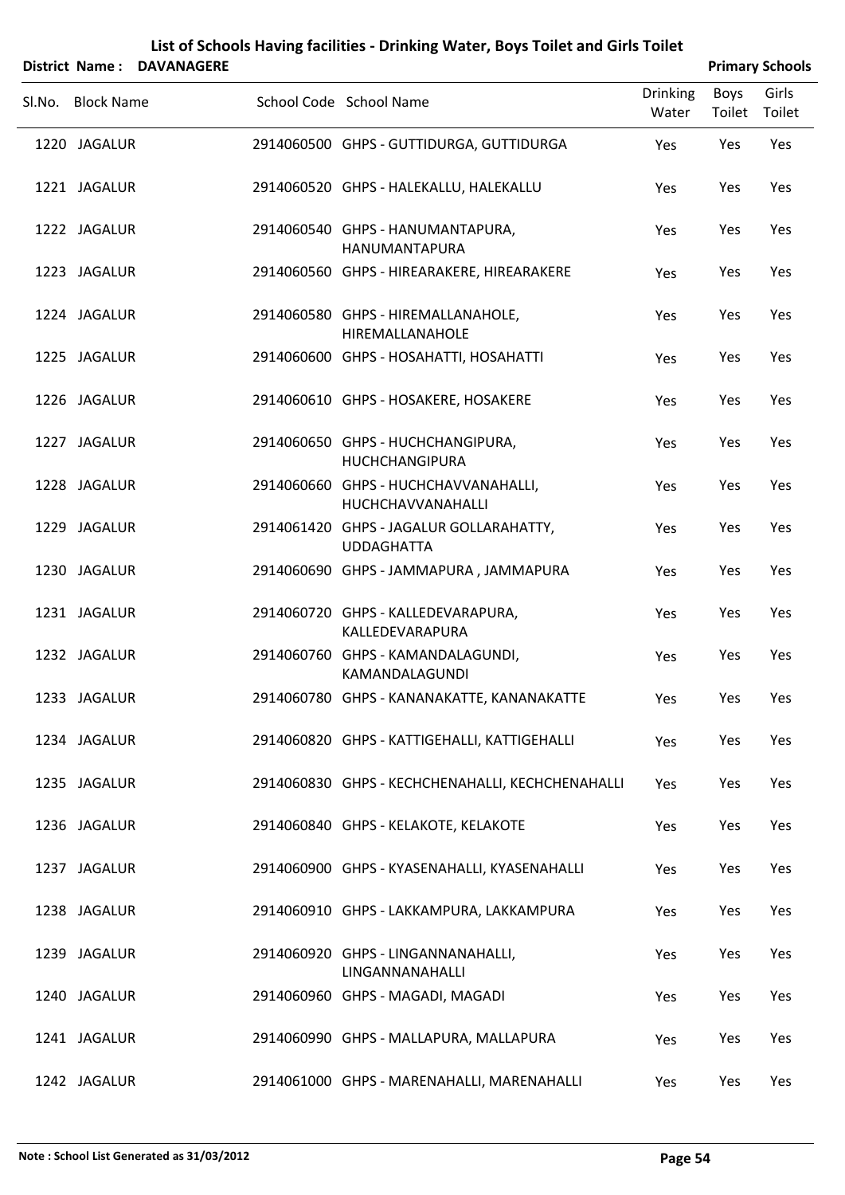# List of Schools Having facilities - Drinking Water, Boys Toilet and Girls Toilet

**District Name : DAVANAGERE** **Primary Schools**

| Sl.No. | Block Name | School Code | School Name | Drinking Water | Boys Toilet | Girls Toilet |
|---|---|---|---|---|---|---|
| 1220 | JAGALUR | 2914060500 | GHPS - GUTTIDURGA, GUTTIDURGA | Yes | Yes | Yes |
| 1221 | JAGALUR | 2914060520 | GHPS - HALEKALLU, HALEKALLU | Yes | Yes | Yes |
| 1222 | JAGALUR | 2914060540 | GHPS - HANUMANTAPURA, HANUMANTAPURA | Yes | Yes | Yes |
| 1223 | JAGALUR | 2914060560 | GHPS - HIREARAKERE, HIREARAKERE | Yes | Yes | Yes |
| 1224 | JAGALUR | 2914060580 | GHPS - HIREMALLANAHOLE, HIREMALLANAHOLE | Yes | Yes | Yes |
| 1225 | JAGALUR | 2914060600 | GHPS - HOSAHATTI, HOSAHATTI | Yes | Yes | Yes |
| 1226 | JAGALUR | 2914060610 | GHPS - HOSAKERE, HOSAKERE | Yes | Yes | Yes |
| 1227 | JAGALUR | 2914060650 | GHPS - HUCHCHANGIPURA, HUCHCHANGIPURA | Yes | Yes | Yes |
| 1228 | JAGALUR | 2914060660 | GHPS - HUCHCHAVVANAHALLI, HUCHCHAVVANAHALLI | Yes | Yes | Yes |
| 1229 | JAGALUR | 2914061420 | GHPS - JAGALUR GOLLARAHATTY, UDDAGHATTA | Yes | Yes | Yes |
| 1230 | JAGALUR | 2914060690 | GHPS - JAMMAPURA , JAMMAPURA | Yes | Yes | Yes |
| 1231 | JAGALUR | 2914060720 | GHPS - KALLEDEVARAPURA, KALLEDEVARAPURA | Yes | Yes | Yes |
| 1232 | JAGALUR | 2914060760 | GHPS - KAMANDALAGUNDI, KAMANDALAGUNDI | Yes | Yes | Yes |
| 1233 | JAGALUR | 2914060780 | GHPS - KANANAKATTE, KANANAKATTE | Yes | Yes | Yes |
| 1234 | JAGALUR | 2914060820 | GHPS - KATTIGEHALLI, KATTIGEHALLI | Yes | Yes | Yes |
| 1235 | JAGALUR | 2914060830 | GHPS - KECHCHENAHALLI, KECHCHENAHALLI | Yes | Yes | Yes |
| 1236 | JAGALUR | 2914060840 | GHPS - KELAKOTE, KELAKOTE | Yes | Yes | Yes |
| 1237 | JAGALUR | 2914060900 | GHPS - KYASENAHALLI, KYASENAHALLI | Yes | Yes | Yes |
| 1238 | JAGALUR | 2914060910 | GHPS - LAKKAMPURA, LAKKAMPURA | Yes | Yes | Yes |
| 1239 | JAGALUR | 2914060920 | GHPS - LINGANNANAHALLI, LINGANNANAHALLI | Yes | Yes | Yes |
| 1240 | JAGALUR | 2914060960 | GHPS - MAGADI, MAGADI | Yes | Yes | Yes |
| 1241 | JAGALUR | 2914060990 | GHPS - MALLAPURA, MALLAPURA | Yes | Yes | Yes |
| 1242 | JAGALUR | 2914061000 | GHPS - MARENAHALLI, MARENAHALLI | Yes | Yes | Yes |

**Note : School List Generated as 31/03/2012**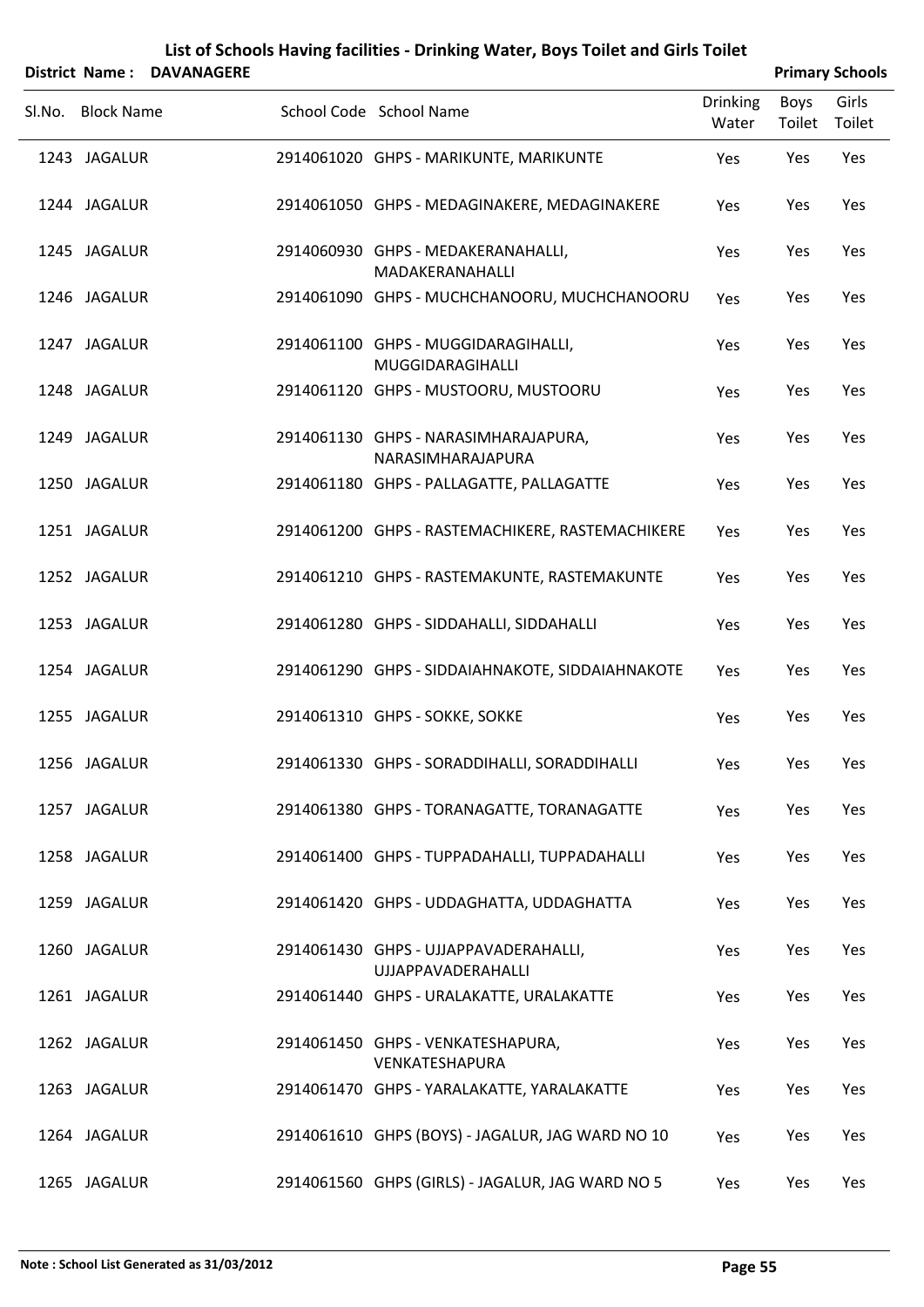# List of Schools Having facilities - Drinking Water, Boys Toilet and Girls Toilet

**District Name : DAVANAGERE** **Primary Schools**

| Sl.No. | Block Name | School Code | School Name | Drinking Water | Boys Toilet | Girls Toilet |
|---|---|---|---|---|---|---|
| 1243 | JAGALUR | 2914061020 | GHPS - MARIKUNTE, MARIKUNTE | Yes | Yes | Yes |
| 1244 | JAGALUR | 2914061050 | GHPS - MEDAGINAKERE, MEDAGINAKERE | Yes | Yes | Yes |
| 1245 | JAGALUR | 2914060930 | GHPS - MEDAKERANAHALLI, MADAKERANAHALLI | Yes | Yes | Yes |
| 1246 | JAGALUR | 2914061090 | GHPS - MUCHCHANOORU, MUCHCHANOORU | Yes | Yes | Yes |
| 1247 | JAGALUR | 2914061100 | GHPS - MUGGIDARAGIHALLI, MUGGIDARAGIHALLI | Yes | Yes | Yes |
| 1248 | JAGALUR | 2914061120 | GHPS - MUSTOORU, MUSTOORU | Yes | Yes | Yes |
| 1249 | JAGALUR | 2914061130 | GHPS - NARASIMHARAJAPURA, NARASIMHARAJAPURA | Yes | Yes | Yes |
| 1250 | JAGALUR | 2914061180 | GHPS - PALLAGATTE, PALLAGATTE | Yes | Yes | Yes |
| 1251 | JAGALUR | 2914061200 | GHPS - RASTEMACHIKERE, RASTEMACHIKERE | Yes | Yes | Yes |
| 1252 | JAGALUR | 2914061210 | GHPS - RASTEMAKUNTE, RASTEMAKUNTE | Yes | Yes | Yes |
| 1253 | JAGALUR | 2914061280 | GHPS - SIDDAHALLI, SIDDAHALLI | Yes | Yes | Yes |
| 1254 | JAGALUR | 2914061290 | GHPS - SIDDAIAHNAKOTE, SIDDAIAHNAKOTE | Yes | Yes | Yes |
| 1255 | JAGALUR | 2914061310 | GHPS - SOKKE, SOKKE | Yes | Yes | Yes |
| 1256 | JAGALUR | 2914061330 | GHPS - SORADDIHALLI, SORADDIHALLI | Yes | Yes | Yes |
| 1257 | JAGALUR | 2914061380 | GHPS - TORANAGATTE, TORANAGATTE | Yes | Yes | Yes |
| 1258 | JAGALUR | 2914061400 | GHPS - TUPPADAHALLI, TUPPADAHALLI | Yes | Yes | Yes |
| 1259 | JAGALUR | 2914061420 | GHPS - UDDAGHATTA, UDDAGHATTA | Yes | Yes | Yes |
| 1260 | JAGALUR | 2914061430 | GHPS - UJJAPPAVADERAHALLI, UJJAPPAVADERAHALLI | Yes | Yes | Yes |
| 1261 | JAGALUR | 2914061440 | GHPS - URALAKATTE, URALAKATTE | Yes | Yes | Yes |
| 1262 | JAGALUR | 2914061450 | GHPS - VENKATESHAPURA, VENKATESHAPURA | Yes | Yes | Yes |
| 1263 | JAGALUR | 2914061470 | GHPS - YARALAKATTE, YARALAKATTE | Yes | Yes | Yes |
| 1264 | JAGALUR | 2914061610 | GHPS (BOYS) - JAGALUR, JAG WARD NO 10 | Yes | Yes | Yes |
| 1265 | JAGALUR | 2914061560 | GHPS (GIRLS) - JAGALUR, JAG WARD NO 5 | Yes | Yes | Yes |

Note : School List Generated as 31/03/2012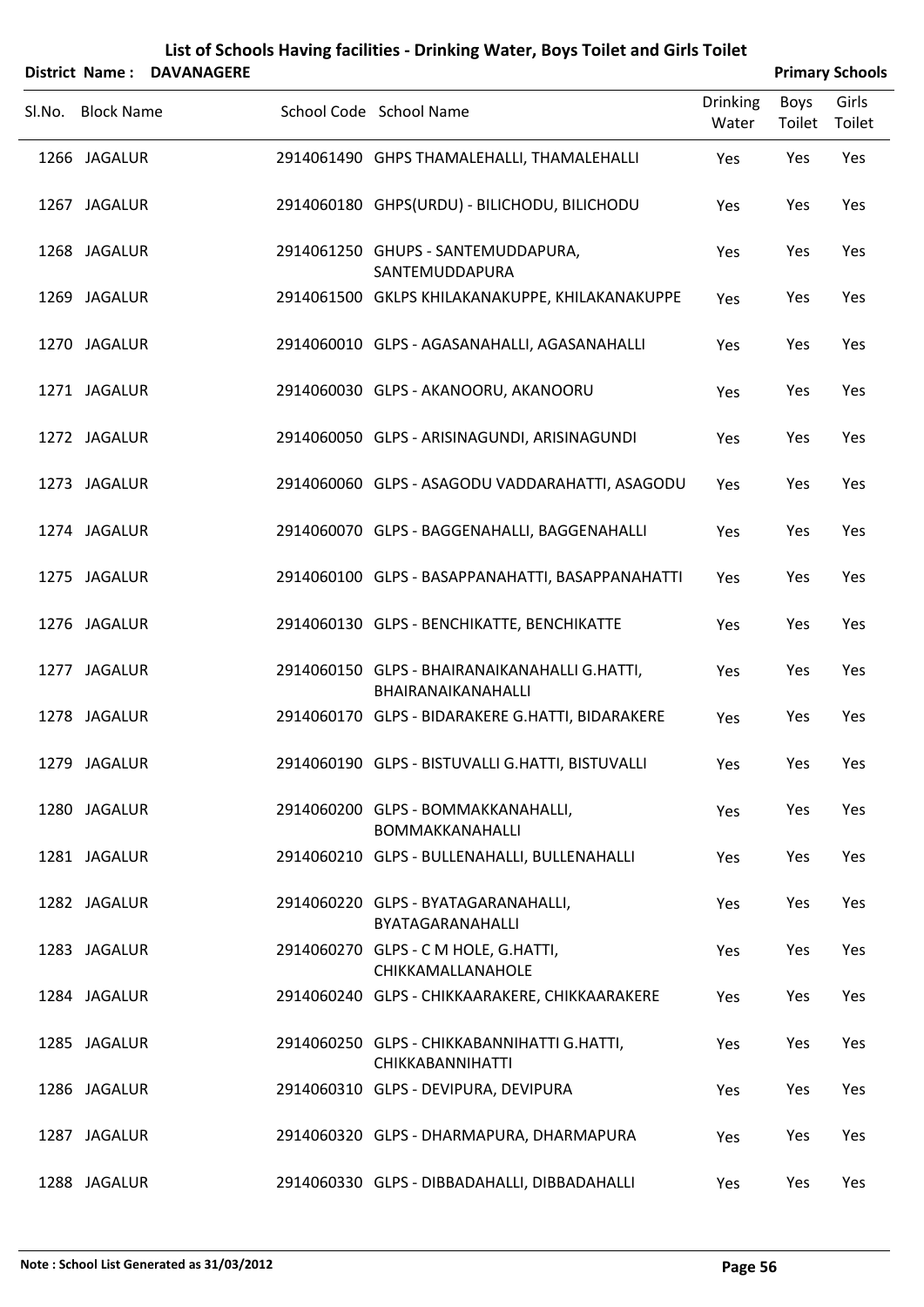# List of Schools Having facilities - Drinking Water, Boys Toilet and Girls Toilet

**District Name : DAVANAGERE** **Primary Schools**

| Sl.No. | Block Name | School Code | School Name | Drinking Water | Boys Toilet | Girls Toilet |
|---|---|---|---|---|---|---|
| 1266 | JAGALUR | 2914061490 | GHPS THAMALEHALLI, THAMALEHALLI | Yes | Yes | Yes |
| 1267 | JAGALUR | 2914060180 | GHPS(URDU) - BILICHODU, BILICHODU | Yes | Yes | Yes |
| 1268 | JAGALUR | 2914061250 | GHUPS - SANTEMUDDAPURA, SANTEMUDDAPURA | Yes | Yes | Yes |
| 1269 | JAGALUR | 2914061500 | GKLPS KHILAKANAKUPPE, KHILAKANAKUPPE | Yes | Yes | Yes |
| 1270 | JAGALUR | 2914060010 | GLPS - AGASANAHALLI, AGASANAHALLI | Yes | Yes | Yes |
| 1271 | JAGALUR | 2914060030 | GLPS - AKANOORU, AKANOORU | Yes | Yes | Yes |
| 1272 | JAGALUR | 2914060050 | GLPS - ARISINAGUNDI, ARISINAGUNDI | Yes | Yes | Yes |
| 1273 | JAGALUR | 2914060060 | GLPS - ASAGODU VADDARAHATTI, ASAGODU | Yes | Yes | Yes |
| 1274 | JAGALUR | 2914060070 | GLPS - BAGGENAHALLI, BAGGENAHALLI | Yes | Yes | Yes |
| 1275 | JAGALUR | 2914060100 | GLPS - BASAPPANAHATTI, BASAPPANAHATTI | Yes | Yes | Yes |
| 1276 | JAGALUR | 2914060130 | GLPS - BENCHIKATTE, BENCHIKATTE | Yes | Yes | Yes |
| 1277 | JAGALUR | 2914060150 | GLPS - BHAIRANAIKANAHALLI G.HATTI, BHAIRANAIKANAHALLI | Yes | Yes | Yes |
| 1278 | JAGALUR | 2914060170 | GLPS - BIDARAKERE G.HATTI, BIDARAKERE | Yes | Yes | Yes |
| 1279 | JAGALUR | 2914060190 | GLPS - BISTUVALLI G.HATTI, BISTUVALLI | Yes | Yes | Yes |
| 1280 | JAGALUR | 2914060200 | GLPS - BOMMAKKANAHALLI, BOMMAKKANAHALLI | Yes | Yes | Yes |
| 1281 | JAGALUR | 2914060210 | GLPS - BULLENAHALLI, BULLENAHALLI | Yes | Yes | Yes |
| 1282 | JAGALUR | 2914060220 | GLPS - BYATAGARANAHALLI, BYATAGARANAHALLI | Yes | Yes | Yes |
| 1283 | JAGALUR | 2914060270 | GLPS - C M HOLE, G.HATTI, CHIKKAMALLANAHOLE | Yes | Yes | Yes |
| 1284 | JAGALUR | 2914060240 | GLPS - CHIKKAARAKERE, CHIKKAARAKERE | Yes | Yes | Yes |
| 1285 | JAGALUR | 2914060250 | GLPS - CHIKKABANNIHATTI G.HATTI, CHIKKABANNIHATTI | Yes | Yes | Yes |
| 1286 | JAGALUR | 2914060310 | GLPS - DEVIPURA, DEVIPURA | Yes | Yes | Yes |
| 1287 | JAGALUR | 2914060320 | GLPS - DHARMAPURA, DHARMAPURA | Yes | Yes | Yes |
| 1288 | JAGALUR | 2914060330 | GLPS - DIBBADAHALLI, DIBBADAHALLI | Yes | Yes | Yes |

**Note : School List Generated as 31/03/2012**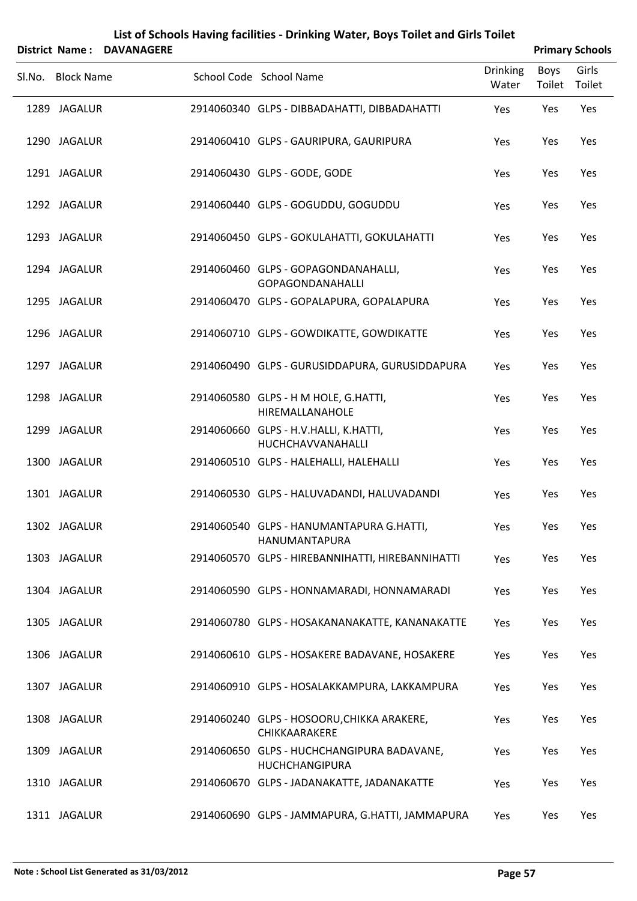# List of Schools Having facilities - Drinking Water, Boys Toilet and Girls Toilet

**District Name : DAVANAGERE** **Primary Schools**

| Sl.No. | Block Name | School Code | School Name | Drinking Water | Boys Toilet | Girls Toilet |
|---|---|---|---|---|---|---|
| 1289 | JAGALUR | 2914060340 | GLPS - DIBBADAHATTI, DIBBADAHATTI | Yes | Yes | Yes |
| 1290 | JAGALUR | 2914060410 | GLPS - GAURIPURA, GAURIPURA | Yes | Yes | Yes |
| 1291 | JAGALUR | 2914060430 | GLPS - GODE, GODE | Yes | Yes | Yes |
| 1292 | JAGALUR | 2914060440 | GLPS - GOGUDDU, GOGUDDU | Yes | Yes | Yes |
| 1293 | JAGALUR | 2914060450 | GLPS - GOKULAHATTI, GOKULAHATTI | Yes | Yes | Yes |
| 1294 | JAGALUR | 2914060460 | GLPS - GOPAGONDANAHALLI, GOPAGONDANAHALLI | Yes | Yes | Yes |
| 1295 | JAGALUR | 2914060470 | GLPS - GOPALAPURA, GOPALAPURA | Yes | Yes | Yes |
| 1296 | JAGALUR | 2914060710 | GLPS - GOWDIKATTE, GOWDIKATTE | Yes | Yes | Yes |
| 1297 | JAGALUR | 2914060490 | GLPS - GURUSIDDAPURA, GURUSIDDAPURA | Yes | Yes | Yes |
| 1298 | JAGALUR | 2914060580 | GLPS - H M HOLE, G.HATTI, HIREMALLANAHOLE | Yes | Yes | Yes |
| 1299 | JAGALUR | 2914060660 | GLPS - H.V.HALLI, K.HATTI, HUCHCHAVVANAHALLI | Yes | Yes | Yes |
| 1300 | JAGALUR | 2914060510 | GLPS - HALEHALLI, HALEHALLI | Yes | Yes | Yes |
| 1301 | JAGALUR | 2914060530 | GLPS - HALUVADANDI, HALUVADANDI | Yes | Yes | Yes |
| 1302 | JAGALUR | 2914060540 | GLPS - HANUMANTAPURA G.HATTI, HANUMANTAPURA | Yes | Yes | Yes |
| 1303 | JAGALUR | 2914060570 | GLPS - HIREBANNIHATTI, HIREBANNIHATTI | Yes | Yes | Yes |
| 1304 | JAGALUR | 2914060590 | GLPS - HONNAMARADI, HONNAMARADI | Yes | Yes | Yes |
| 1305 | JAGALUR | 2914060780 | GLPS - HOSAKANANAKATTE, KANANAKATTE | Yes | Yes | Yes |
| 1306 | JAGALUR | 2914060610 | GLPS - HOSAKERE BADAVANE, HOSAKERE | Yes | Yes | Yes |
| 1307 | JAGALUR | 2914060910 | GLPS - HOSALAKKAMPURA, LAKKAMPURA | Yes | Yes | Yes |
| 1308 | JAGALUR | 2914060240 | GLPS - HOSOORU,CHIKKA ARAKERE, CHIKKAARAKERE | Yes | Yes | Yes |
| 1309 | JAGALUR | 2914060650 | GLPS - HUCHCHANGIPURA BADAVANE, HUCHCHANGIPURA | Yes | Yes | Yes |
| 1310 | JAGALUR | 2914060670 | GLPS - JADANAKATTE, JADANAKATTE | Yes | Yes | Yes |
| 1311 | JAGALUR | 2914060690 | GLPS - JAMMAPURA, G.HATTI, JAMMAPURA | Yes | Yes | Yes |

**Note : School List Generated as 31/03/2012**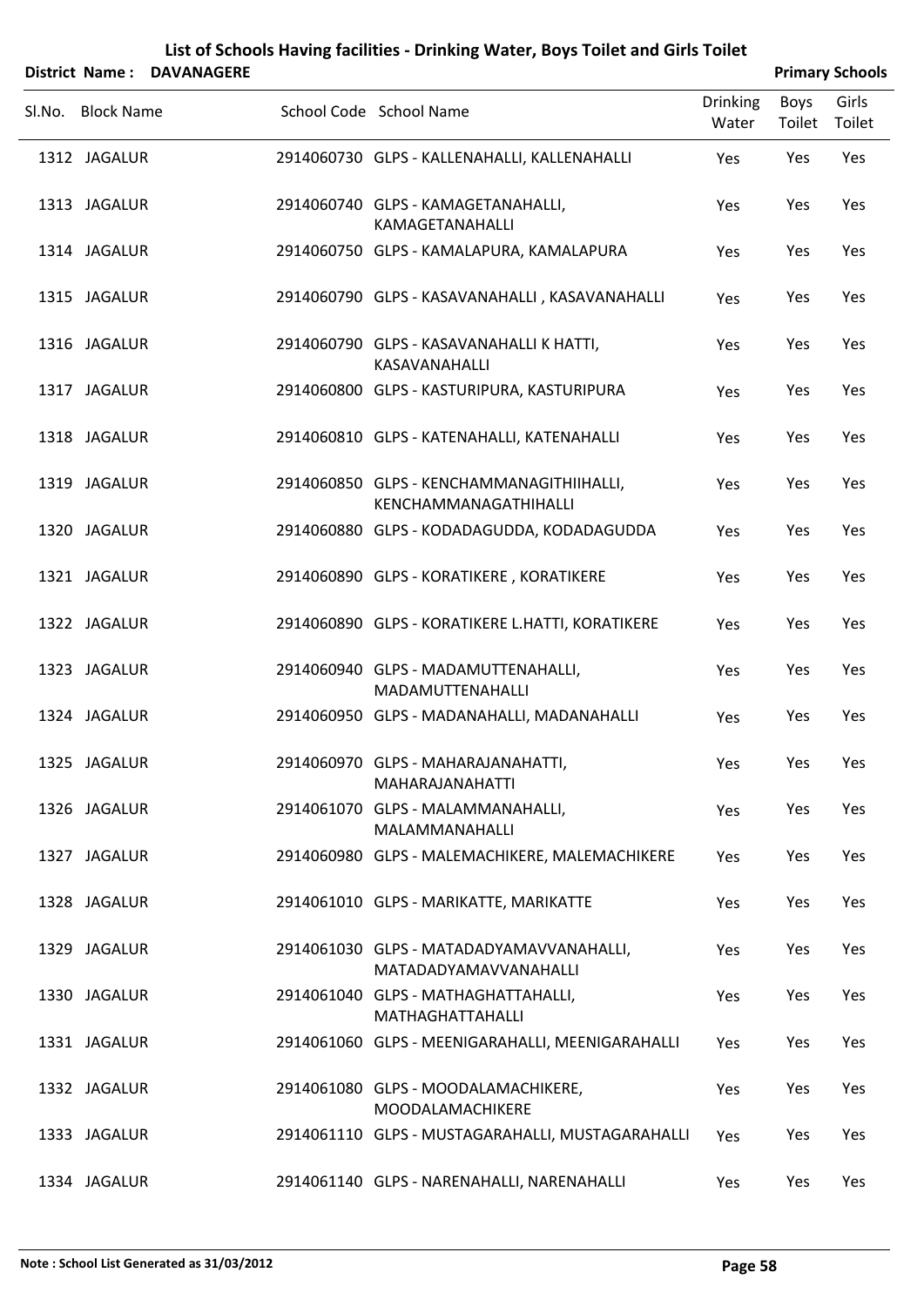# List of Schools Having facilities - Drinking Water, Boys Toilet and Girls Toilet

**District Name : DAVANAGERE** | **Primary Schools**

| Sl.No. | Block Name | School Code | School Name | Drinking Water | Boys Toilet | Girls Toilet |
|---|---|---|---|---|---|---|
| 1312 | JAGALUR | 2914060730 | GLPS - KALLENAHALLI, KALLENAHALLI | Yes | Yes | Yes |
| 1313 | JAGALUR | 2914060740 | GLPS - KAMAGETANAHALLI, KAMAGETANAHALLI | Yes | Yes | Yes |
| 1314 | JAGALUR | 2914060750 | GLPS - KAMALAPURA, KAMALAPURA | Yes | Yes | Yes |
| 1315 | JAGALUR | 2914060790 | GLPS - KASAVANAHALLI , KASAVANAHALLI | Yes | Yes | Yes |
| 1316 | JAGALUR | 2914060790 | GLPS - KASAVANAHALLI K HATTI, KASAVANAHALLI | Yes | Yes | Yes |
| 1317 | JAGALUR | 2914060800 | GLPS - KASTURIPURA, KASTURIPURA | Yes | Yes | Yes |
| 1318 | JAGALUR | 2914060810 | GLPS - KATENAHALLI, KATENAHALLI | Yes | Yes | Yes |
| 1319 | JAGALUR | 2914060850 | GLPS - KENCHAMMANAGITHIIHALLI, KENCHAMMANAGATHIHALLI | Yes | Yes | Yes |
| 1320 | JAGALUR | 2914060880 | GLPS - KODADAGUDDA, KODADAGUDDA | Yes | Yes | Yes |
| 1321 | JAGALUR | 2914060890 | GLPS - KORATIKERE , KORATIKERE | Yes | Yes | Yes |
| 1322 | JAGALUR | 2914060890 | GLPS - KORATIKERE L.HATTI, KORATIKERE | Yes | Yes | Yes |
| 1323 | JAGALUR | 2914060940 | GLPS - MADAMUTTENAHALLI, MADAMUTTENAHALLI | Yes | Yes | Yes |
| 1324 | JAGALUR | 2914060950 | GLPS - MADANAHALLI, MADANAHALLI | Yes | Yes | Yes |
| 1325 | JAGALUR | 2914060970 | GLPS - MAHARAJANAHATTI, MAHARAJANAHATTI | Yes | Yes | Yes |
| 1326 | JAGALUR | 2914061070 | GLPS - MALAMMANAHALLI, MALAMMANAHALLI | Yes | Yes | Yes |
| 1327 | JAGALUR | 2914060980 | GLPS - MALEMACHIKERE, MALEMACHIKERE | Yes | Yes | Yes |
| 1328 | JAGALUR | 2914061010 | GLPS - MARIKATTE, MARIKATTE | Yes | Yes | Yes |
| 1329 | JAGALUR | 2914061030 | GLPS - MATADADYAMAVVANAHALLI, MATADADYAMAVVANAHALLI | Yes | Yes | Yes |
| 1330 | JAGALUR | 2914061040 | GLPS - MATHAGHATTAHALLI, MATHAGHATTAHALLI | Yes | Yes | Yes |
| 1331 | JAGALUR | 2914061060 | GLPS - MEENIGARAHALLI, MEENIGARAHALLI | Yes | Yes | Yes |
| 1332 | JAGALUR | 2914061080 | GLPS - MOODALAMACHIKERE, MOODALAMACHIKERE | Yes | Yes | Yes |
| 1333 | JAGALUR | 2914061110 | GLPS - MUSTAGARAHALLI, MUSTAGARAHALLI | Yes | Yes | Yes |
| 1334 | JAGALUR | 2914061140 | GLPS - NARENAHALLI, NARENAHALLI | Yes | Yes | Yes |

**Note : School List Generated as 31/03/2012**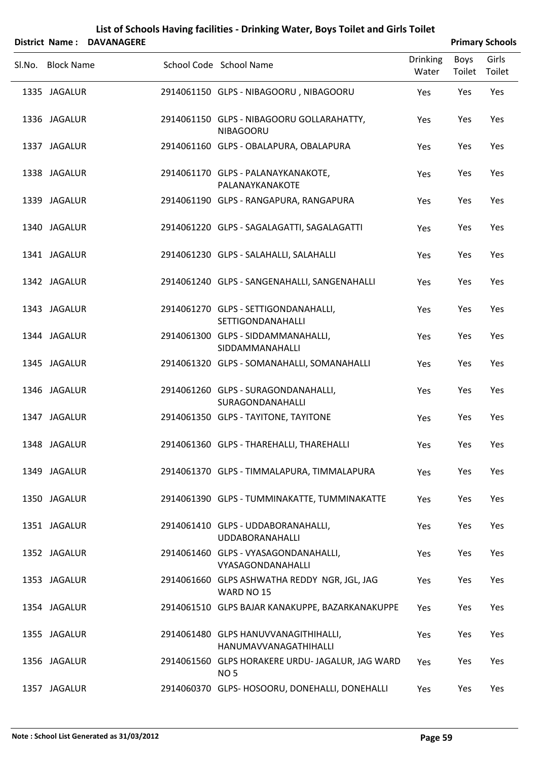# List of Schools Having facilities - Drinking Water, Boys Toilet and Girls Toilet

**District Name : DAVANAGERE** **Primary Schools**

| Sl.No. | Block Name | School Code | School Name | Drinking Water | Boys Toilet | Girls Toilet |
|---|---|---|---|---|---|---|
| 1335 | JAGALUR | 2914061150 | GLPS - NIBAGOORU , NIBAGOORU | Yes | Yes | Yes |
| 1336 | JAGALUR | 2914061150 | GLPS - NIBAGOORU GOLLARAHATTY, NIBAGOORU | Yes | Yes | Yes |
| 1337 | JAGALUR | 2914061160 | GLPS - OBALAPURA, OBALAPURA | Yes | Yes | Yes |
| 1338 | JAGALUR | 2914061170 | GLPS - PALANAYKANAKOTE, PALANAYKANAKOTE | Yes | Yes | Yes |
| 1339 | JAGALUR | 2914061190 | GLPS - RANGAPURA, RANGAPURA | Yes | Yes | Yes |
| 1340 | JAGALUR | 2914061220 | GLPS - SAGALAGATTI, SAGALAGATTI | Yes | Yes | Yes |
| 1341 | JAGALUR | 2914061230 | GLPS - SALAHALLI, SALAHALLI | Yes | Yes | Yes |
| 1342 | JAGALUR | 2914061240 | GLPS - SANGENAHALLI, SANGENAHALLI | Yes | Yes | Yes |
| 1343 | JAGALUR | 2914061270 | GLPS - SETTIGONDANAHALLI, SETTIGONDANAHALLI | Yes | Yes | Yes |
| 1344 | JAGALUR | 2914061300 | GLPS - SIDDAMMANAHALLI, SIDDAMMANAHALLI | Yes | Yes | Yes |
| 1345 | JAGALUR | 2914061320 | GLPS - SOMANAHALLI, SOMANAHALLI | Yes | Yes | Yes |
| 1346 | JAGALUR | 2914061260 | GLPS - SURAGONDANAHALLI, SURAGONDANAHALLI | Yes | Yes | Yes |
| 1347 | JAGALUR | 2914061350 | GLPS - TAYITONE, TAYITONE | Yes | Yes | Yes |
| 1348 | JAGALUR | 2914061360 | GLPS - THAREHALLI, THAREHALLI | Yes | Yes | Yes |
| 1349 | JAGALUR | 2914061370 | GLPS - TIMMALAPURA, TIMMALAPURA | Yes | Yes | Yes |
| 1350 | JAGALUR | 2914061390 | GLPS - TUMMINAKATTE, TUMMINAKATTE | Yes | Yes | Yes |
| 1351 | JAGALUR | 2914061410 | GLPS - UDDABORANAHALLI, UDDABORANAHALLI | Yes | Yes | Yes |
| 1352 | JAGALUR | 2914061460 | GLPS - VYASAGONDANAHALLI, VYASAGONDANAHALLI | Yes | Yes | Yes |
| 1353 | JAGALUR | 2914061660 | GLPS ASHWATHA REDDY NGR, JGL, JAG WARD NO 15 | Yes | Yes | Yes |
| 1354 | JAGALUR | 2914061510 | GLPS BAJAR KANAKUPPE, BAZARKANAKUPPE | Yes | Yes | Yes |
| 1355 | JAGALUR | 2914061480 | GLPS HANUVVANAGITHIHALLI, HANUMAVVANAGATHIHALLI | Yes | Yes | Yes |
| 1356 | JAGALUR | 2914061560 | GLPS HORAKERE URDU- JAGALUR, JAG WARD NO 5 | Yes | Yes | Yes |
| 1357 | JAGALUR | 2914060370 | GLPS- HOSOORU, DONEHALLI, DONEHALLI | Yes | Yes | Yes |

**Note : School List Generated as 31/03/2012**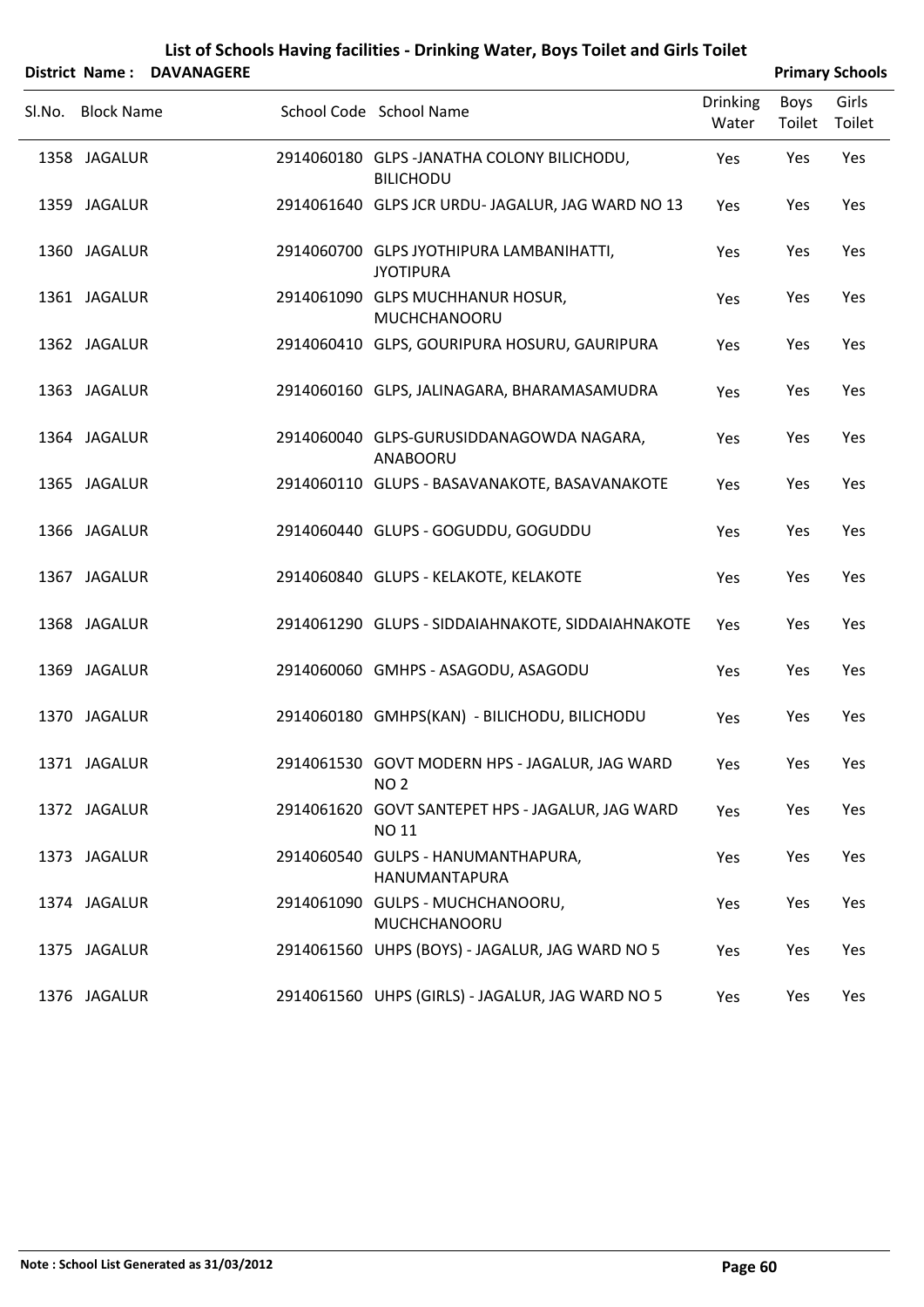# List of Schools Having facilities - Drinking Water, Boys Toilet and Girls Toilet

**District Name : DAVANAGERE** **Primary Schools**

| Sl.No. | Block Name | School Code | School Name | Drinking Water | Boys Toilet | Girls Toilet |
|---|---|---|---|---|---|---|
| 1358 | JAGALUR | 2914060180 | GLPS -JANATHA COLONY BILICHODU, BILICHODU | Yes | Yes | Yes |
| 1359 | JAGALUR | 2914061640 | GLPS JCR URDU- JAGALUR, JAG WARD NO 13 | Yes | Yes | Yes |
| 1360 | JAGALUR | 2914060700 | GLPS JYOTHIPURA LAMBANIHATTI, JYOTIPURA | Yes | Yes | Yes |
| 1361 | JAGALUR | 2914061090 | GLPS MUCHHANUR HOSUR, MUCHCHANOORU | Yes | Yes | Yes |
| 1362 | JAGALUR | 2914060410 | GLPS, GOURIPURA HOSURU, GAURIPURA | Yes | Yes | Yes |
| 1363 | JAGALUR | 2914060160 | GLPS, JALINAGARA, BHARAMASAMUDRA | Yes | Yes | Yes |
| 1364 | JAGALUR | 2914060040 | GLPS-GURUSIDDANAGOWDA NAGARA, ANABOORU | Yes | Yes | Yes |
| 1365 | JAGALUR | 2914060110 | GLUPS - BASAVANAKOTE, BASAVANAKOTE | Yes | Yes | Yes |
| 1366 | JAGALUR | 2914060440 | GLUPS - GOGUDDU, GOGUDDU | Yes | Yes | Yes |
| 1367 | JAGALUR | 2914060840 | GLUPS - KELAKOTE, KELAKOTE | Yes | Yes | Yes |
| 1368 | JAGALUR | 2914061290 | GLUPS - SIDDAIAHNAKOTE, SIDDAIAHNAKOTE | Yes | Yes | Yes |
| 1369 | JAGALUR | 2914060060 | GMHPS - ASAGODU, ASAGODU | Yes | Yes | Yes |
| 1370 | JAGALUR | 2914060180 | GMHPS(KAN) - BILICHODU, BILICHODU | Yes | Yes | Yes |
| 1371 | JAGALUR | 2914061530 | GOVT MODERN HPS - JAGALUR, JAG WARD NO 2 | Yes | Yes | Yes |
| 1372 | JAGALUR | 2914061620 | GOVT SANTEPET HPS - JAGALUR, JAG WARD NO 11 | Yes | Yes | Yes |
| 1373 | JAGALUR | 2914060540 | GULPS - HANUMANTHAPURA, HANUMANTAPURA | Yes | Yes | Yes |
| 1374 | JAGALUR | 2914061090 | GULPS - MUCHCHANOORU, MUCHCHANOORU | Yes | Yes | Yes |
| 1375 | JAGALUR | 2914061560 | UHPS (BOYS) - JAGALUR, JAG WARD NO 5 | Yes | Yes | Yes |
| 1376 | JAGALUR | 2914061560 | UHPS (GIRLS) - JAGALUR, JAG WARD NO 5 | Yes | Yes | Yes |

Note : School List Generated as 31/03/2012